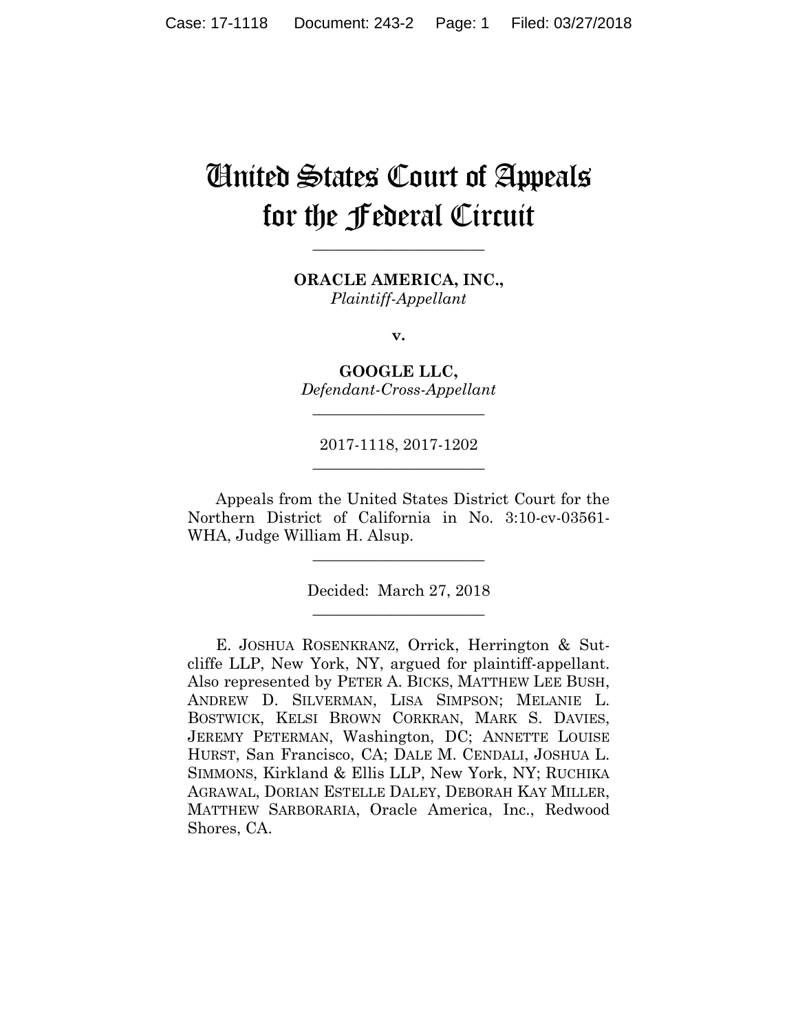# United States Court of Appeals for the Federal Circuit

______________________

**ORACLE AMERICA, INC.,**
*Plaintiff-Appellant*

**v.**

**GOOGLE LLC,**
*Defendant-Cross-Appellant*

______________________

2017-1118, 2017-1202

______________________

Appeals from the United States District Court for the Northern District of California in No. 3:10-cv-03561-WHA, Judge William H. Alsup.

______________________

Decided: March 27, 2018

______________________

E. JOSHUA ROSENKRANZ, Orrick, Herrington & Sutcliffe LLP, New York, NY, argued for plaintiff-appellant. Also represented by PETER A. BICKS, MATTHEW LEE BUSH, ANDREW D. SILVERMAN, LISA SIMPSON; MELANIE L. BOSTWICK, KELSI BROWN CORKRAN, MARK S. DAVIES, JEREMY PETERMAN, Washington, DC; ANNETTE LOUISE HURST, San Francisco, CA; DALE M. CENDALI, JOSHUA L. SIMMONS, Kirkland & Ellis LLP, New York, NY; RUCHIKA AGRAWAL, DORIAN ESTELLE DALEY, DEBORAH KAY MILLER, MATTHEW SARBORARIA, Oracle America, Inc., Redwood Shores, CA.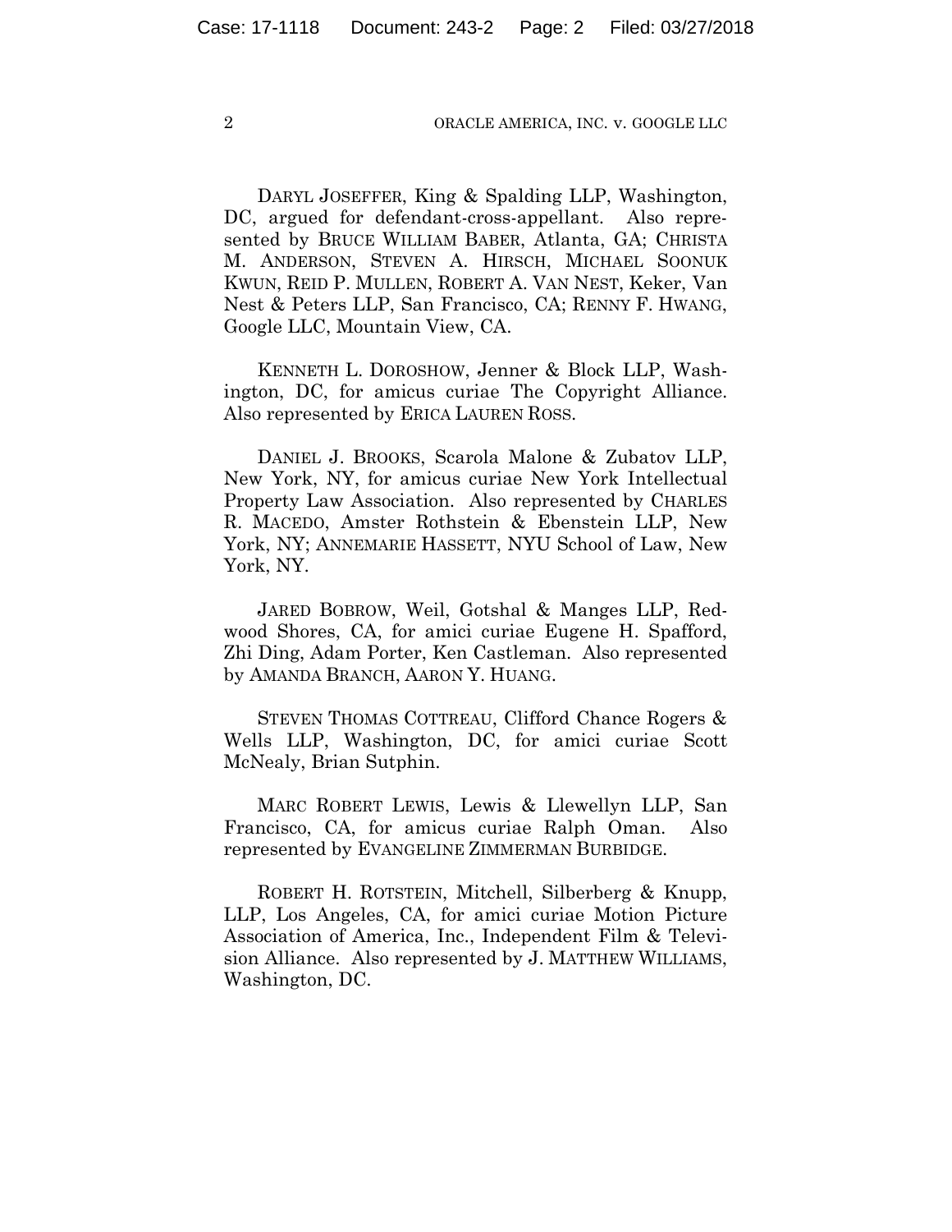DARYL JOSEFFER, King & Spalding LLP, Washington, DC, argued for defendant-cross-appellant. Also represented by BRUCE WILLIAM BABER, Atlanta, GA; CHRISTA M. ANDERSON, STEVEN A. HIRSCH, MICHAEL SOONUK KWUN, REID P. MULLEN, ROBERT A. VAN NEST, Keker, Van Nest & Peters LLP, San Francisco, CA; RENNY F. HWANG, Google LLC, Mountain View, CA.

KENNETH L. DOROSHOW, Jenner & Block LLP, Washington, DC, for amicus curiae The Copyright Alliance. Also represented by ERICA LAUREN ROSS.

DANIEL J. BROOKS, Scarola Malone & Zubatov LLP, New York, NY, for amicus curiae New York Intellectual Property Law Association. Also represented by CHARLES R. MACEDO, Amster Rothstein & Ebenstein LLP, New York, NY; ANNEMARIE HASSETT, NYU School of Law, New York, NY.

JARED BOBROW, Weil, Gotshal & Manges LLP, Redwood Shores, CA, for amici curiae Eugene H. Spafford, Zhi Ding, Adam Porter, Ken Castleman. Also represented by AMANDA BRANCH, AARON Y. HUANG.

STEVEN THOMAS COTTREAU, Clifford Chance Rogers & Wells LLP, Washington, DC, for amici curiae Scott McNealy, Brian Sutphin.

MARC ROBERT LEWIS, Lewis & Llewellyn LLP, San Francisco, CA, for amicus curiae Ralph Oman. Also represented by EVANGELINE ZIMMERMAN BURBIDGE.

ROBERT H. ROTSTEIN, Mitchell, Silberberg & Knupp, LLP, Los Angeles, CA, for amici curiae Motion Picture Association of America, Inc., Independent Film & Television Alliance. Also represented by J. MATTHEW WILLIAMS, Washington, DC.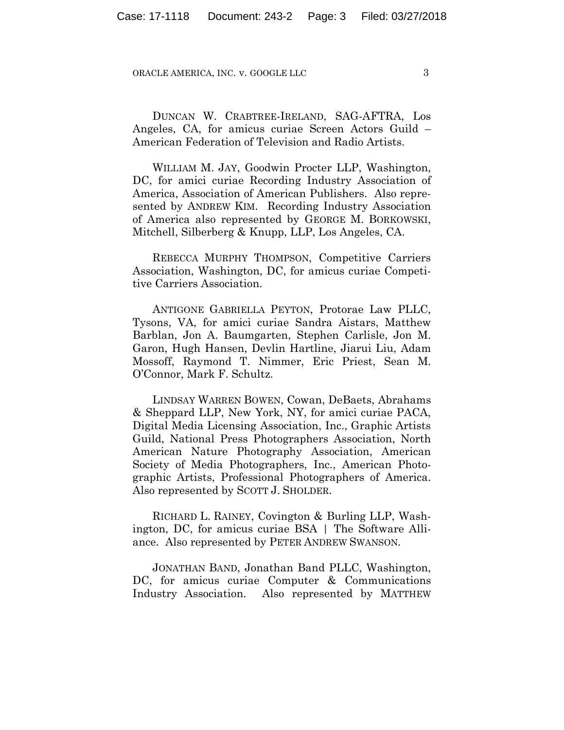DUNCAN W. CRABTREE-IRELAND, SAG-AFTRA, Los Angeles, CA, for amicus curiae Screen Actors Guild – American Federation of Television and Radio Artists.

WILLIAM M. JAY, Goodwin Procter LLP, Washington, DC, for amici curiae Recording Industry Association of America, Association of American Publishers. Also represented by ANDREW KIM. Recording Industry Association of America also represented by GEORGE M. BORKOWSKI, Mitchell, Silberberg & Knupp, LLP, Los Angeles, CA.

REBECCA MURPHY THOMPSON, Competitive Carriers Association, Washington, DC, for amicus curiae Competitive Carriers Association.

ANTIGONE GABRIELLA PEYTON, Protorae Law PLLC, Tysons, VA, for amici curiae Sandra Aistars, Matthew Barblan, Jon A. Baumgarten, Stephen Carlisle, Jon M. Garon, Hugh Hansen, Devlin Hartline, Jiarui Liu, Adam Mossoff, Raymond T. Nimmer, Eric Priest, Sean M. O'Connor, Mark F. Schultz.

LINDSAY WARREN BOWEN, Cowan, DeBaets, Abrahams & Sheppard LLP, New York, NY, for amici curiae PACA, Digital Media Licensing Association, Inc., Graphic Artists Guild, National Press Photographers Association, North American Nature Photography Association, American Society of Media Photographers, Inc., American Photographic Artists, Professional Photographers of America. Also represented by SCOTT J. SHOLDER.

RICHARD L. RAINEY, Covington & Burling LLP, Washington, DC, for amicus curiae BSA | The Software Alliance. Also represented by PETER ANDREW SWANSON.

JONATHAN BAND, Jonathan Band PLLC, Washington, DC, for amicus curiae Computer & Communications Industry Association. Also represented by MATTHEW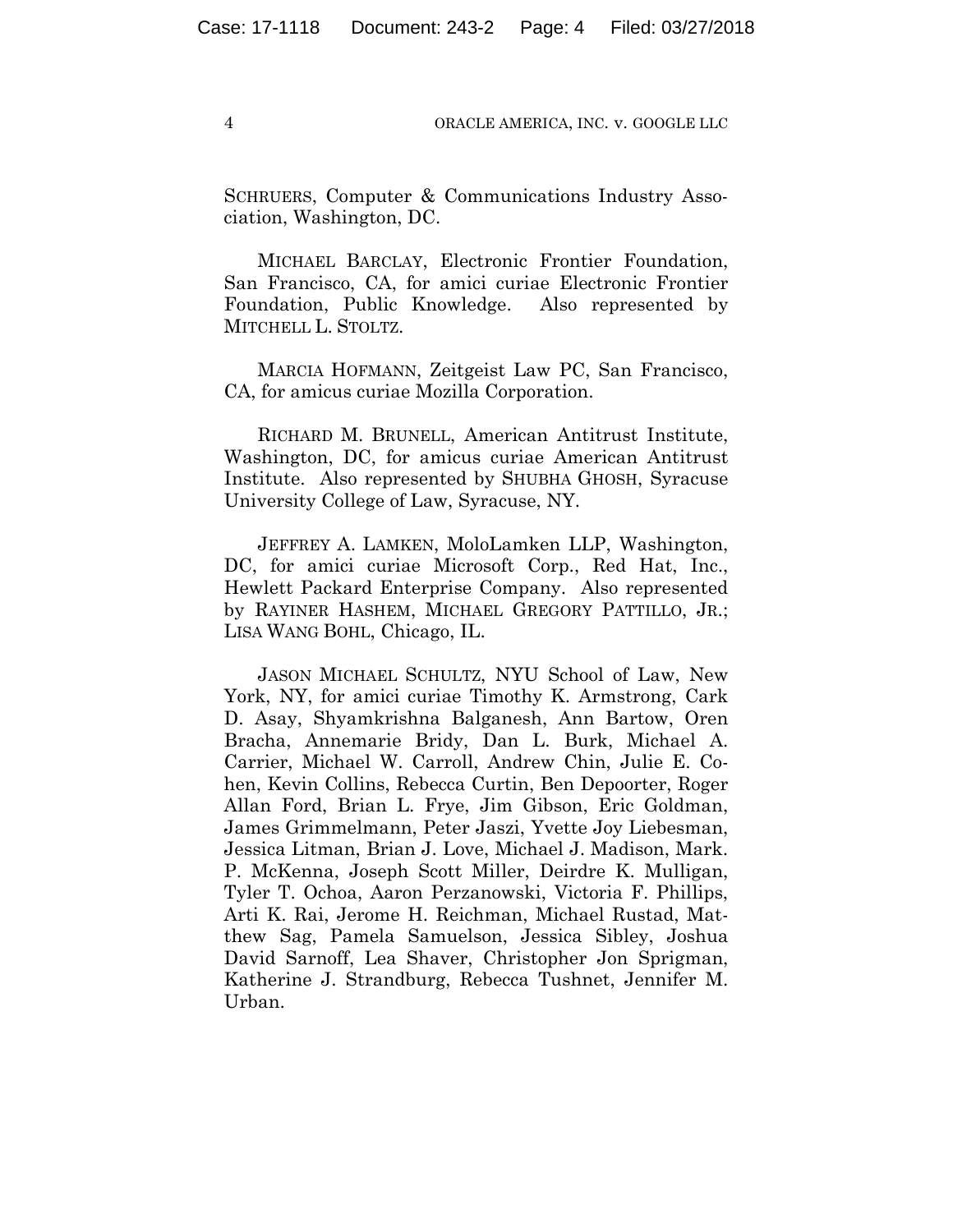SCHRUERS, Computer & Communications Industry Association, Washington, DC.

MICHAEL BARCLAY, Electronic Frontier Foundation, San Francisco, CA, for amici curiae Electronic Frontier Foundation, Public Knowledge. Also represented by MITCHELL L. STOLTZ.

MARCIA HOFMANN, Zeitgeist Law PC, San Francisco, CA, for amicus curiae Mozilla Corporation.

RICHARD M. BRUNELL, American Antitrust Institute, Washington, DC, for amicus curiae American Antitrust Institute. Also represented by SHUBHA GHOSH, Syracuse University College of Law, Syracuse, NY.

JEFFREY A. LAMKEN, MoloLamken LLP, Washington, DC, for amici curiae Microsoft Corp., Red Hat, Inc., Hewlett Packard Enterprise Company. Also represented by RAYINER HASHEM, MICHAEL GREGORY PATTILLO, JR.; LISA WANG BOHL, Chicago, IL.

JASON MICHAEL SCHULTZ, NYU School of Law, New York, NY, for amici curiae Timothy K. Armstrong, Cark D. Asay, Shyamkrishna Balganesh, Ann Bartow, Oren Bracha, Annemarie Bridy, Dan L. Burk, Michael A. Carrier, Michael W. Carroll, Andrew Chin, Julie E. Cohen, Kevin Collins, Rebecca Curtin, Ben Depoorter, Roger Allan Ford, Brian L. Frye, Jim Gibson, Eric Goldman, James Grimmelmann, Peter Jaszi, Yvette Joy Liebesman, Jessica Litman, Brian J. Love, Michael J. Madison, Mark. P. McKenna, Joseph Scott Miller, Deirdre K. Mulligan, Tyler T. Ochoa, Aaron Perzanowski, Victoria F. Phillips, Arti K. Rai, Jerome H. Reichman, Michael Rustad, Matthew Sag, Pamela Samuelson, Jessica Sibley, Joshua David Sarnoff, Lea Shaver, Christopher Jon Sprigman, Katherine J. Strandburg, Rebecca Tushnet, Jennifer M. Urban.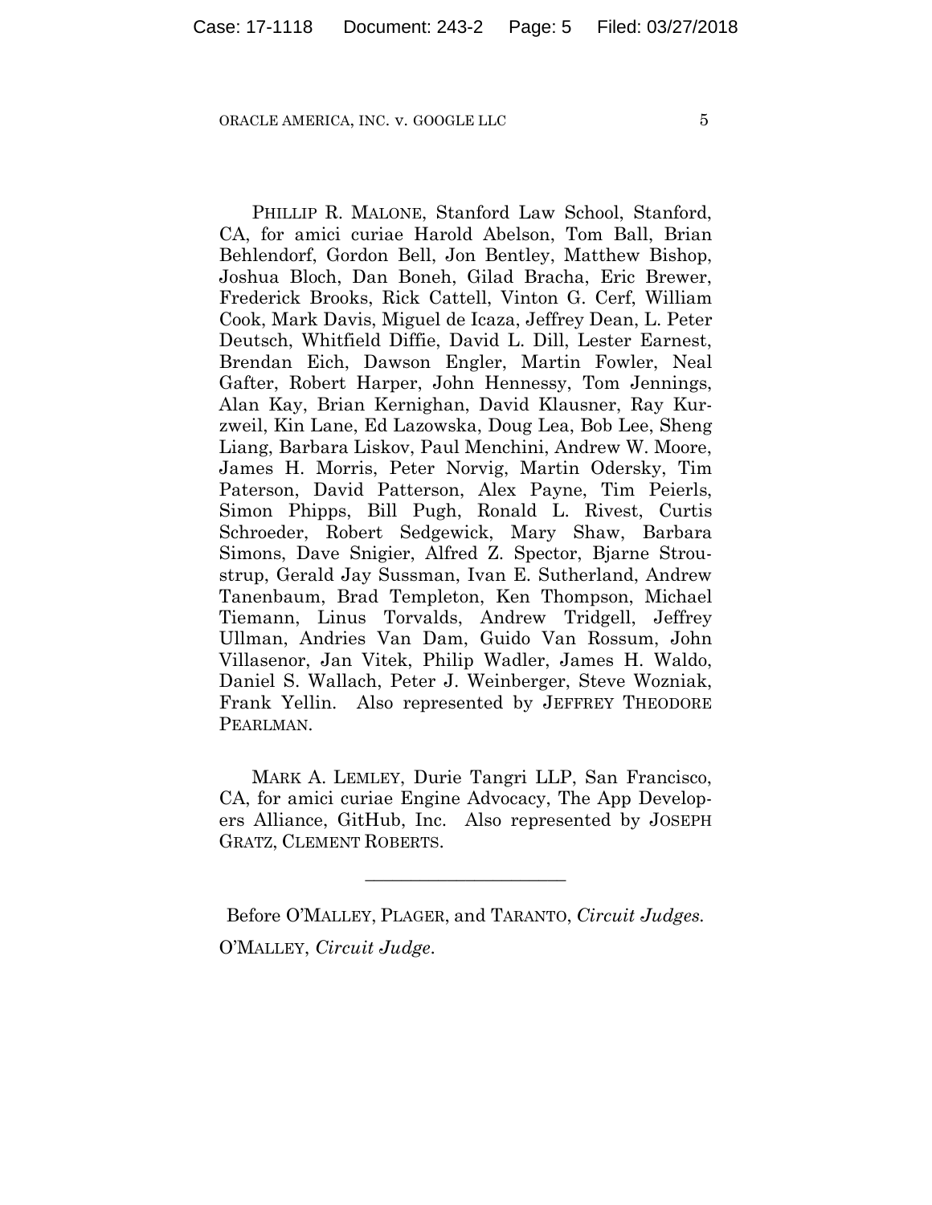PHILLIP R. MALONE, Stanford Law School, Stanford, CA, for amici curiae Harold Abelson, Tom Ball, Brian Behlendorf, Gordon Bell, Jon Bentley, Matthew Bishop, Joshua Bloch, Dan Boneh, Gilad Bracha, Eric Brewer, Frederick Brooks, Rick Cattell, Vinton G. Cerf, William Cook, Mark Davis, Miguel de Icaza, Jeffrey Dean, L. Peter Deutsch, Whitfield Diffie, David L. Dill, Lester Earnest, Brendan Eich, Dawson Engler, Martin Fowler, Neal Gafter, Robert Harper, John Hennessy, Tom Jennings, Alan Kay, Brian Kernighan, David Klausner, Ray Kurzweil, Kin Lane, Ed Lazowska, Doug Lea, Bob Lee, Sheng Liang, Barbara Liskov, Paul Menchini, Andrew W. Moore, James H. Morris, Peter Norvig, Martin Odersky, Tim Paterson, David Patterson, Alex Payne, Tim Peierls, Simon Phipps, Bill Pugh, Ronald L. Rivest, Curtis Schroeder, Robert Sedgewick, Mary Shaw, Barbara Simons, Dave Snigier, Alfred Z. Spector, Bjarne Stroustrup, Gerald Jay Sussman, Ivan E. Sutherland, Andrew Tanenbaum, Brad Templeton, Ken Thompson, Michael Tiemann, Linus Torvalds, Andrew Tridgell, Jeffrey Ullman, Andries Van Dam, Guido Van Rossum, John Villasenor, Jan Vitek, Philip Wadler, James H. Waldo, Daniel S. Wallach, Peter J. Weinberger, Steve Wozniak, Frank Yellin. Also represented by JEFFREY THEODORE PEARLMAN.

MARK A. LEMLEY, Durie Tangri LLP, San Francisco, CA, for amici curiae Engine Advocacy, The App Developers Alliance, GitHub, Inc. Also represented by JOSEPH GRATZ, CLEMENT ROBERTS.

---

Before O'MALLEY, PLAGER, and TARANTO, *Circuit Judges.*

O'MALLEY, *Circuit Judge.*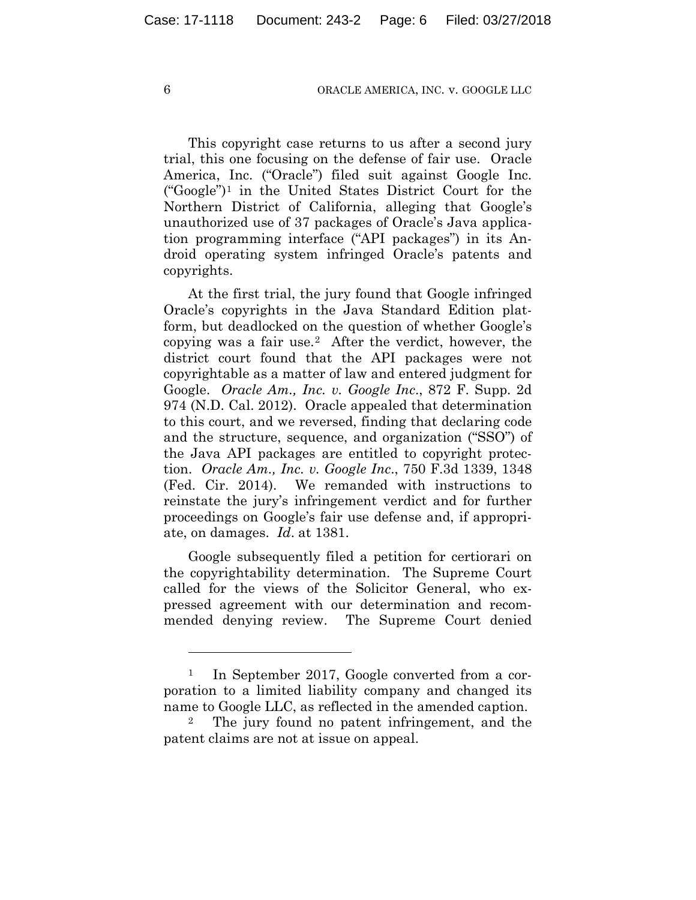This copyright case returns to us after a second jury trial, this one focusing on the defense of fair use. Oracle America, Inc. ("Oracle") filed suit against Google Inc. ("Google")[1] in the United States District Court for the Northern District of California, alleging that Google's unauthorized use of 37 packages of Oracle's Java application programming interface ("API packages") in its Android operating system infringed Oracle's patents and copyrights.

At the first trial, the jury found that Google infringed Oracle's copyrights in the Java Standard Edition platform, but deadlocked on the question of whether Google's copying was a fair use.[2] After the verdict, however, the district court found that the API packages were not copyrightable as a matter of law and entered judgment for Google. *Oracle Am., Inc. v. Google Inc*., 872 F. Supp. 2d 974 (N.D. Cal. 2012). Oracle appealed that determination to this court, and we reversed, finding that declaring code and the structure, sequence, and organization ("SSO") of the Java API packages are entitled to copyright protection. *Oracle Am., Inc. v. Google Inc*., 750 F.3d 1339, 1348 (Fed. Cir. 2014). We remanded with instructions to reinstate the jury's infringement verdict and for further proceedings on Google's fair use defense and, if appropriate, on damages. *Id*. at 1381.

Google subsequently filed a petition for certiorari on the copyrightability determination. The Supreme Court called for the views of the Solicitor General, who expressed agreement with our determination and recommended denying review. The Supreme Court denied

---

[1] In September 2017, Google converted from a corporation to a limited liability company and changed its name to Google LLC, as reflected in the amended caption.

[2] The jury found no patent infringement, and the patent claims are not at issue on appeal.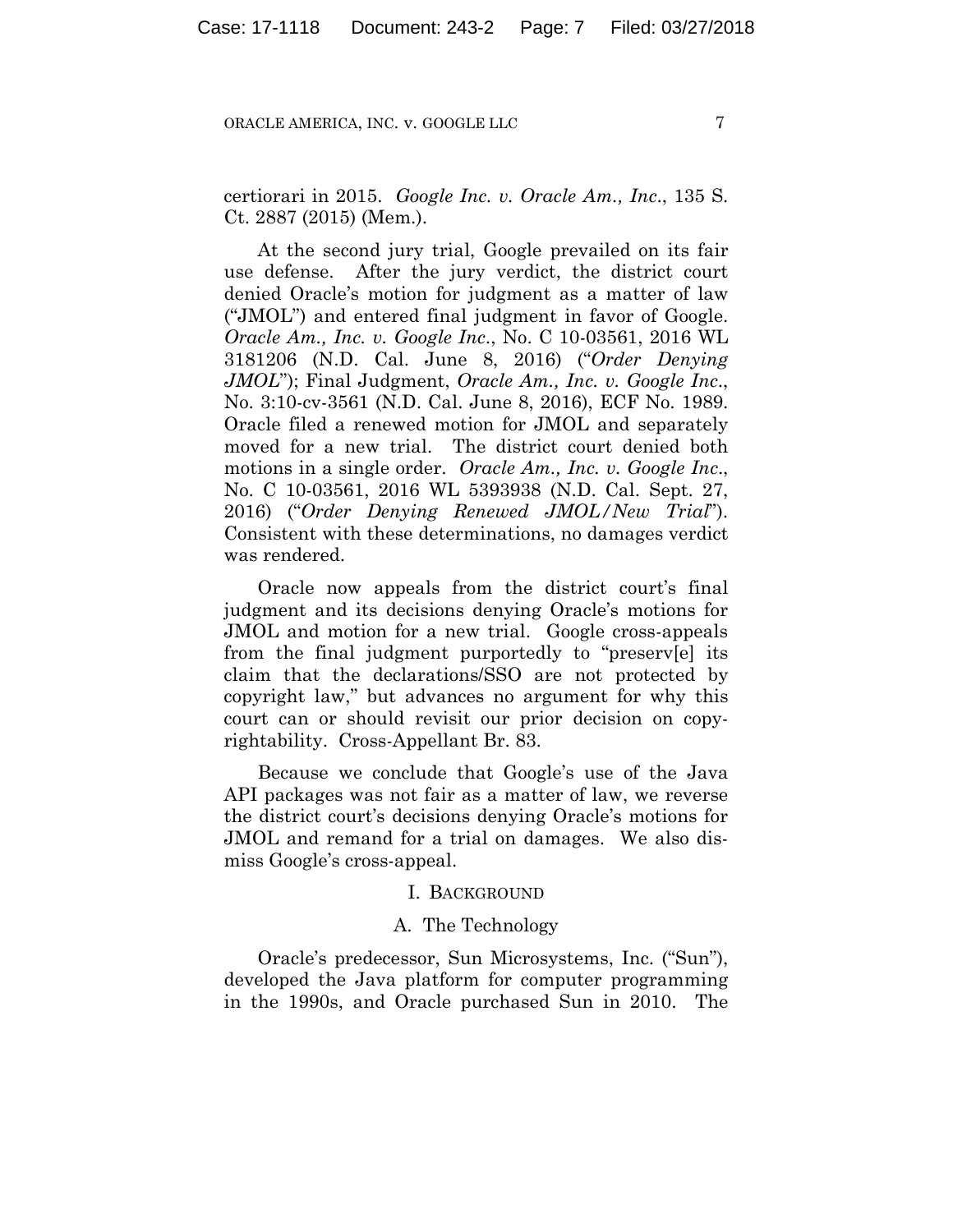certiorari in 2015. *Google Inc. v. Oracle Am., Inc.*, 135 S. Ct. 2887 (2015) (Mem.).

At the second jury trial, Google prevailed on its fair use defense. After the jury verdict, the district court denied Oracle's motion for judgment as a matter of law ("JMOL") and entered final judgment in favor of Google. *Oracle Am., Inc. v. Google Inc.*, No. C 10-03561, 2016 WL 3181206 (N.D. Cal. June 8, 2016) ("*Order Denying JMOL*"); Final Judgment, *Oracle Am., Inc. v. Google Inc.*, No. 3:10-cv-3561 (N.D. Cal. June 8, 2016), ECF No. 1989. Oracle filed a renewed motion for JMOL and separately moved for a new trial. The district court denied both motions in a single order. *Oracle Am., Inc. v. Google Inc.*, No. C 10-03561, 2016 WL 5393938 (N.D. Cal. Sept. 27, 2016) ("*Order Denying Renewed JMOL/New Trial*"). Consistent with these determinations, no damages verdict was rendered.

Oracle now appeals from the district court's final judgment and its decisions denying Oracle's motions for JMOL and motion for a new trial. Google cross-appeals from the final judgment purportedly to "preserv[e] its claim that the declarations/SSO are not protected by copyright law," but advances no argument for why this court can or should revisit our prior decision on copyrightability. Cross-Appellant Br. 83.

Because we conclude that Google's use of the Java API packages was not fair as a matter of law, we reverse the district court's decisions denying Oracle's motions for JMOL and remand for a trial on damages. We also dismiss Google's cross-appeal.

## I. Background

### A. The Technology

Oracle's predecessor, Sun Microsystems, Inc. ("Sun"), developed the Java platform for computer programming in the 1990s, and Oracle purchased Sun in 2010. The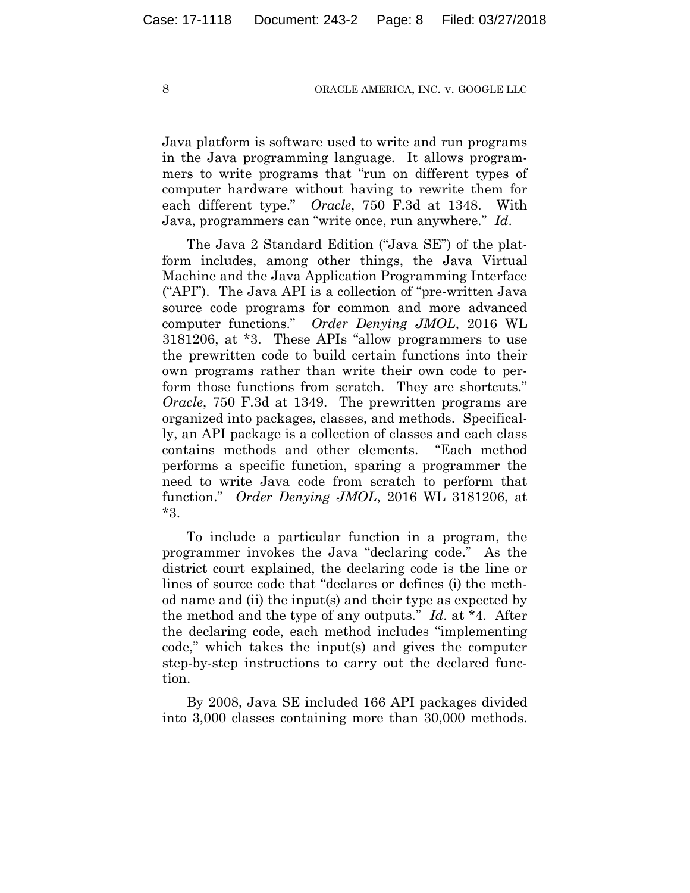Java platform is software used to write and run programs in the Java programming language. It allows programmers to write programs that "run on different types of computer hardware without having to rewrite them for each different type." *Oracle*, 750 F.3d at 1348. With Java, programmers can "write once, run anywhere." *Id*.

The Java 2 Standard Edition ("Java SE") of the platform includes, among other things, the Java Virtual Machine and the Java Application Programming Interface ("API"). The Java API is a collection of "pre-written Java source code programs for common and more advanced computer functions." *Order Denying JMOL*, 2016 WL 3181206, at *3. These APIs "allow programmers to use the prewritten code to build certain functions into their own programs rather than write their own code to perform those functions from scratch. They are shortcuts." *Oracle*, 750 F.3d at 1349. The prewritten programs are organized into packages, classes, and methods. Specifically, an API package is a collection of classes and each class contains methods and other elements. "Each method performs a specific function, sparing a programmer the need to write Java code from scratch to perform that function." *Order Denying JMOL*, 2016 WL 3181206, at *3.

To include a particular function in a program, the programmer invokes the Java "declaring code." As the district court explained, the declaring code is the line or lines of source code that "declares or defines (i) the method name and (ii) the input(s) and their type as expected by the method and the type of any outputs." *Id*. at *4. After the declaring code, each method includes "implementing code," which takes the input(s) and gives the computer step-by-step instructions to carry out the declared function.

By 2008, Java SE included 166 API packages divided into 3,000 classes containing more than 30,000 methods.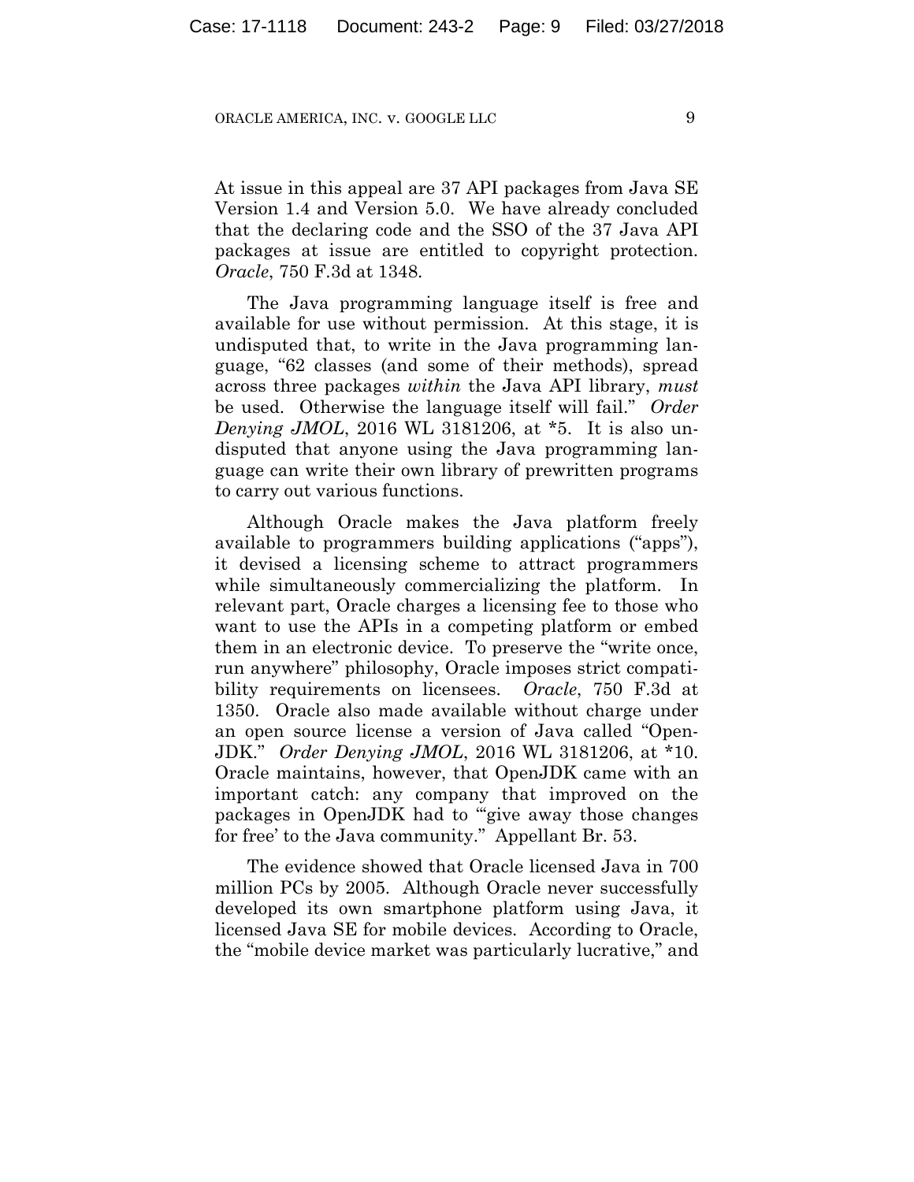At issue in this appeal are 37 API packages from Java SE Version 1.4 and Version 5.0. We have already concluded that the declaring code and the SSO of the 37 Java API packages at issue are entitled to copyright protection. *Oracle*, 750 F.3d at 1348.

The Java programming language itself is free and available for use without permission. At this stage, it is undisputed that, to write in the Java programming language, "62 classes (and some of their methods), spread across three packages *within* the Java API library, *must* be used. Otherwise the language itself will fail." *Order Denying JMOL*, 2016 WL 3181206, at *5. It is also undisputed that anyone using the Java programming language can write their own library of prewritten programs to carry out various functions.

Although Oracle makes the Java platform freely available to programmers building applications ("apps"), it devised a licensing scheme to attract programmers while simultaneously commercializing the platform. In relevant part, Oracle charges a licensing fee to those who want to use the APIs in a competing platform or embed them in an electronic device. To preserve the "write once, run anywhere" philosophy, Oracle imposes strict compatibility requirements on licensees. *Oracle*, 750 F.3d at 1350. Oracle also made available without charge under an open source license a version of Java called "OpenJDK." *Order Denying JMOL*, 2016 WL 3181206, at *10. Oracle maintains, however, that OpenJDK came with an important catch: any company that improved on the packages in OpenJDK had to "'give away those changes for free' to the Java community." Appellant Br. 53.

The evidence showed that Oracle licensed Java in 700 million PCs by 2005. Although Oracle never successfully developed its own smartphone platform using Java, it licensed Java SE for mobile devices. According to Oracle, the "mobile device market was particularly lucrative," and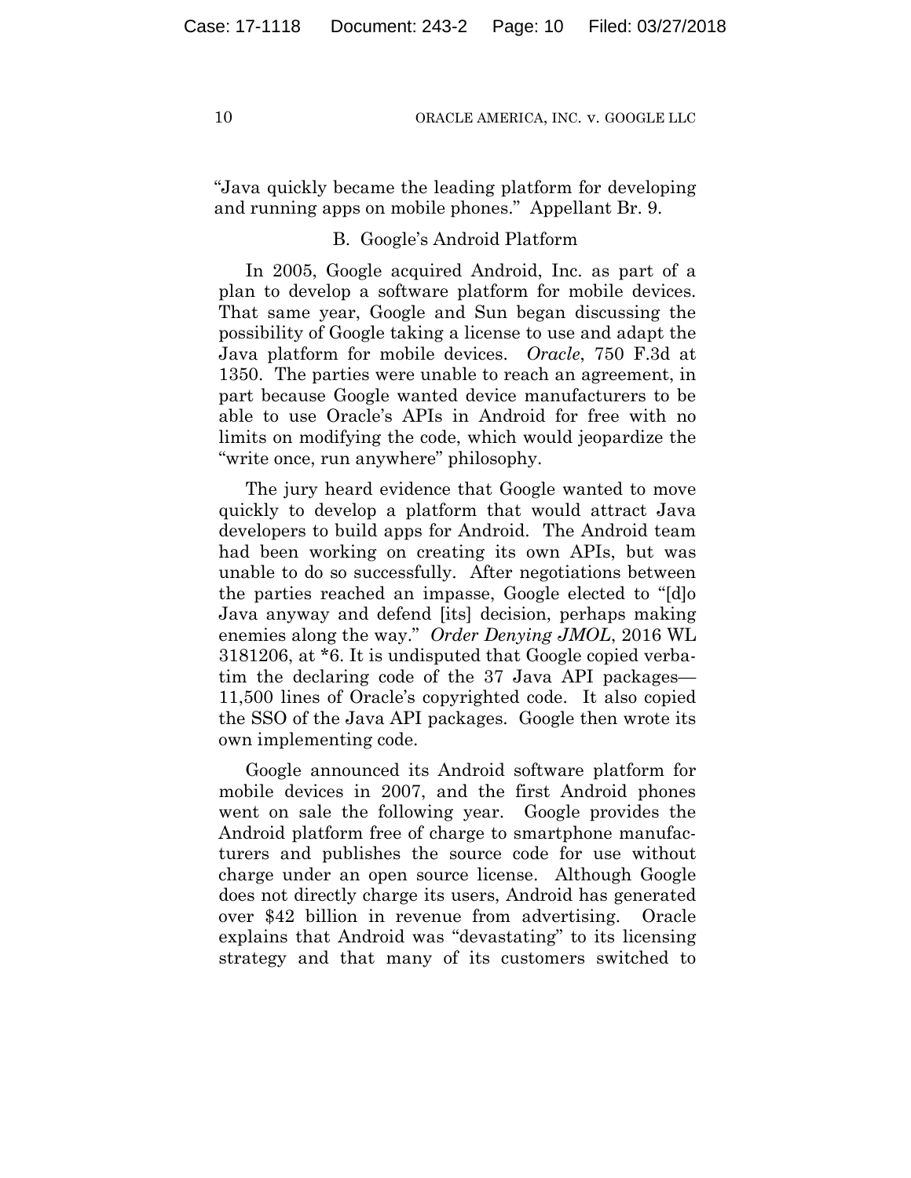"Java quickly became the leading platform for developing and running apps on mobile phones." Appellant Br. 9.

### B. Google's Android Platform

In 2005, Google acquired Android, Inc. as part of a plan to develop a software platform for mobile devices. That same year, Google and Sun began discussing the possibility of Google taking a license to use and adapt the Java platform for mobile devices. *Oracle*, 750 F.3d at 1350. The parties were unable to reach an agreement, in part because Google wanted device manufacturers to be able to use Oracle's APIs in Android for free with no limits on modifying the code, which would jeopardize the "write once, run anywhere" philosophy.

The jury heard evidence that Google wanted to move quickly to develop a platform that would attract Java developers to build apps for Android. The Android team had been working on creating its own APIs, but was unable to do so successfully. After negotiations between the parties reached an impasse, Google elected to "[d]o Java anyway and defend [its] decision, perhaps making enemies along the way." *Order Denying JMOL*, 2016 WL 3181206, at *6. It is undisputed that Google copied verbatim the declaring code of the 37 Java API packages—11,500 lines of Oracle's copyrighted code. It also copied the SSO of the Java API packages. Google then wrote its own implementing code.

Google announced its Android software platform for mobile devices in 2007, and the first Android phones went on sale the following year. Google provides the Android platform free of charge to smartphone manufacturers and publishes the source code for use without charge under an open source license. Although Google does not directly charge its users, Android has generated over $42 billion in revenue from advertising. Oracle explains that Android was "devastating" to its licensing strategy and that many of its customers switched to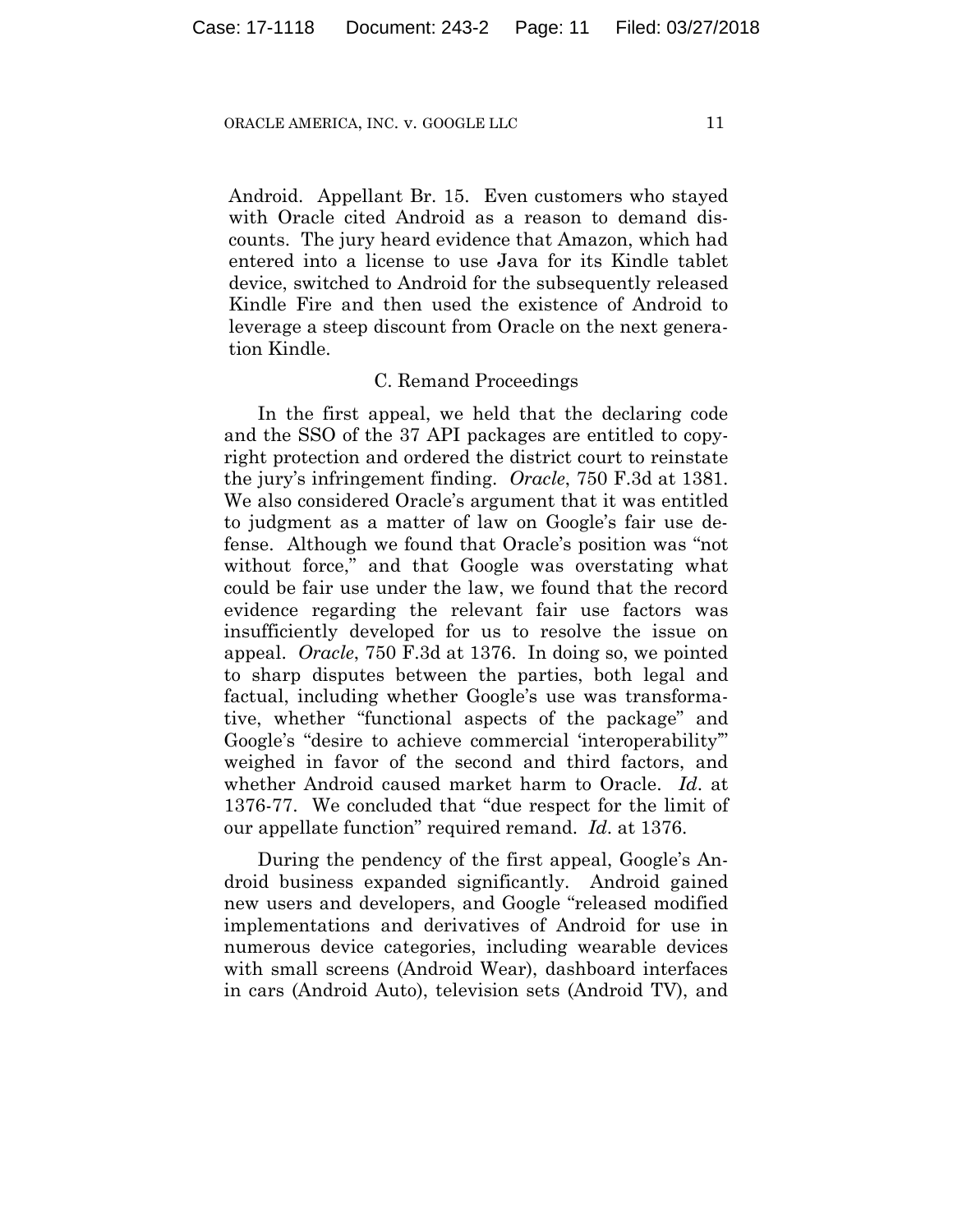Android. Appellant Br. 15. Even customers who stayed with Oracle cited Android as a reason to demand discounts. The jury heard evidence that Amazon, which had entered into a license to use Java for its Kindle tablet device, switched to Android for the subsequently released Kindle Fire and then used the existence of Android to leverage a steep discount from Oracle on the next generation Kindle.

### C. Remand Proceedings

In the first appeal, we held that the declaring code and the SSO of the 37 API packages are entitled to copyright protection and ordered the district court to reinstate the jury's infringement finding. *Oracle*, 750 F.3d at 1381. We also considered Oracle's argument that it was entitled to judgment as a matter of law on Google's fair use defense. Although we found that Oracle's position was "not without force," and that Google was overstating what could be fair use under the law, we found that the record evidence regarding the relevant fair use factors was insufficiently developed for us to resolve the issue on appeal. *Oracle*, 750 F.3d at 1376. In doing so, we pointed to sharp disputes between the parties, both legal and factual, including whether Google's use was transformative, whether "functional aspects of the package" and Google's "desire to achieve commercial 'interoperability'" weighed in favor of the second and third factors, and whether Android caused market harm to Oracle. *Id*. at 1376-77. We concluded that "due respect for the limit of our appellate function" required remand. *Id*. at 1376.

During the pendency of the first appeal, Google's Android business expanded significantly. Android gained new users and developers, and Google "released modified implementations and derivatives of Android for use in numerous device categories, including wearable devices with small screens (Android Wear), dashboard interfaces in cars (Android Auto), television sets (Android TV), and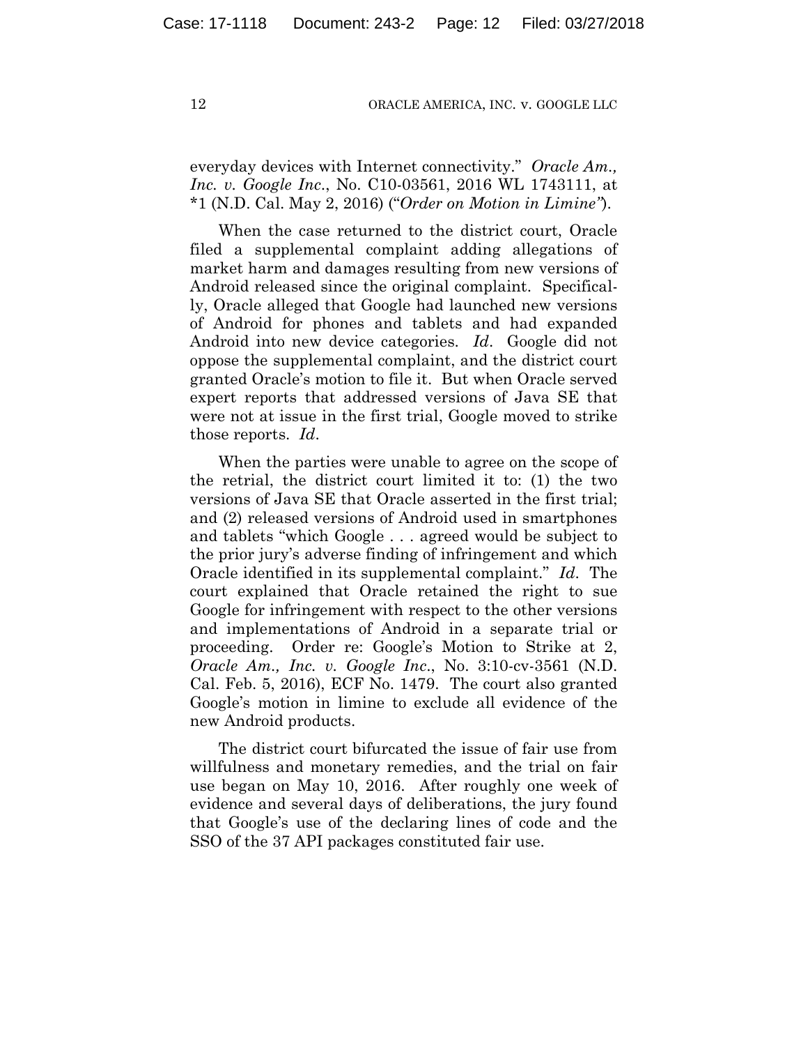everyday devices with Internet connectivity." *Oracle Am., Inc. v. Google Inc.*, No. C10-03561, 2016 WL 1743111, at *1 (N.D. Cal. May 2, 2016) ("*Order on Motion in Limine*").

When the case returned to the district court, Oracle filed a supplemental complaint adding allegations of market harm and damages resulting from new versions of Android released since the original complaint. Specifically, Oracle alleged that Google had launched new versions of Android for phones and tablets and had expanded Android into new device categories. *Id*. Google did not oppose the supplemental complaint, and the district court granted Oracle's motion to file it. But when Oracle served expert reports that addressed versions of Java SE that were not at issue in the first trial, Google moved to strike those reports. *Id*.

When the parties were unable to agree on the scope of the retrial, the district court limited it to: (1) the two versions of Java SE that Oracle asserted in the first trial; and (2) released versions of Android used in smartphones and tablets "which Google . . . agreed would be subject to the prior jury's adverse finding of infringement and which Oracle identified in its supplemental complaint." *Id*. The court explained that Oracle retained the right to sue Google for infringement with respect to the other versions and implementations of Android in a separate trial or proceeding. Order re: Google's Motion to Strike at 2, *Oracle Am., Inc. v. Google Inc.*, No. 3:10-cv-3561 (N.D. Cal. Feb. 5, 2016), ECF No. 1479. The court also granted Google's motion in limine to exclude all evidence of the new Android products.

The district court bifurcated the issue of fair use from willfulness and monetary remedies, and the trial on fair use began on May 10, 2016. After roughly one week of evidence and several days of deliberations, the jury found that Google's use of the declaring lines of code and the SSO of the 37 API packages constituted fair use.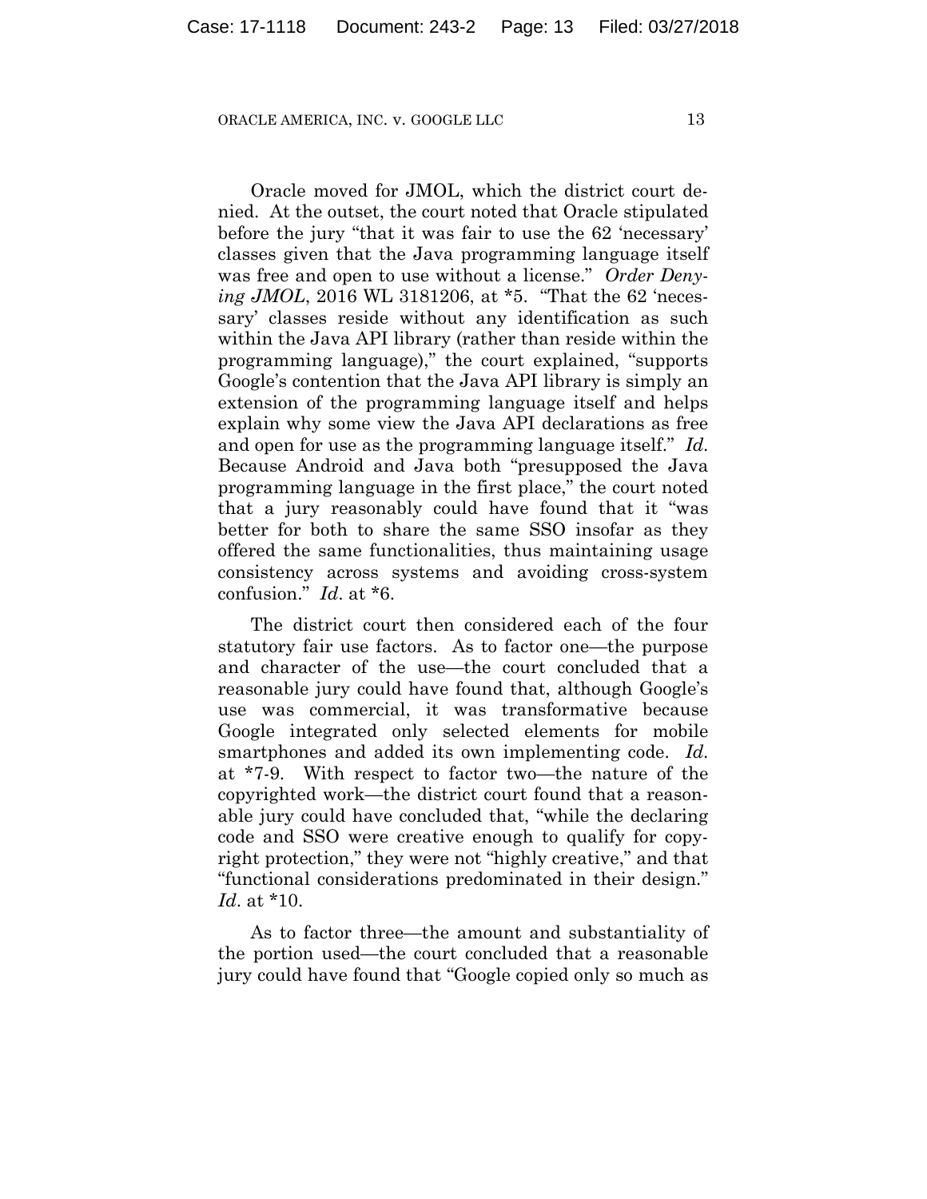Oracle moved for JMOL, which the district court denied. At the outset, the court noted that Oracle stipulated before the jury "that it was fair to use the 62 'necessary' classes given that the Java programming language itself was free and open to use without a license." *Order Denying JMOL*, 2016 WL 3181206, at *5. "That the 62 'necessary' classes reside without any identification as such within the Java API library (rather than reside within the programming language)," the court explained, "supports Google's contention that the Java API library is simply an extension of the programming language itself and helps explain why some view the Java API declarations as free and open for use as the programming language itself." *Id.* Because Android and Java both "presupposed the Java programming language in the first place," the court noted that a jury reasonably could have found that it "was better for both to share the same SSO insofar as they offered the same functionalities, thus maintaining usage consistency across systems and avoiding cross-system confusion." *Id*. at *6.

The district court then considered each of the four statutory fair use factors. As to factor one—the purpose and character of the use—the court concluded that a reasonable jury could have found that, although Google's use was commercial, it was transformative because Google integrated only selected elements for mobile smartphones and added its own implementing code. *Id.* at *7-9. With respect to factor two—the nature of the copyrighted work—the district court found that a reasonable jury could have concluded that, "while the declaring code and SSO were creative enough to qualify for copyright protection," they were not "highly creative," and that "functional considerations predominated in their design." *Id*. at *10.

As to factor three—the amount and substantiality of the portion used—the court concluded that a reasonable jury could have found that "Google copied only so much as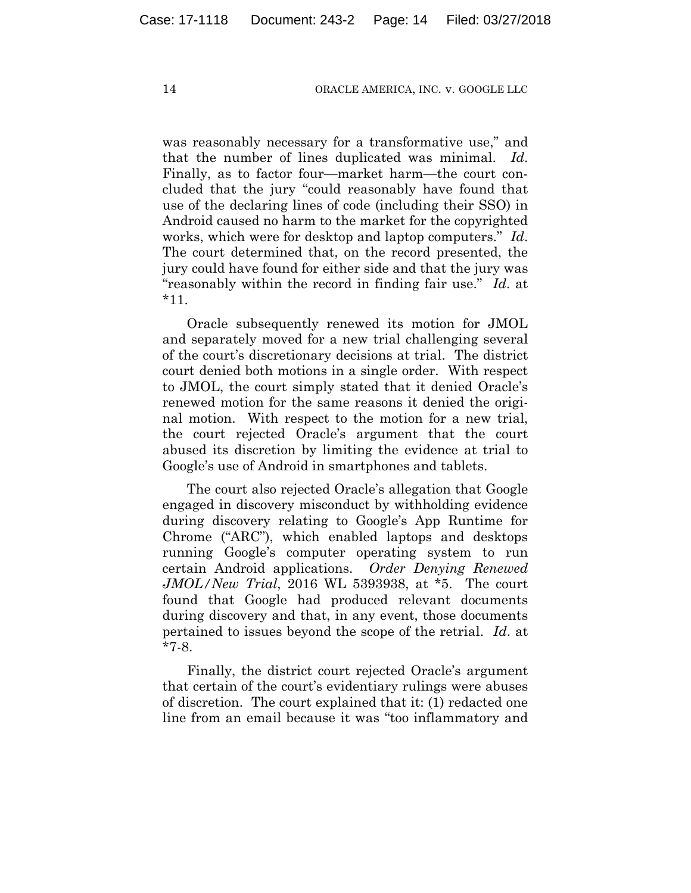was reasonably necessary for a transformative use," and that the number of lines duplicated was minimal. *Id*. Finally, as to factor four—market harm—the court concluded that the jury "could reasonably have found that use of the declaring lines of code (including their SSO) in Android caused no harm to the market for the copyrighted works, which were for desktop and laptop computers." *Id*. The court determined that, on the record presented, the jury could have found for either side and that the jury was "reasonably within the record in finding fair use." *Id*. at *11.

Oracle subsequently renewed its motion for JMOL and separately moved for a new trial challenging several of the court's discretionary decisions at trial. The district court denied both motions in a single order. With respect to JMOL, the court simply stated that it denied Oracle's renewed motion for the same reasons it denied the original motion. With respect to the motion for a new trial, the court rejected Oracle's argument that the court abused its discretion by limiting the evidence at trial to Google's use of Android in smartphones and tablets.

The court also rejected Oracle's allegation that Google engaged in discovery misconduct by withholding evidence during discovery relating to Google's App Runtime for Chrome ("ARC"), which enabled laptops and desktops running Google's computer operating system to run certain Android applications. *Order Denying Renewed JMOL/New Trial*, 2016 WL 5393938, at *5. The court found that Google had produced relevant documents during discovery and that, in any event, those documents pertained to issues beyond the scope of the retrial. *Id*. at *7-8.

Finally, the district court rejected Oracle's argument that certain of the court's evidentiary rulings were abuses of discretion. The court explained that it: (1) redacted one line from an email because it was "too inflammatory and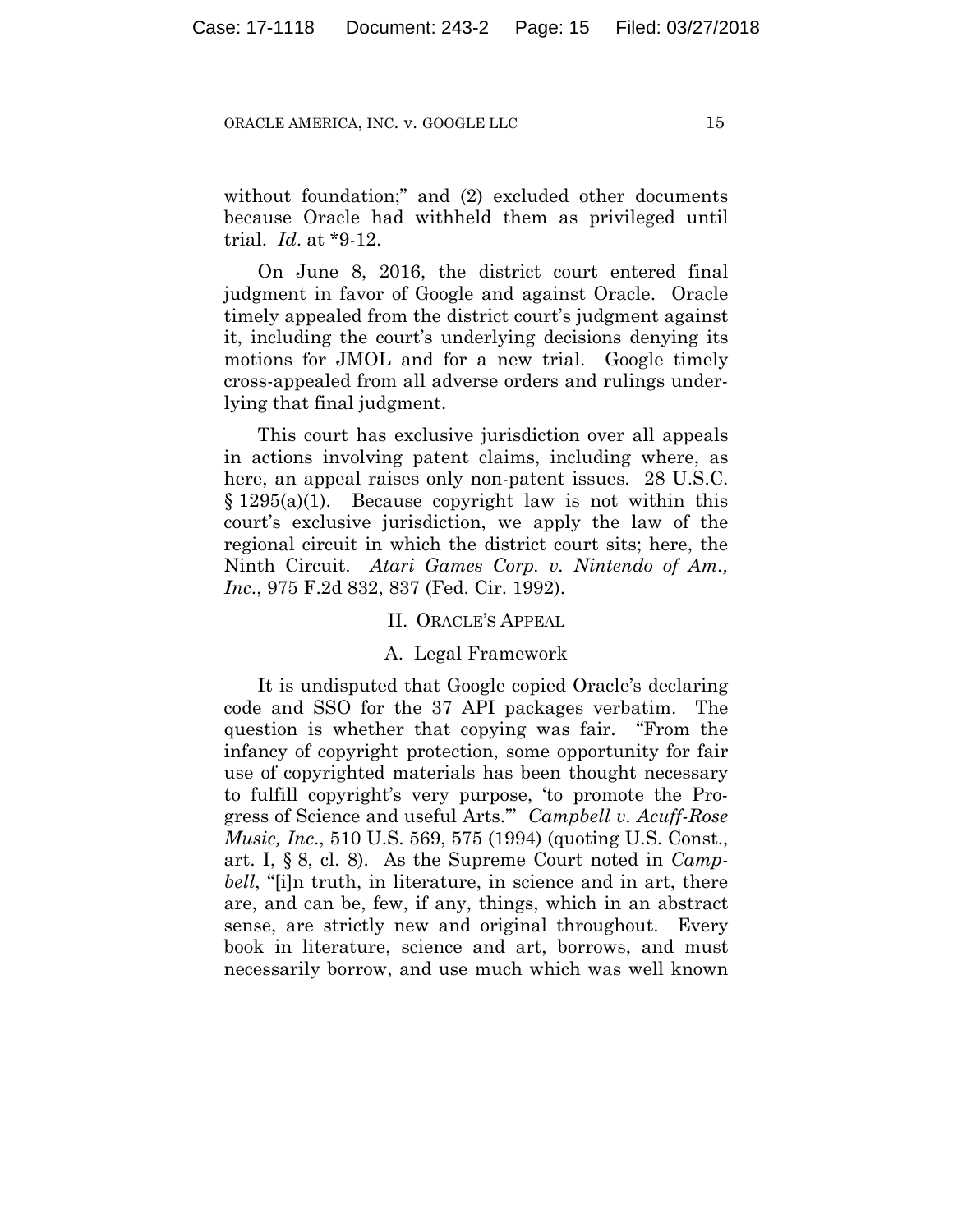without foundation;" and (2) excluded other documents because Oracle had withheld them as privileged until trial. *Id*. at *9-12.

On June 8, 2016, the district court entered final judgment in favor of Google and against Oracle. Oracle timely appealed from the district court's judgment against it, including the court's underlying decisions denying its motions for JMOL and for a new trial. Google timely cross-appealed from all adverse orders and rulings underlying that final judgment.

This court has exclusive jurisdiction over all appeals in actions involving patent claims, including where, as here, an appeal raises only non-patent issues. 28 U.S.C. § 1295(a)(1). Because copyright law is not within this court's exclusive jurisdiction, we apply the law of the regional circuit in which the district court sits; here, the Ninth Circuit. *Atari Games Corp. v. Nintendo of Am., Inc*., 975 F.2d 832, 837 (Fed. Cir. 1992).

## II. Oracle's Appeal

### A. Legal Framework

It is undisputed that Google copied Oracle's declaring code and SSO for the 37 API packages verbatim. The question is whether that copying was fair. "From the infancy of copyright protection, some opportunity for fair use of copyrighted materials has been thought necessary to fulfill copyright's very purpose, 'to promote the Progress of Science and useful Arts.'" *Campbell v. Acuff-Rose Music, Inc*., 510 U.S. 569, 575 (1994) (quoting U.S. Const., art. I, § 8, cl. 8). As the Supreme Court noted in *Campbell*, "[i]n truth, in literature, in science and in art, there are, and can be, few, if any, things, which in an abstract sense, are strictly new and original throughout. Every book in literature, science and art, borrows, and must necessarily borrow, and use much which was well known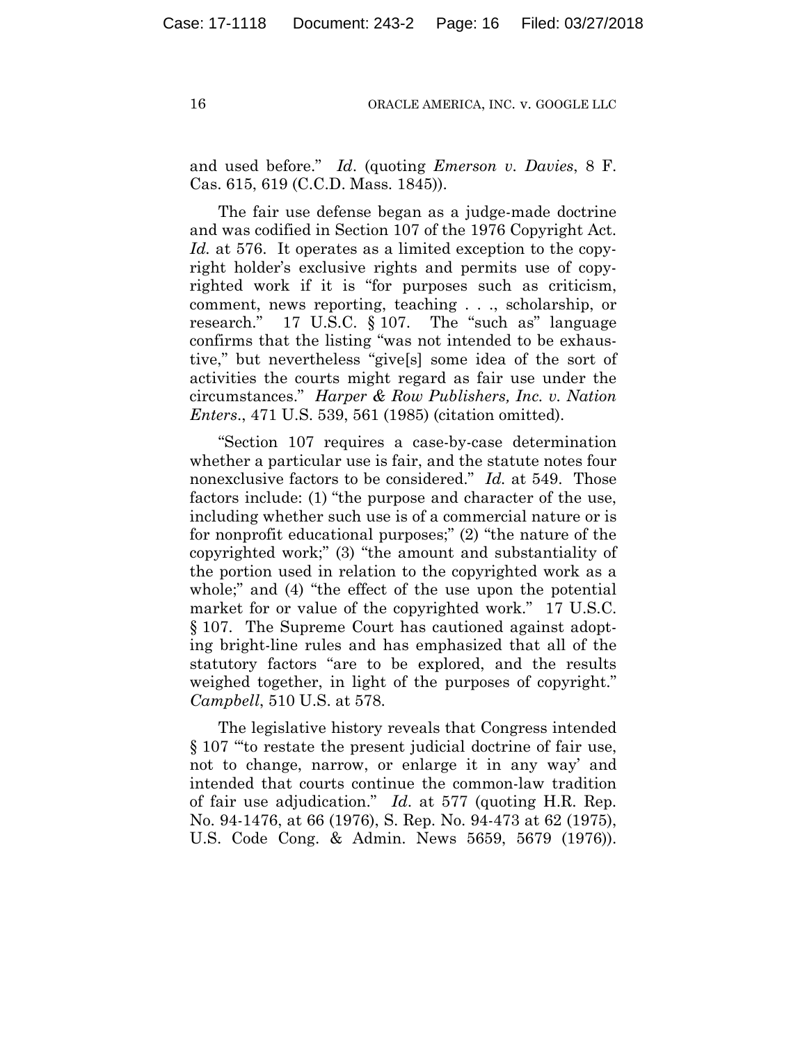and used before." *Id*. (quoting *Emerson v. Davies*, 8 F. Cas. 615, 619 (C.C.D. Mass. 1845)).

The fair use defense began as a judge-made doctrine and was codified in Section 107 of the 1976 Copyright Act. *Id.* at 576. It operates as a limited exception to the copyright holder's exclusive rights and permits use of copyrighted work if it is "for purposes such as criticism, comment, news reporting, teaching . . ., scholarship, or research." 17 U.S.C. § 107. The "such as" language confirms that the listing "was not intended to be exhaustive," but nevertheless "give[s] some idea of the sort of activities the courts might regard as fair use under the circumstances." *Harper & Row Publishers, Inc. v. Nation Enters*., 471 U.S. 539, 561 (1985) (citation omitted).

"Section 107 requires a case-by-case determination whether a particular use is fair, and the statute notes four nonexclusive factors to be considered." *Id.* at 549. Those factors include: (1) "the purpose and character of the use, including whether such use is of a commercial nature or is for nonprofit educational purposes;" (2) "the nature of the copyrighted work;" (3) "the amount and substantiality of the portion used in relation to the copyrighted work as a whole;" and (4) "the effect of the use upon the potential market for or value of the copyrighted work." 17 U.S.C. § 107. The Supreme Court has cautioned against adopting bright-line rules and has emphasized that all of the statutory factors "are to be explored, and the results weighed together, in light of the purposes of copyright." *Campbell*, 510 U.S. at 578.

The legislative history reveals that Congress intended § 107 "'to restate the present judicial doctrine of fair use, not to change, narrow, or enlarge it in any way' and intended that courts continue the common-law tradition of fair use adjudication." *Id*. at 577 (quoting H.R. Rep. No. 94-1476, at 66 (1976), S. Rep. No. 94-473 at 62 (1975), U.S. Code Cong. & Admin. News 5659, 5679 (1976)).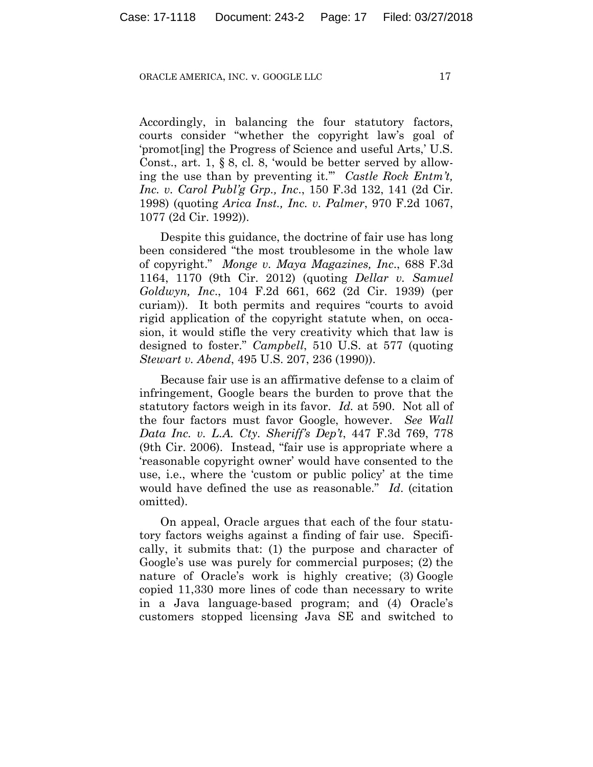Accordingly, in balancing the four statutory factors, courts consider "whether the copyright law's goal of 'promot[ing] the Progress of Science and useful Arts,' U.S. Const., art. 1, § 8, cl. 8, 'would be better served by allowing the use than by preventing it.'" *Castle Rock Entm't, Inc. v. Carol Publ'g Grp., Inc.*, 150 F.3d 132, 141 (2d Cir. 1998) (quoting *Arica Inst., Inc. v. Palmer*, 970 F.2d 1067, 1077 (2d Cir. 1992)).

Despite this guidance, the doctrine of fair use has long been considered "the most troublesome in the whole law of copyright." *Monge v. Maya Magazines, Inc.*, 688 F.3d 1164, 1170 (9th Cir. 2012) (quoting *Dellar v. Samuel Goldwyn, Inc.*, 104 F.2d 661, 662 (2d Cir. 1939) (per curiam)). It both permits and requires "courts to avoid rigid application of the copyright statute when, on occasion, it would stifle the very creativity which that law is designed to foster." *Campbell*, 510 U.S. at 577 (quoting *Stewart v. Abend*, 495 U.S. 207, 236 (1990)).

Because fair use is an affirmative defense to a claim of infringement, Google bears the burden to prove that the statutory factors weigh in its favor. *Id.* at 590. Not all of the four factors must favor Google, however. *See Wall Data Inc. v. L.A. Cty. Sheriff's Dep't*, 447 F.3d 769, 778 (9th Cir. 2006). Instead, "fair use is appropriate where a 'reasonable copyright owner' would have consented to the use, i.e., where the 'custom or public policy' at the time would have defined the use as reasonable." *Id*. (citation omitted).

On appeal, Oracle argues that each of the four statutory factors weighs against a finding of fair use. Specifically, it submits that: (1) the purpose and character of Google's use was purely for commercial purposes; (2) the nature of Oracle's work is highly creative; (3) Google copied 11,330 more lines of code than necessary to write in a Java language-based program; and (4) Oracle's customers stopped licensing Java SE and switched to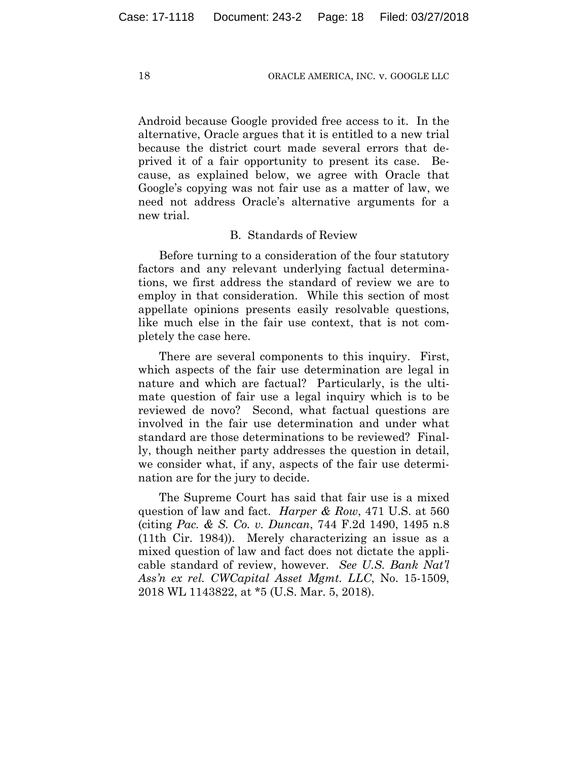Android because Google provided free access to it. In the alternative, Oracle argues that it is entitled to a new trial because the district court made several errors that deprived it of a fair opportunity to present its case. Because, as explained below, we agree with Oracle that Google's copying was not fair use as a matter of law, we need not address Oracle's alternative arguments for a new trial.

### B. Standards of Review

Before turning to a consideration of the four statutory factors and any relevant underlying factual determinations, we first address the standard of review we are to employ in that consideration. While this section of most appellate opinions presents easily resolvable questions, like much else in the fair use context, that is not completely the case here.

There are several components to this inquiry. First, which aspects of the fair use determination are legal in nature and which are factual? Particularly, is the ultimate question of fair use a legal inquiry which is to be reviewed de novo? Second, what factual questions are involved in the fair use determination and under what standard are those determinations to be reviewed? Finally, though neither party addresses the question in detail, we consider what, if any, aspects of the fair use determination are for the jury to decide.

The Supreme Court has said that fair use is a mixed question of law and fact. *Harper & Row*, 471 U.S. at 560 (citing *Pac. & S. Co. v. Duncan*, 744 F.2d 1490, 1495 n.8 (11th Cir. 1984)). Merely characterizing an issue as a mixed question of law and fact does not dictate the applicable standard of review, however. *See U.S. Bank Nat'l Ass'n ex rel. CWCapital Asset Mgmt. LLC*, No. 15-1509, 2018 WL 1143822, at *5 (U.S. Mar. 5, 2018).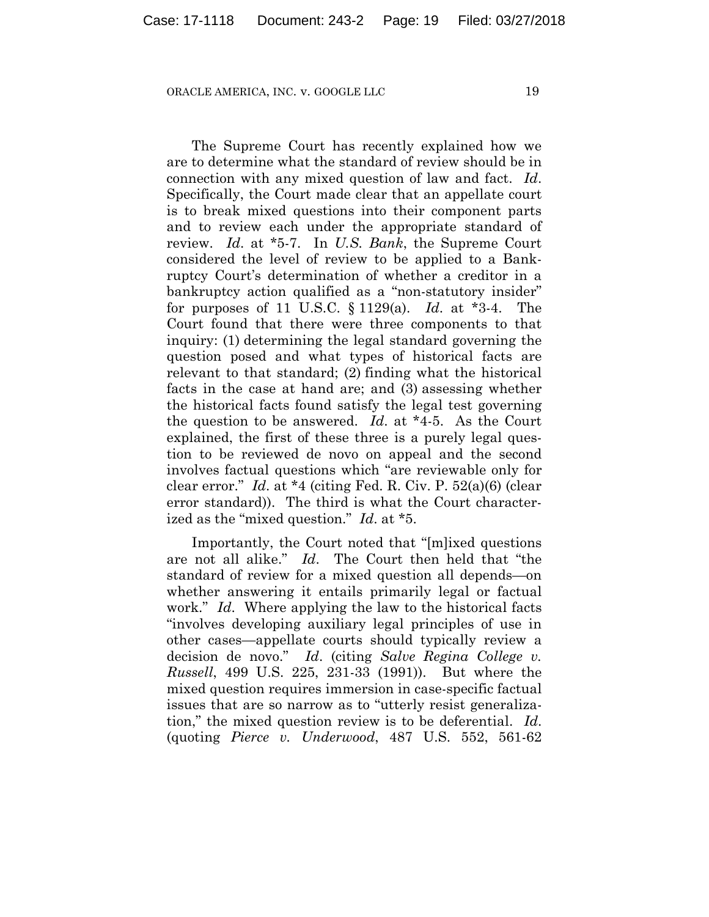The Supreme Court has recently explained how we are to determine what the standard of review should be in connection with any mixed question of law and fact. *Id*. Specifically, the Court made clear that an appellate court is to break mixed questions into their component parts and to review each under the appropriate standard of review. *Id*. at *5-7. In *U.S. Bank*, the Supreme Court considered the level of review to be applied to a Bankruptcy Court's determination of whether a creditor in a bankruptcy action qualified as a "non-statutory insider" for purposes of 11 U.S.C. § 1129(a). *Id*. at *3-4. The Court found that there were three components to that inquiry: (1) determining the legal standard governing the question posed and what types of historical facts are relevant to that standard; (2) finding what the historical facts in the case at hand are; and (3) assessing whether the historical facts found satisfy the legal test governing the question to be answered. *Id*. at *4-5. As the Court explained, the first of these three is a purely legal question to be reviewed de novo on appeal and the second involves factual questions which "are reviewable only for clear error." *Id*. at *4 (citing Fed. R. Civ. P. 52(a)(6) (clear error standard)). The third is what the Court characterized as the "mixed question." *Id*. at *5.

Importantly, the Court noted that "[m]ixed questions are not all alike." *Id*. The Court then held that "the standard of review for a mixed question all depends—on whether answering it entails primarily legal or factual work." *Id*. Where applying the law to the historical facts "involves developing auxiliary legal principles of use in other cases—appellate courts should typically review a decision de novo." *Id*. (citing *Salve Regina College v. Russell*, 499 U.S. 225, 231-33 (1991)). But where the mixed question requires immersion in case-specific factual issues that are so narrow as to "utterly resist generalization," the mixed question review is to be deferential. *Id*. (quoting *Pierce v. Underwood*, 487 U.S. 552, 561-62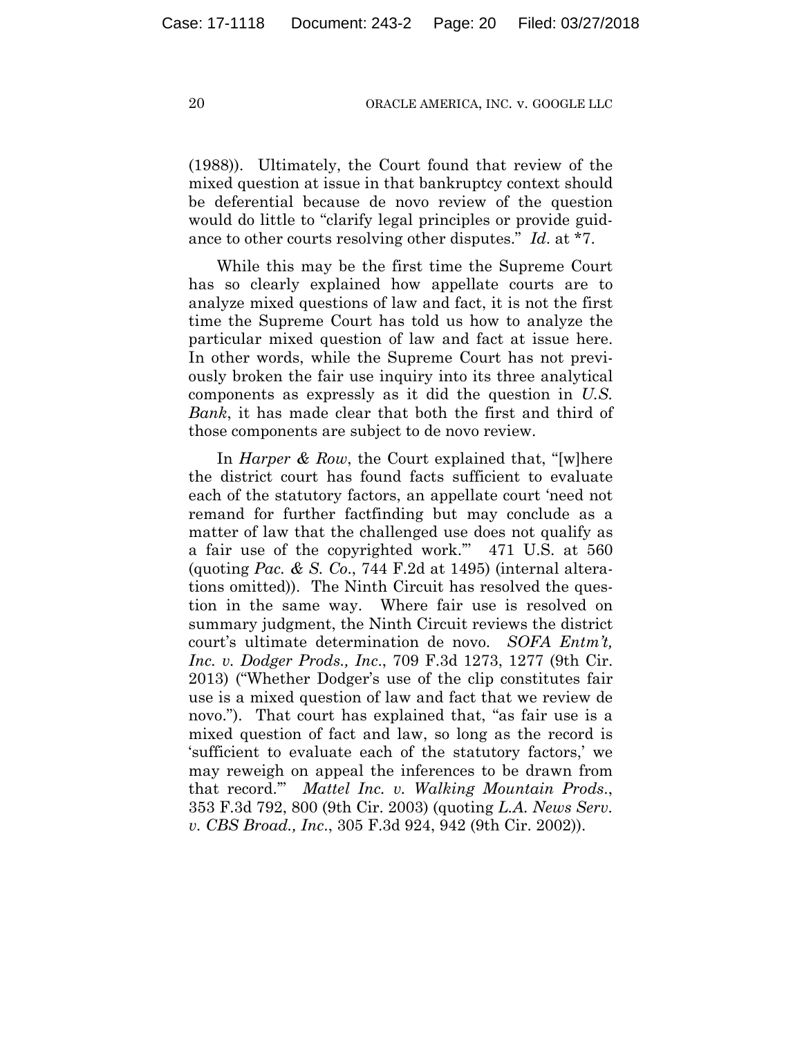(1988)). Ultimately, the Court found that review of the mixed question at issue in that bankruptcy context should be deferential because de novo review of the question would do little to "clarify legal principles or provide guidance to other courts resolving other disputes." *Id.* at *7.

While this may be the first time the Supreme Court has so clearly explained how appellate courts are to analyze mixed questions of law and fact, it is not the first time the Supreme Court has told us how to analyze the particular mixed question of law and fact at issue here. In other words, while the Supreme Court has not previously broken the fair use inquiry into its three analytical components as expressly as it did the question in *U.S. Bank*, it has made clear that both the first and third of those components are subject to de novo review.

In *Harper & Row*, the Court explained that, "[w]here the district court has found facts sufficient to evaluate each of the statutory factors, an appellate court 'need not remand for further factfinding but may conclude as a matter of law that the challenged use does not qualify as a fair use of the copyrighted work.'" 471 U.S. at 560 (quoting *Pac. & S. Co.*, 744 F.2d at 1495) (internal alterations omitted)). The Ninth Circuit has resolved the question in the same way. Where fair use is resolved on summary judgment, the Ninth Circuit reviews the district court's ultimate determination de novo. *SOFA Entm't, Inc. v. Dodger Prods., Inc.*, 709 F.3d 1273, 1277 (9th Cir. 2013) ("Whether Dodger's use of the clip constitutes fair use is a mixed question of law and fact that we review de novo."). That court has explained that, "as fair use is a mixed question of fact and law, so long as the record is 'sufficient to evaluate each of the statutory factors,' we may reweigh on appeal the inferences to be drawn from that record.'" *Mattel Inc. v. Walking Mountain Prods.*, 353 F.3d 792, 800 (9th Cir. 2003) (quoting *L.A. News Serv. v. CBS Broad., Inc.*, 305 F.3d 924, 942 (9th Cir. 2002)).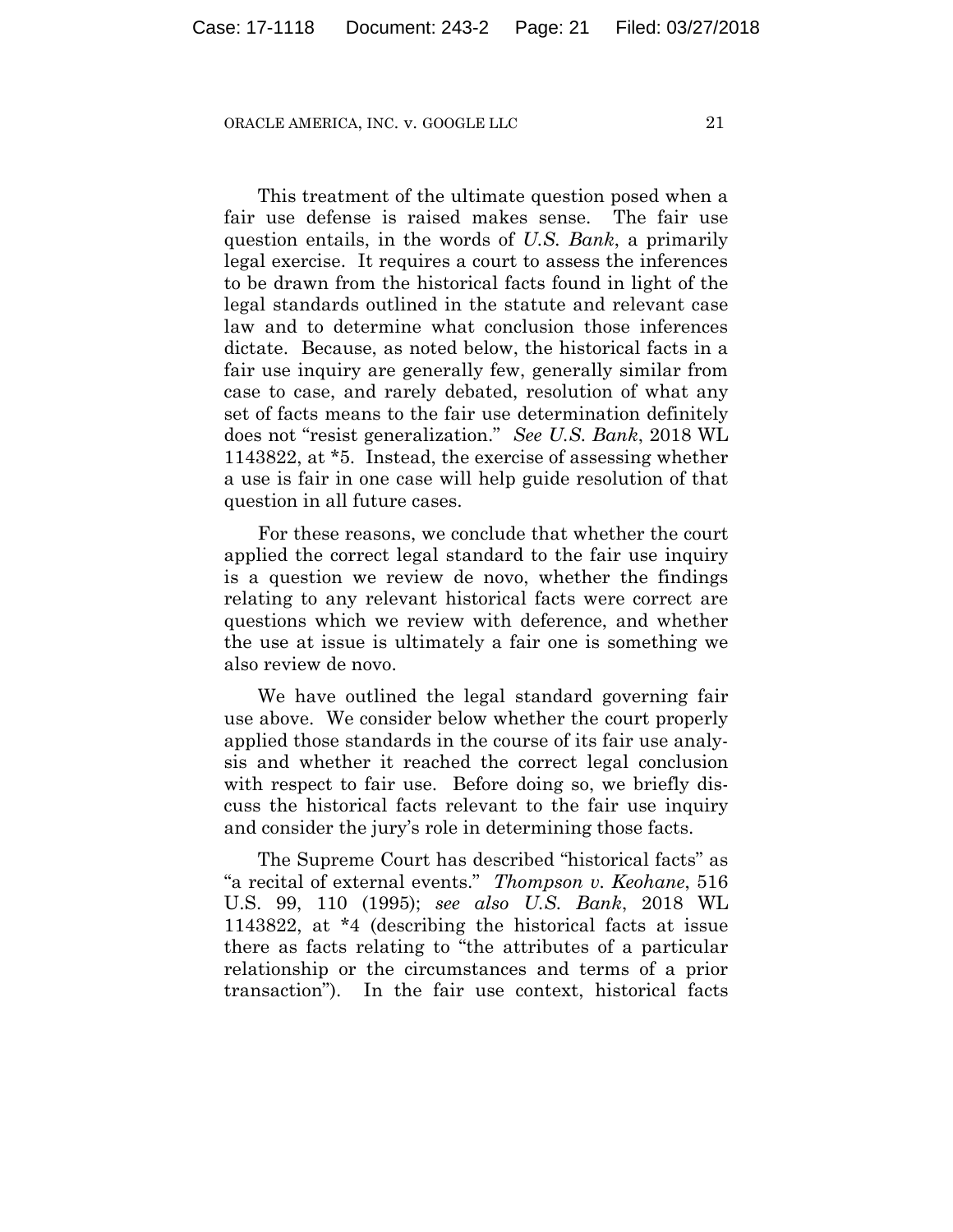This treatment of the ultimate question posed when a fair use defense is raised makes sense. The fair use question entails, in the words of *U.S. Bank*, a primarily legal exercise. It requires a court to assess the inferences to be drawn from the historical facts found in light of the legal standards outlined in the statute and relevant case law and to determine what conclusion those inferences dictate. Because, as noted below, the historical facts in a fair use inquiry are generally few, generally similar from case to case, and rarely debated, resolution of what any set of facts means to the fair use determination definitely does not "resist generalization." *See U.S. Bank*, 2018 WL 1143822, at *5. Instead, the exercise of assessing whether a use is fair in one case will help guide resolution of that question in all future cases.

For these reasons, we conclude that whether the court applied the correct legal standard to the fair use inquiry is a question we review de novo, whether the findings relating to any relevant historical facts were correct are questions which we review with deference, and whether the use at issue is ultimately a fair one is something we also review de novo.

We have outlined the legal standard governing fair use above. We consider below whether the court properly applied those standards in the course of its fair use analysis and whether it reached the correct legal conclusion with respect to fair use. Before doing so, we briefly discuss the historical facts relevant to the fair use inquiry and consider the jury's role in determining those facts.

The Supreme Court has described "historical facts" as "a recital of external events." *Thompson v. Keohane*, 516 U.S. 99, 110 (1995); *see also U.S. Bank*, 2018 WL 1143822, at *4 (describing the historical facts at issue there as facts relating to "the attributes of a particular relationship or the circumstances and terms of a prior transaction"). In the fair use context, historical facts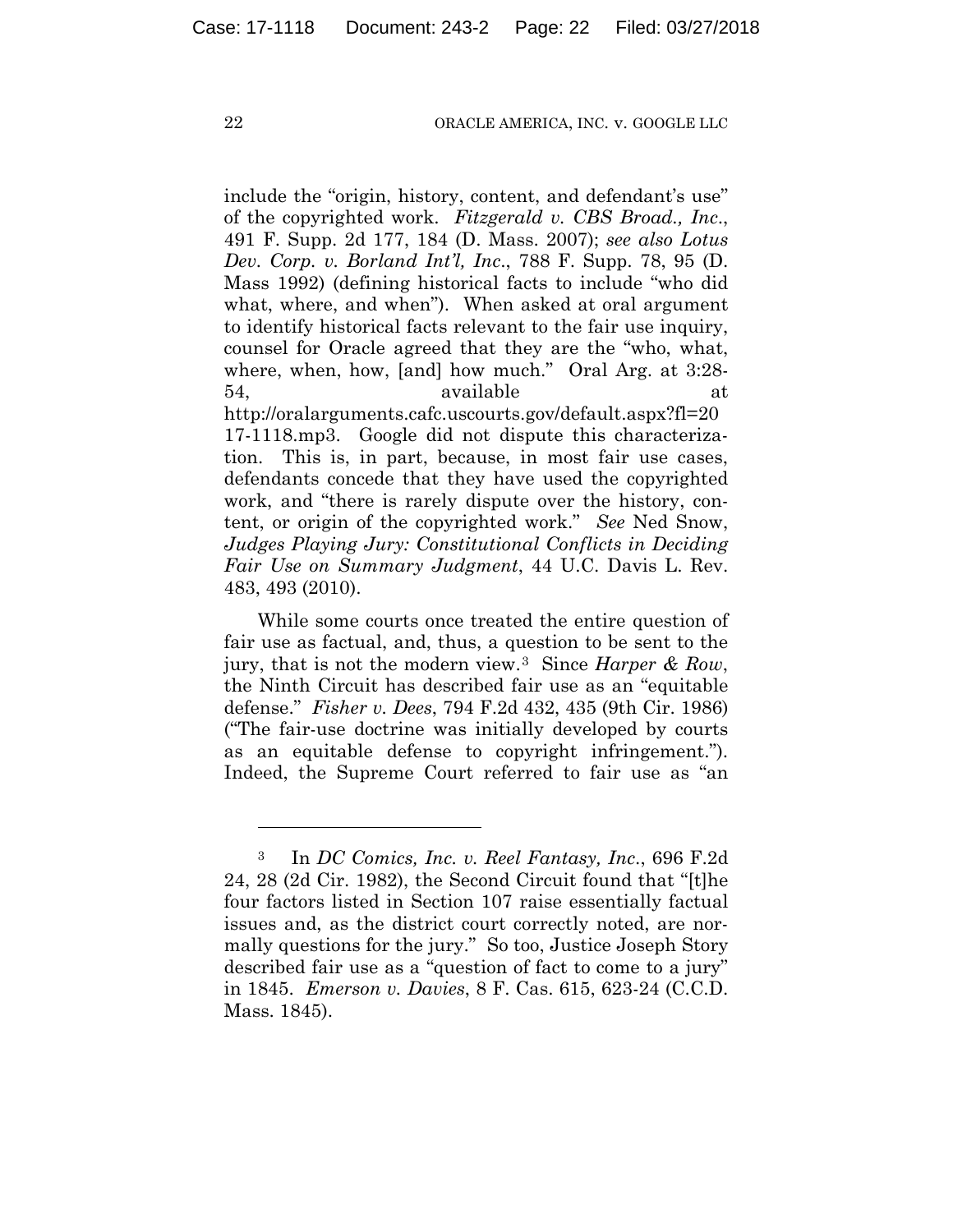include the "origin, history, content, and defendant's use" of the copyrighted work. *Fitzgerald v. CBS Broad., Inc.*, 491 F. Supp. 2d 177, 184 (D. Mass. 2007); *see also Lotus Dev. Corp. v. Borland Int'l, Inc.*, 788 F. Supp. 78, 95 (D. Mass 1992) (defining historical facts to include "who did what, where, and when"). When asked at oral argument to identify historical facts relevant to the fair use inquiry, counsel for Oracle agreed that they are the "who, what, where, when, how, [and] how much." Oral Arg. at 3:28-54, available at http://oralarguments.cafc.uscourts.gov/default.aspx?fl=2017-1118.mp3. Google did not dispute this characterization. This is, in part, because, in most fair use cases, defendants concede that they have used the copyrighted work, and "there is rarely dispute over the history, content, or origin of the copyrighted work." *See* Ned Snow, *Judges Playing Jury: Constitutional Conflicts in Deciding Fair Use on Summary Judgment*, 44 U.C. Davis L. Rev. 483, 493 (2010).

While some courts once treated the entire question of fair use as factual, and, thus, a question to be sent to the jury, that is not the modern view.[3] Since *Harper & Row*, the Ninth Circuit has described fair use as an "equitable defense." *Fisher v. Dees*, 794 F.2d 432, 435 (9th Cir. 1986) ("The fair-use doctrine was initially developed by courts as an equitable defense to copyright infringement."). Indeed, the Supreme Court referred to fair use as "an

---

[3] In *DC Comics, Inc. v. Reel Fantasy, Inc.*, 696 F.2d 24, 28 (2d Cir. 1982), the Second Circuit found that "[t]he four factors listed in Section 107 raise essentially factual issues and, as the district court correctly noted, are normally questions for the jury." So too, Justice Joseph Story described fair use as a "question of fact to come to a jury" in 1845. *Emerson v. Davies*, 8 F. Cas. 615, 623-24 (C.C.D. Mass. 1845).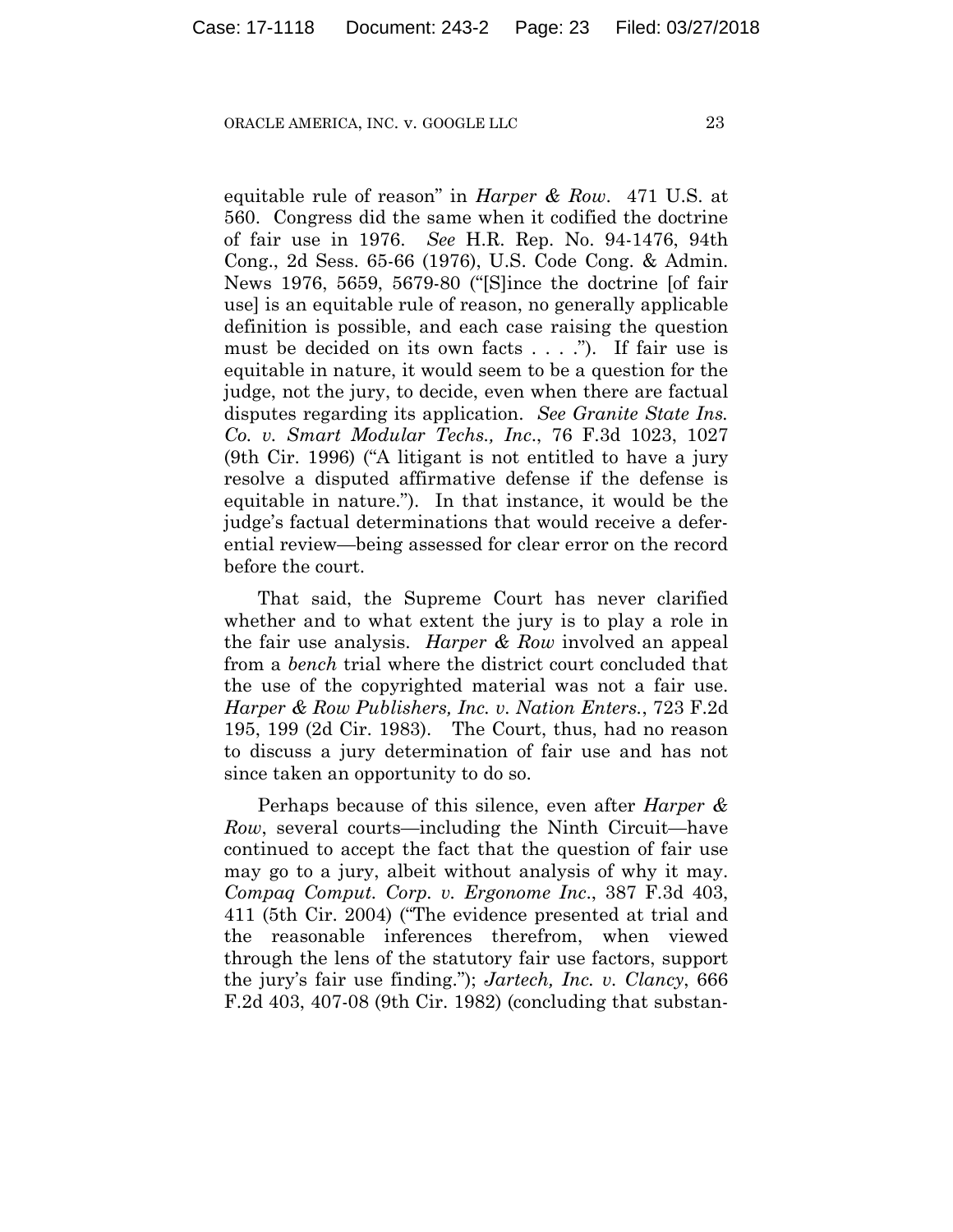equitable rule of reason" in *Harper & Row*. 471 U.S. at 560. Congress did the same when it codified the doctrine of fair use in 1976. *See* H.R. Rep. No. 94-1476, 94th Cong., 2d Sess. 65-66 (1976), U.S. Code Cong. & Admin. News 1976, 5659, 5679-80 ("[S]ince the doctrine [of fair use] is an equitable rule of reason, no generally applicable definition is possible, and each case raising the question must be decided on its own facts . . . ."). If fair use is equitable in nature, it would seem to be a question for the judge, not the jury, to decide, even when there are factual disputes regarding its application. *See Granite State Ins. Co. v. Smart Modular Techs., Inc.*, 76 F.3d 1023, 1027 (9th Cir. 1996) ("A litigant is not entitled to have a jury resolve a disputed affirmative defense if the defense is equitable in nature."). In that instance, it would be the judge's factual determinations that would receive a deferential review—being assessed for clear error on the record before the court.

That said, the Supreme Court has never clarified whether and to what extent the jury is to play a role in the fair use analysis. *Harper & Row* involved an appeal from a *bench* trial where the district court concluded that the use of the copyrighted material was not a fair use. *Harper & Row Publishers, Inc. v. Nation Enters.*, 723 F.2d 195, 199 (2d Cir. 1983). The Court, thus, had no reason to discuss a jury determination of fair use and has not since taken an opportunity to do so.

Perhaps because of this silence, even after *Harper & Row*, several courts—including the Ninth Circuit—have continued to accept the fact that the question of fair use may go to a jury, albeit without analysis of why it may. *Compaq Comput. Corp. v. Ergonome Inc.*, 387 F.3d 403, 411 (5th Cir. 2004) ("The evidence presented at trial and the reasonable inferences therefrom, when viewed through the lens of the statutory fair use factors, support the jury's fair use finding."); *Jartech, Inc. v. Clancy*, 666 F.2d 403, 407-08 (9th Cir. 1982) (concluding that substan-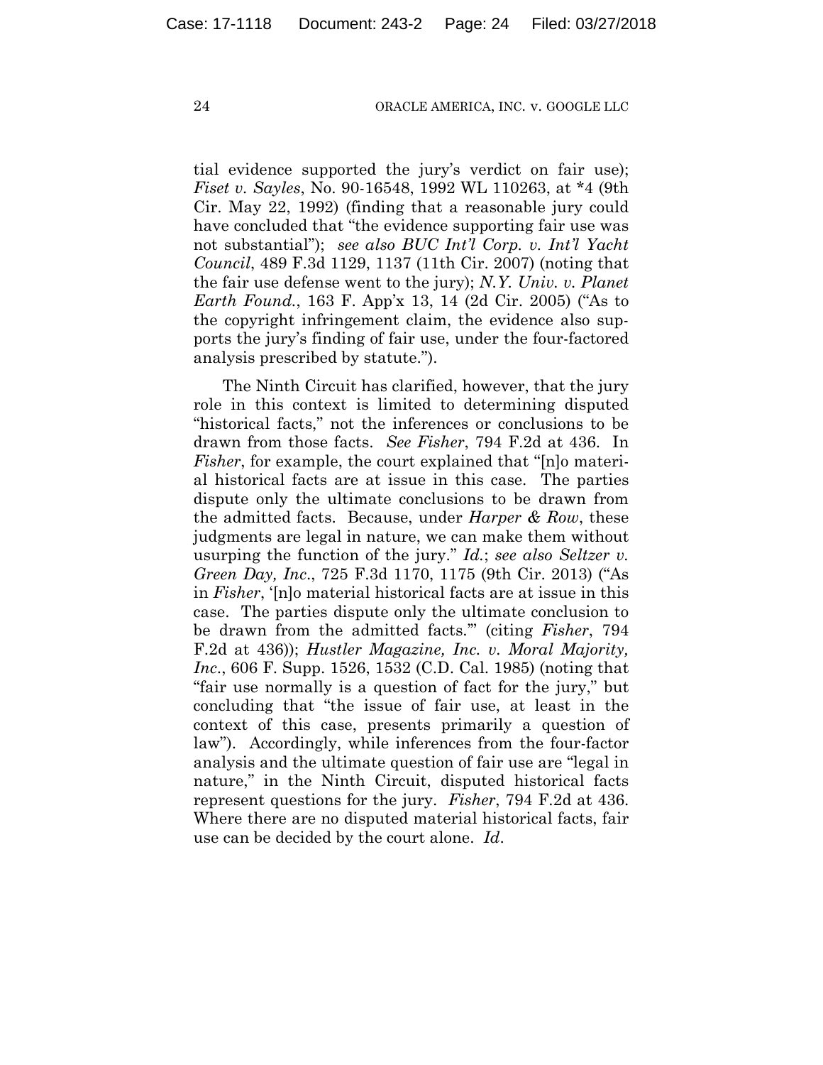tial evidence supported the jury's verdict on fair use); *Fiset v. Sayles*, No. 90-16548, 1992 WL 110263, at *4 (9th Cir. May 22, 1992) (finding that a reasonable jury could have concluded that "the evidence supporting fair use was not substantial"); *see also BUC Int'l Corp. v. Int'l Yacht Council*, 489 F.3d 1129, 1137 (11th Cir. 2007) (noting that the fair use defense went to the jury); *N.Y. Univ. v. Planet Earth Found.*, 163 F. App'x 13, 14 (2d Cir. 2005) ("As to the copyright infringement claim, the evidence also supports the jury's finding of fair use, under the four-factored analysis prescribed by statute.").

The Ninth Circuit has clarified, however, that the jury role in this context is limited to determining disputed "historical facts," not the inferences or conclusions to be drawn from those facts. *See Fisher*, 794 F.2d at 436. In *Fisher*, for example, the court explained that "[n]o material historical facts are at issue in this case. The parties dispute only the ultimate conclusions to be drawn from the admitted facts. Because, under *Harper & Row*, these judgments are legal in nature, we can make them without usurping the function of the jury." *Id.*; *see also Seltzer v. Green Day, Inc.*, 725 F.3d 1170, 1175 (9th Cir. 2013) ("As in *Fisher*, '[n]o material historical facts are at issue in this case. The parties dispute only the ultimate conclusion to be drawn from the admitted facts.'" (citing *Fisher*, 794 F.2d at 436)); *Hustler Magazine, Inc. v. Moral Majority, Inc.*, 606 F. Supp. 1526, 1532 (C.D. Cal. 1985) (noting that "fair use normally is a question of fact for the jury," but concluding that "the issue of fair use, at least in the context of this case, presents primarily a question of law"). Accordingly, while inferences from the four-factor analysis and the ultimate question of fair use are "legal in nature," in the Ninth Circuit, disputed historical facts represent questions for the jury. *Fisher*, 794 F.2d at 436. Where there are no disputed material historical facts, fair use can be decided by the court alone. *Id*.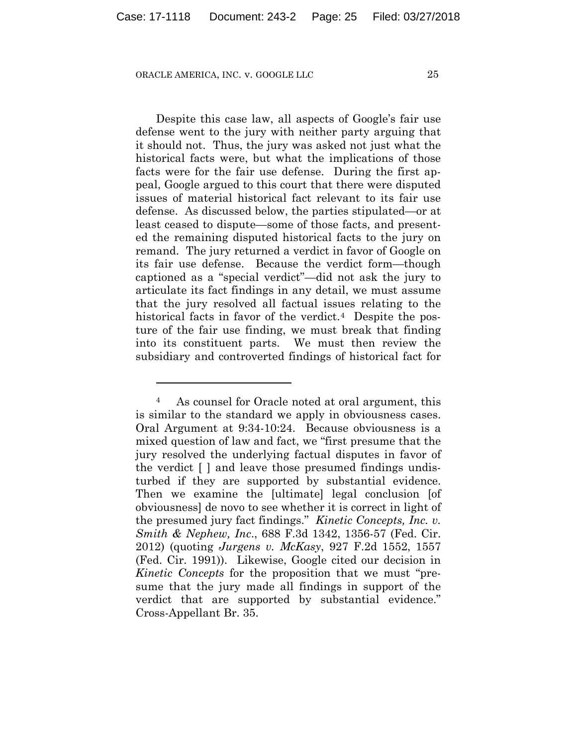Despite this case law, all aspects of Google's fair use defense went to the jury with neither party arguing that it should not. Thus, the jury was asked not just what the historical facts were, but what the implications of those facts were for the fair use defense. During the first appeal, Google argued to this court that there were disputed issues of material historical fact relevant to its fair use defense. As discussed below, the parties stipulated—or at least ceased to dispute—some of those facts, and presented the remaining disputed historical facts to the jury on remand. The jury returned a verdict in favor of Google on its fair use defense. Because the verdict form—though captioned as a "special verdict"—did not ask the jury to articulate its fact findings in any detail, we must assume that the jury resolved all factual issues relating to the historical facts in favor of the verdict.[4] Despite the posture of the fair use finding, we must break that finding into its constituent parts. We must then review the subsidiary and controverted findings of historical fact for

---

[4] As counsel for Oracle noted at oral argument, this is similar to the standard we apply in obviousness cases. Oral Argument at 9:34-10:24. Because obviousness is a mixed question of law and fact, we "first presume that the jury resolved the underlying factual disputes in favor of the verdict [ ] and leave those presumed findings undisturbed if they are supported by substantial evidence. Then we examine the [ultimate] legal conclusion [of obviousness] de novo to see whether it is correct in light of the presumed jury fact findings." *Kinetic Concepts, Inc. v. Smith & Nephew, Inc.*, 688 F.3d 1342, 1356-57 (Fed. Cir. 2012) (quoting *Jurgens v. McKasy*, 927 F.2d 1552, 1557 (Fed. Cir. 1991)). Likewise, Google cited our decision in *Kinetic Concepts* for the proposition that we must "presume that the jury made all findings in support of the verdict that are supported by substantial evidence." Cross-Appellant Br. 35.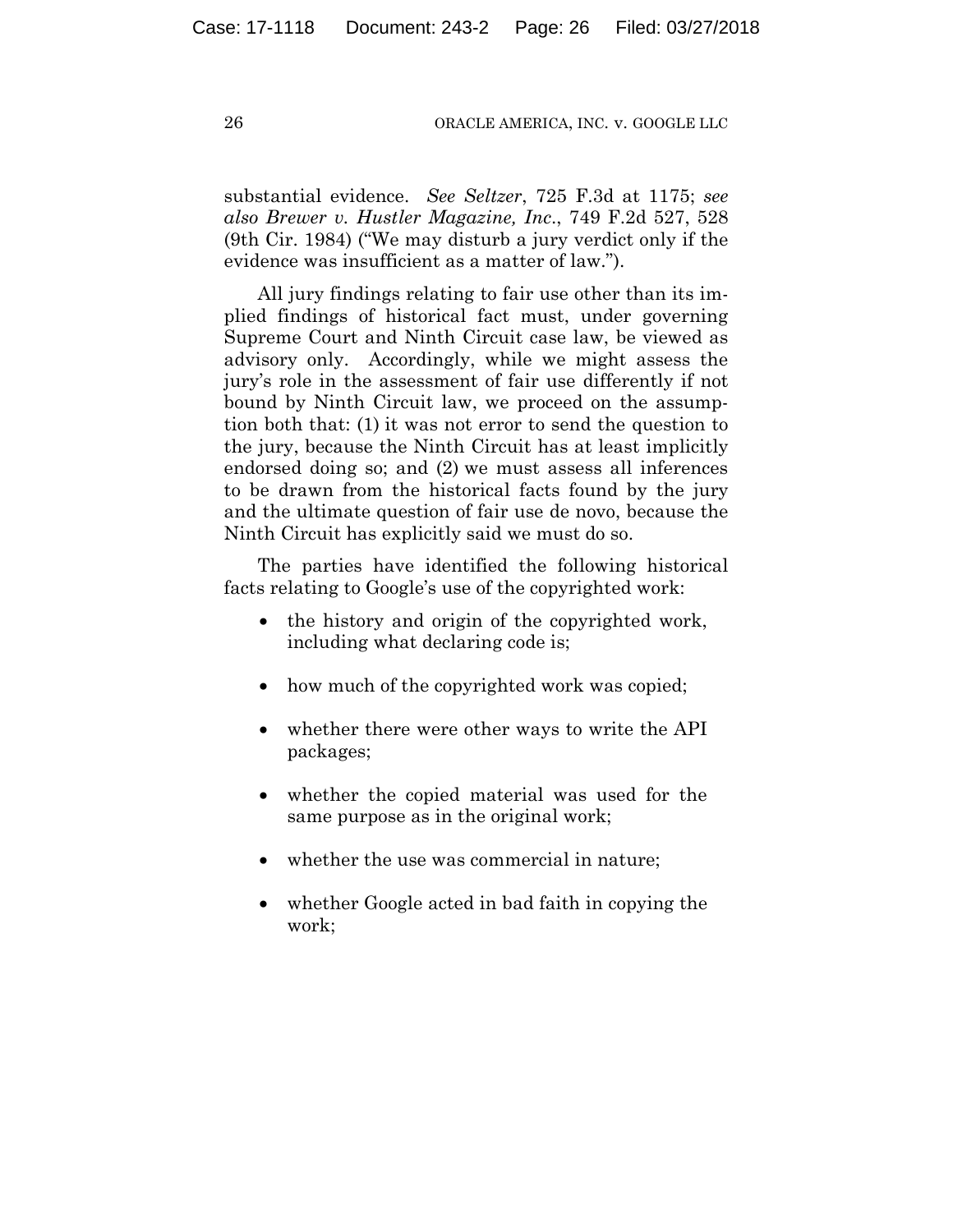substantial evidence. *See Seltzer*, 725 F.3d at 1175; *see also Brewer v. Hustler Magazine, Inc.*, 749 F.2d 527, 528 (9th Cir. 1984) ("We may disturb a jury verdict only if the evidence was insufficient as a matter of law.").

All jury findings relating to fair use other than its implied findings of historical fact must, under governing Supreme Court and Ninth Circuit case law, be viewed as advisory only. Accordingly, while we might assess the jury's role in the assessment of fair use differently if not bound by Ninth Circuit law, we proceed on the assumption both that: (1) it was not error to send the question to the jury, because the Ninth Circuit has at least implicitly endorsed doing so; and (2) we must assess all inferences to be drawn from the historical facts found by the jury and the ultimate question of fair use de novo, because the Ninth Circuit has explicitly said we must do so.

The parties have identified the following historical facts relating to Google's use of the copyrighted work:

- the history and origin of the copyrighted work, including what declaring code is;
- how much of the copyrighted work was copied;
- whether there were other ways to write the API packages;
- whether the copied material was used for the same purpose as in the original work;
- whether the use was commercial in nature;
- whether Google acted in bad faith in copying the work;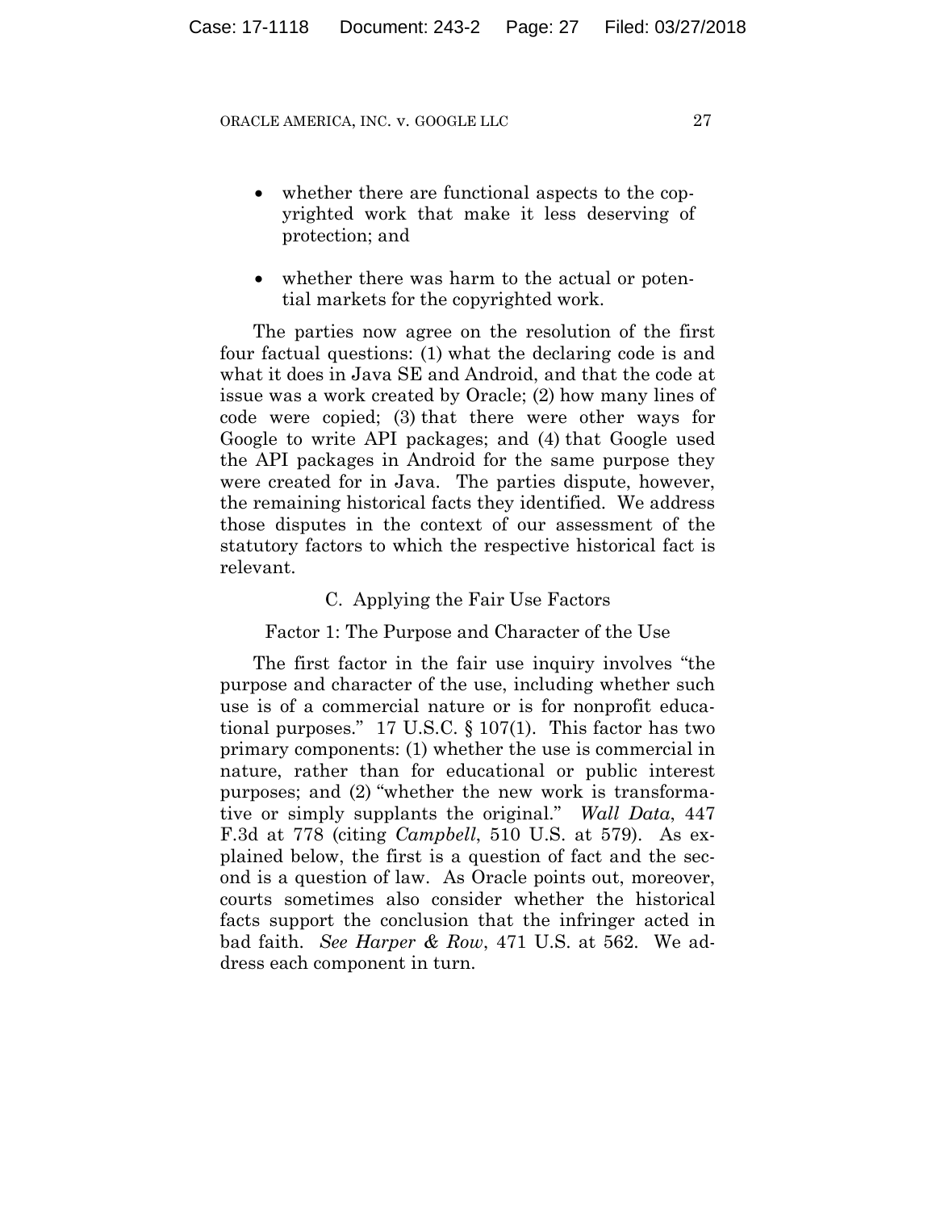- whether there are functional aspects to the copyrighted work that make it less deserving of protection; and

- whether there was harm to the actual or potential markets for the copyrighted work.

The parties now agree on the resolution of the first four factual questions: (1) what the declaring code is and what it does in Java SE and Android, and that the code at issue was a work created by Oracle; (2) how many lines of code were copied; (3) that there were other ways for Google to write API packages; and (4) that Google used the API packages in Android for the same purpose they were created for in Java. The parties dispute, however, the remaining historical facts they identified. We address those disputes in the context of our assessment of the statutory factors to which the respective historical fact is relevant.

### C. Applying the Fair Use Factors

#### Factor 1: The Purpose and Character of the Use

The first factor in the fair use inquiry involves "the purpose and character of the use, including whether such use is of a commercial nature or is for nonprofit educational purposes." 17 U.S.C. § 107(1). This factor has two primary components: (1) whether the use is commercial in nature, rather than for educational or public interest purposes; and (2) "whether the new work is transformative or simply supplants the original." *Wall Data*, 447 F.3d at 778 (citing *Campbell*, 510 U.S. at 579). As explained below, the first is a question of fact and the second is a question of law. As Oracle points out, moreover, courts sometimes also consider whether the historical facts support the conclusion that the infringer acted in bad faith. *See Harper & Row*, 471 U.S. at 562. We address each component in turn.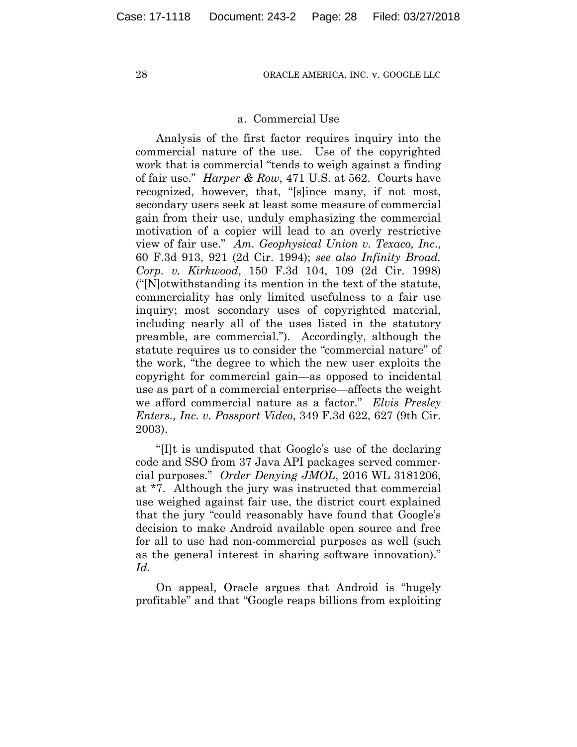### a. Commercial Use

Analysis of the first factor requires inquiry into the commercial nature of the use. Use of the copyrighted work that is commercial "tends to weigh against a finding of fair use." *Harper & Row*, 471 U.S. at 562. Courts have recognized, however, that, "[s]ince many, if not most, secondary users seek at least some measure of commercial gain from their use, unduly emphasizing the commercial motivation of a copier will lead to an overly restrictive view of fair use." *Am. Geophysical Union v. Texaco, Inc.*, 60 F.3d 913, 921 (2d Cir. 1994); *see also Infinity Broad. Corp. v. Kirkwood*, 150 F.3d 104, 109 (2d Cir. 1998) ("[N]otwithstanding its mention in the text of the statute, commerciality has only limited usefulness to a fair use inquiry; most secondary uses of copyrighted material, including nearly all of the uses listed in the statutory preamble, are commercial."). Accordingly, although the statute requires us to consider the "commercial nature" of the work, "the degree to which the new user exploits the copyright for commercial gain—as opposed to incidental use as part of a commercial enterprise—affects the weight we afford commercial nature as a factor." *Elvis Presley Enters., Inc. v. Passport Video*, 349 F.3d 622, 627 (9th Cir. 2003).

"[I]t is undisputed that Google's use of the declaring code and SSO from 37 Java API packages served commercial purposes." *Order Denying JMOL*, 2016 WL 3181206, at *7. Although the jury was instructed that commercial use weighed against fair use, the district court explained that the jury "could reasonably have found that Google's decision to make Android available open source and free for all to use had non-commercial purposes as well (such as the general interest in sharing software innovation)." *Id.*

On appeal, Oracle argues that Android is "hugely profitable" and that "Google reaps billions from exploiting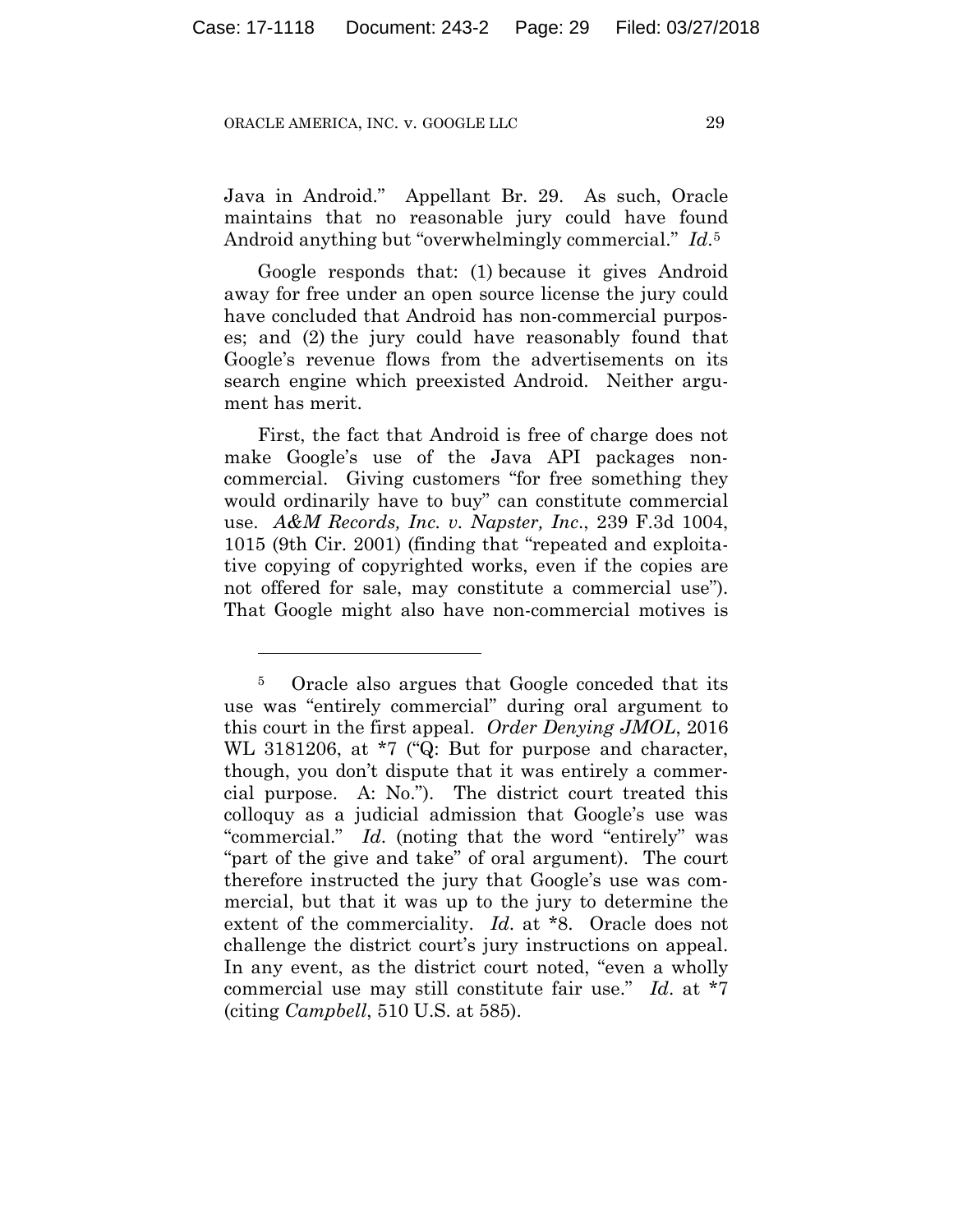Java in Android." Appellant Br. 29. As such, Oracle maintains that no reasonable jury could have found Android anything but "overwhelmingly commercial." *Id*.[5]

Google responds that: (1) because it gives Android away for free under an open source license the jury could have concluded that Android has non-commercial purposes; and (2) the jury could have reasonably found that Google's revenue flows from the advertisements on its search engine which preexisted Android. Neither argument has merit.

First, the fact that Android is free of charge does not make Google's use of the Java API packages non-commercial. Giving customers "for free something they would ordinarily have to buy" can constitute commercial use. *A&M Records, Inc. v. Napster, Inc.*, 239 F.3d 1004, 1015 (9th Cir. 2001) (finding that "repeated and exploitative copying of copyrighted works, even if the copies are not offered for sale, may constitute a commercial use"). That Google might also have non-commercial motives is

---

[5] Oracle also argues that Google conceded that its use was "entirely commercial" during oral argument to this court in the first appeal. *Order Denying JMOL*, 2016 WL 3181206, at *7 ("Q: But for purpose and character, though, you don't dispute that it was entirely a commercial purpose. A: No."). The district court treated this colloquy as a judicial admission that Google's use was "commercial." *Id*. (noting that the word "entirely" was "part of the give and take" of oral argument). The court therefore instructed the jury that Google's use was commercial, but that it was up to the jury to determine the extent of the commerciality. *Id*. at *8. Oracle does not challenge the district court's jury instructions on appeal. In any event, as the district court noted, "even a wholly commercial use may still constitute fair use." *Id*. at *7 (citing *Campbell*, 510 U.S. at 585).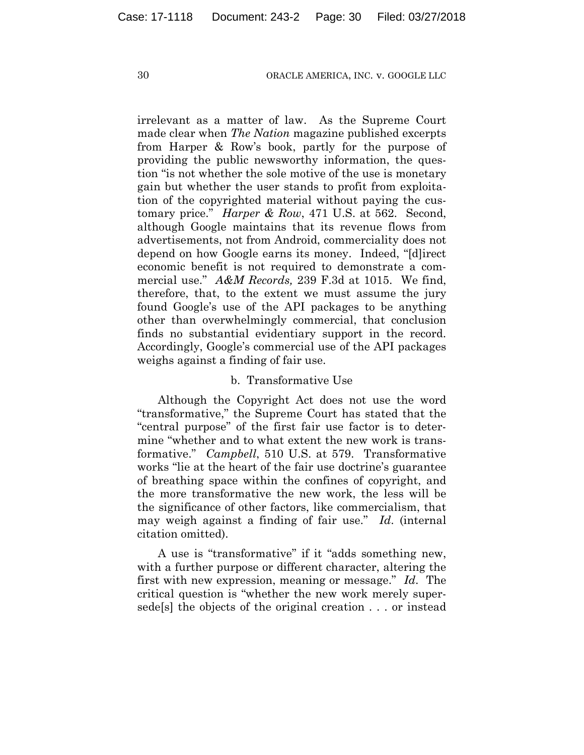irrelevant as a matter of law. As the Supreme Court made clear when *The Nation* magazine published excerpts from Harper & Row's book, partly for the purpose of providing the public newsworthy information, the question "is not whether the sole motive of the use is monetary gain but whether the user stands to profit from exploitation of the copyrighted material without paying the customary price." *Harper & Row*, 471 U.S. at 562. Second, although Google maintains that its revenue flows from advertisements, not from Android, commerciality does not depend on how Google earns its money. Indeed, "[d]irect economic benefit is not required to demonstrate a commercial use." *A&M Records,* 239 F.3d at 1015. We find, therefore, that, to the extent we must assume the jury found Google's use of the API packages to be anything other than overwhelmingly commercial, that conclusion finds no substantial evidentiary support in the record. Accordingly, Google's commercial use of the API packages weighs against a finding of fair use.

b. Transformative Use

Although the Copyright Act does not use the word "transformative," the Supreme Court has stated that the "central purpose" of the first fair use factor is to determine "whether and to what extent the new work is transformative." *Campbell*, 510 U.S. at 579. Transformative works "lie at the heart of the fair use doctrine's guarantee of breathing space within the confines of copyright, and the more transformative the new work, the less will be the significance of other factors, like commercialism, that may weigh against a finding of fair use." *Id*. (internal citation omitted).

A use is "transformative" if it "adds something new, with a further purpose or different character, altering the first with new expression, meaning or message." *Id*. The critical question is "whether the new work merely supersede[s] the objects of the original creation . . . or instead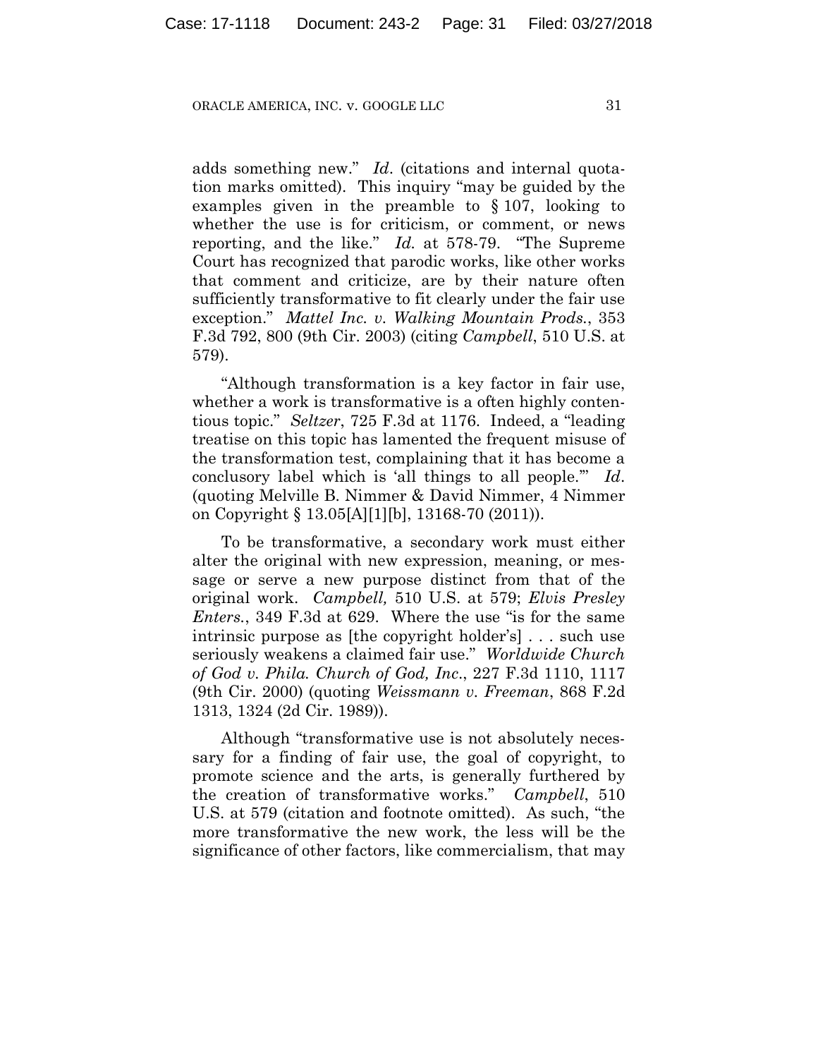adds something new." *Id*. (citations and internal quotation marks omitted). This inquiry "may be guided by the examples given in the preamble to § 107, looking to whether the use is for criticism, or comment, or news reporting, and the like." *Id.* at 578-79. "The Supreme Court has recognized that parodic works, like other works that comment and criticize, are by their nature often sufficiently transformative to fit clearly under the fair use exception." *Mattel Inc. v. Walking Mountain Prods.*, 353 F.3d 792, 800 (9th Cir. 2003) (citing *Campbell*, 510 U.S. at 579).

"Although transformation is a key factor in fair use, whether a work is transformative is a often highly contentious topic." *Seltzer*, 725 F.3d at 1176. Indeed, a "leading treatise on this topic has lamented the frequent misuse of the transformation test, complaining that it has become a conclusory label which is 'all things to all people.'" *Id*. (quoting Melville B. Nimmer & David Nimmer, 4 Nimmer on Copyright § 13.05[A][1][b], 13168-70 (2011)).

To be transformative, a secondary work must either alter the original with new expression, meaning, or message or serve a new purpose distinct from that of the original work. *Campbell,* 510 U.S. at 579; *Elvis Presley Enters.*, 349 F.3d at 629. Where the use "is for the same intrinsic purpose as [the copyright holder's] . . . such use seriously weakens a claimed fair use." *Worldwide Church of God v. Phila. Church of God, Inc*., 227 F.3d 1110, 1117 (9th Cir. 2000) (quoting *Weissmann v. Freeman*, 868 F.2d 1313, 1324 (2d Cir. 1989)).

Although "transformative use is not absolutely necessary for a finding of fair use, the goal of copyright, to promote science and the arts, is generally furthered by the creation of transformative works." *Campbell*, 510 U.S. at 579 (citation and footnote omitted). As such, "the more transformative the new work, the less will be the significance of other factors, like commercialism, that may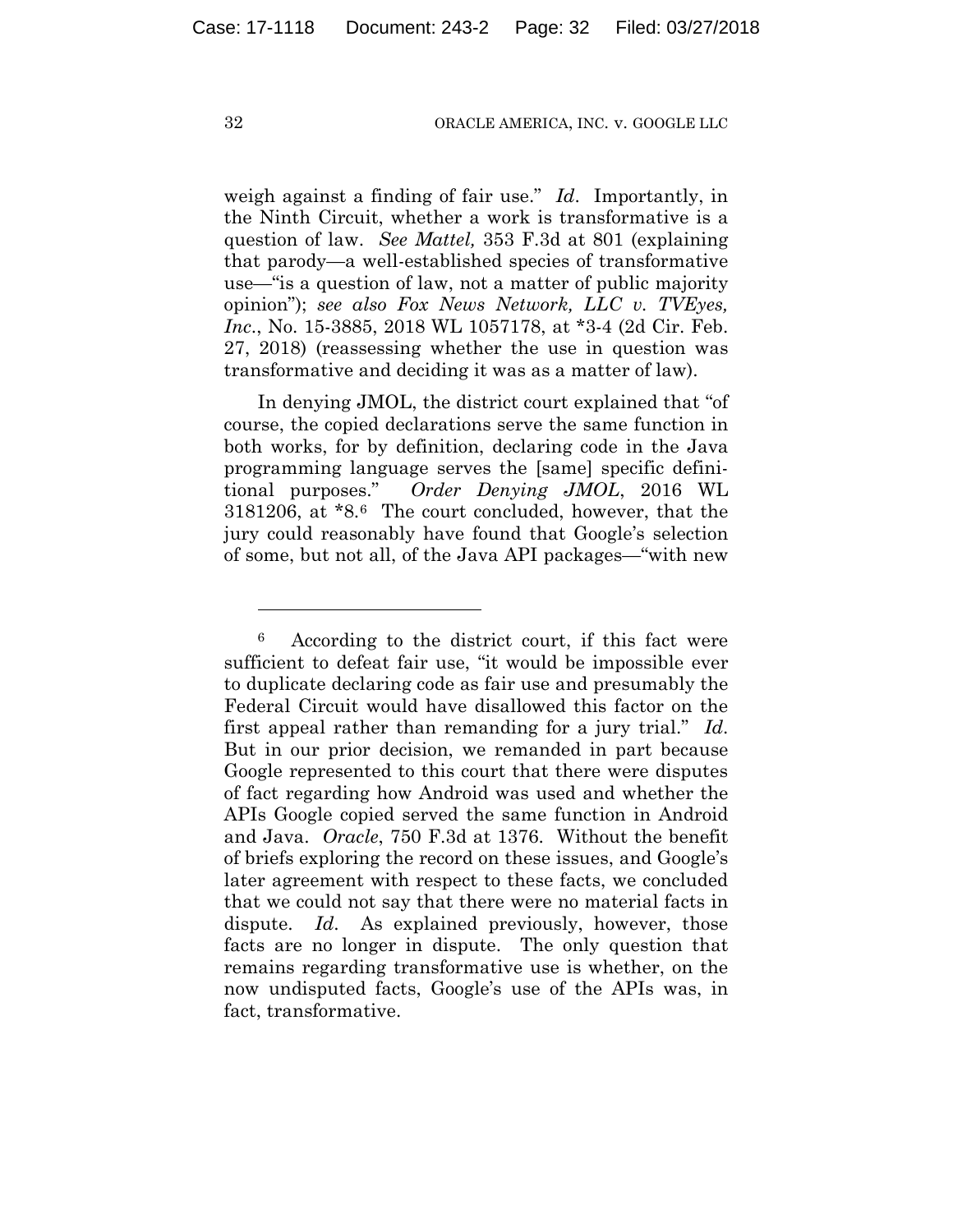weigh against a finding of fair use." *Id*. Importantly, in the Ninth Circuit, whether a work is transformative is a question of law. *See Mattel,* 353 F.3d at 801 (explaining that parody—a well-established species of transformative use—"is a question of law, not a matter of public majority opinion"); *see also Fox News Network, LLC v. TVEyes, Inc*., No. 15-3885, 2018 WL 1057178, at *3-4 (2d Cir. Feb. 27, 2018) (reassessing whether the use in question was transformative and deciding it was as a matter of law).

In denying JMOL, the district court explained that "of course, the copied declarations serve the same function in both works, for by definition, declaring code in the Java programming language serves the [same] specific definitional purposes." *Order Denying JMOL*, 2016 WL 3181206, at *8.[6] The court concluded, however, that the jury could reasonably have found that Google's selection of some, but not all, of the Java API packages—"with new

---

[6] According to the district court, if this fact were sufficient to defeat fair use, "it would be impossible ever to duplicate declaring code as fair use and presumably the Federal Circuit would have disallowed this factor on the first appeal rather than remanding for a jury trial." *Id.* But in our prior decision, we remanded in part because Google represented to this court that there were disputes of fact regarding how Android was used and whether the APIs Google copied served the same function in Android and Java. *Oracle*, 750 F.3d at 1376. Without the benefit of briefs exploring the record on these issues, and Google's later agreement with respect to these facts, we concluded that we could not say that there were no material facts in dispute. *Id*. As explained previously, however, those facts are no longer in dispute. The only question that remains regarding transformative use is whether, on the now undisputed facts, Google's use of the APIs was, in fact, transformative.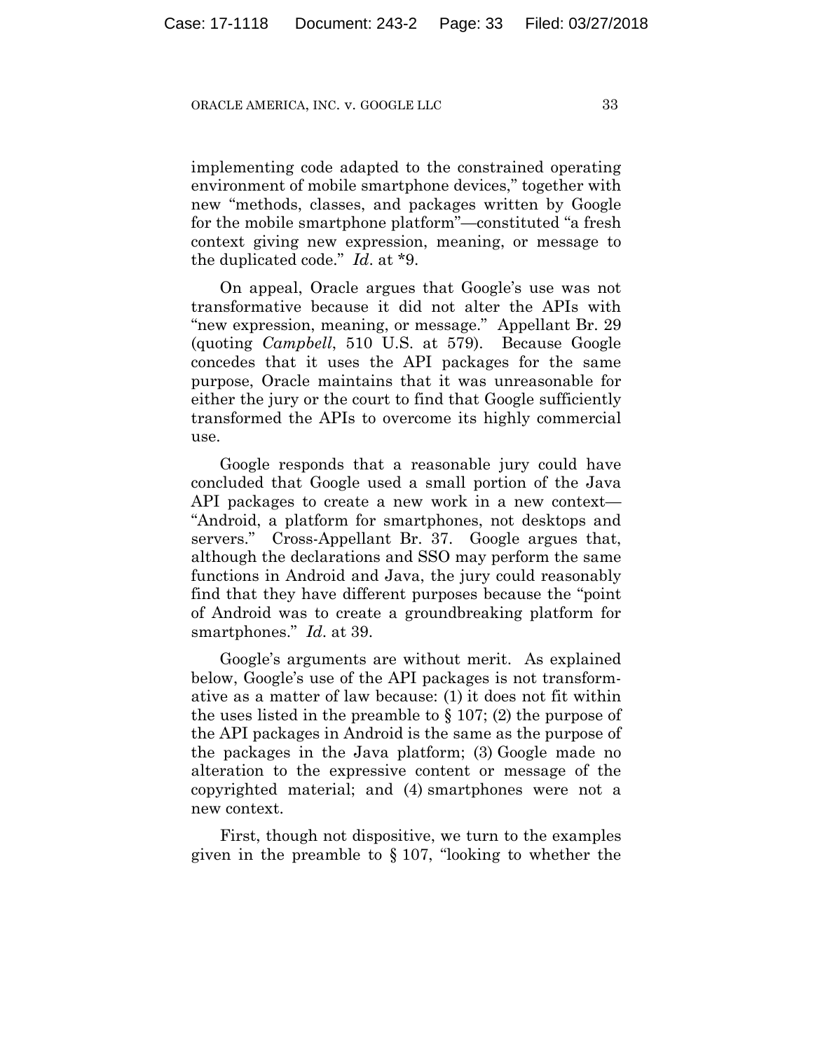implementing code adapted to the constrained operating environment of mobile smartphone devices," together with new "methods, classes, and packages written by Google for the mobile smartphone platform"—constituted "a fresh context giving new expression, meaning, or message to the duplicated code." *Id*. at *9.

On appeal, Oracle argues that Google's use was not transformative because it did not alter the APIs with "new expression, meaning, or message." Appellant Br. 29 (quoting *Campbell*, 510 U.S. at 579). Because Google concedes that it uses the API packages for the same purpose, Oracle maintains that it was unreasonable for either the jury or the court to find that Google sufficiently transformed the APIs to overcome its highly commercial use.

Google responds that a reasonable jury could have concluded that Google used a small portion of the Java API packages to create a new work in a new context—"Android, a platform for smartphones, not desktops and servers." Cross-Appellant Br. 37. Google argues that, although the declarations and SSO may perform the same functions in Android and Java, the jury could reasonably find that they have different purposes because the "point of Android was to create a groundbreaking platform for smartphones." *Id*. at 39.

Google's arguments are without merit. As explained below, Google's use of the API packages is not transformative as a matter of law because: (1) it does not fit within the uses listed in the preamble to § 107; (2) the purpose of the API packages in Android is the same as the purpose of the packages in the Java platform; (3) Google made no alteration to the expressive content or message of the copyrighted material; and (4) smartphones were not a new context.

First, though not dispositive, we turn to the examples given in the preamble to § 107, "looking to whether the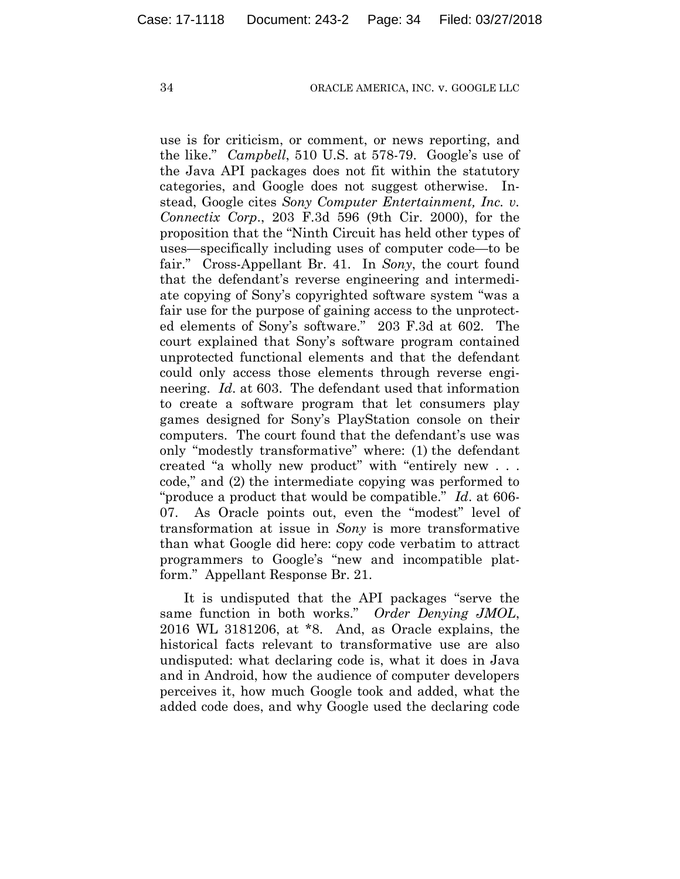use is for criticism, or comment, or news reporting, and the like." *Campbell*, 510 U.S. at 578-79. Google's use of the Java API packages does not fit within the statutory categories, and Google does not suggest otherwise. Instead, Google cites *Sony Computer Entertainment, Inc. v. Connectix Corp.*, 203 F.3d 596 (9th Cir. 2000), for the proposition that the "Ninth Circuit has held other types of uses—specifically including uses of computer code—to be fair." Cross-Appellant Br. 41. In *Sony*, the court found that the defendant's reverse engineering and intermediate copying of Sony's copyrighted software system "was a fair use for the purpose of gaining access to the unprotected elements of Sony's software." 203 F.3d at 602. The court explained that Sony's software program contained unprotected functional elements and that the defendant could only access those elements through reverse engineering. *Id*. at 603. The defendant used that information to create a software program that let consumers play games designed for Sony's PlayStation console on their computers. The court found that the defendant's use was only "modestly transformative" where: (1) the defendant created "a wholly new product" with "entirely new . . . code," and (2) the intermediate copying was performed to "produce a product that would be compatible." *Id*. at 606-07. As Oracle points out, even the "modest" level of transformation at issue in *Sony* is more transformative than what Google did here: copy code verbatim to attract programmers to Google's "new and incompatible platform." Appellant Response Br. 21.

It is undisputed that the API packages "serve the same function in both works." *Order Denying JMOL*, 2016 WL 3181206, at *8. And, as Oracle explains, the historical facts relevant to transformative use are also undisputed: what declaring code is, what it does in Java and in Android, how the audience of computer developers perceives it, how much Google took and added, what the added code does, and why Google used the declaring code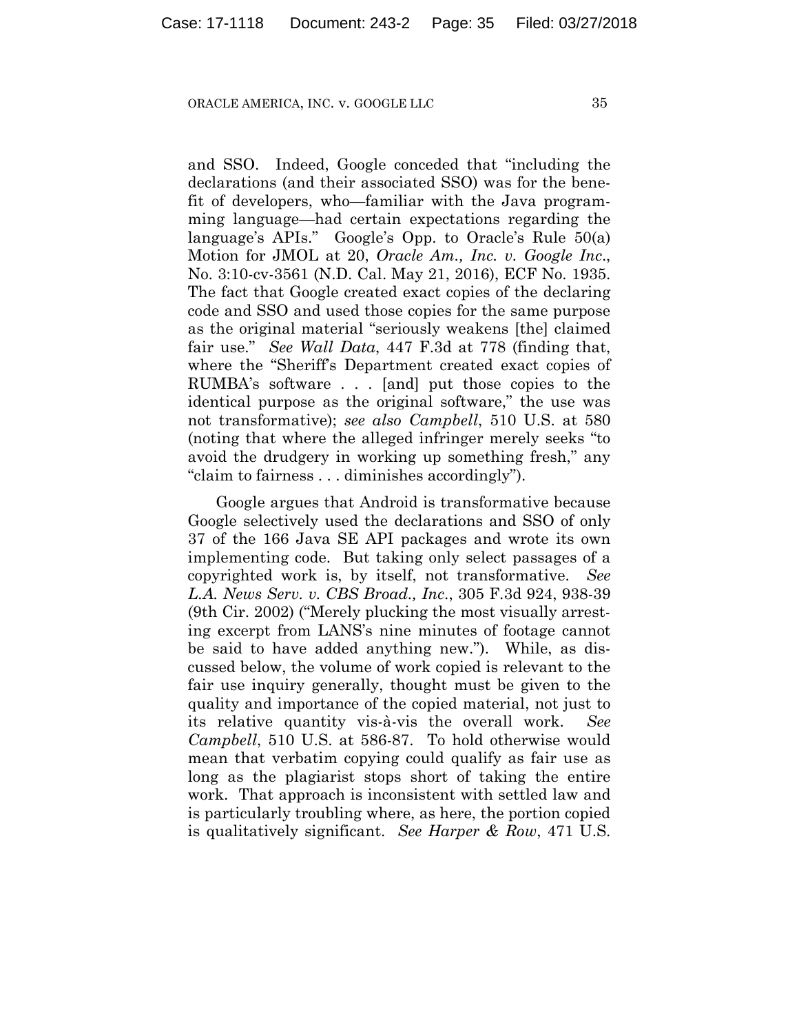and SSO. Indeed, Google conceded that "including the declarations (and their associated SSO) was for the benefit of developers, who—familiar with the Java programming language—had certain expectations regarding the language's APIs." Google's Opp. to Oracle's Rule 50(a) Motion for JMOL at 20, *Oracle Am., Inc. v. Google Inc.*, No. 3:10-cv-3561 (N.D. Cal. May 21, 2016), ECF No. 1935. The fact that Google created exact copies of the declaring code and SSO and used those copies for the same purpose as the original material "seriously weakens [the] claimed fair use." *See Wall Data*, 447 F.3d at 778 (finding that, where the "Sheriff's Department created exact copies of RUMBA's software . . . [and] put those copies to the identical purpose as the original software," the use was not transformative); *see also Campbell*, 510 U.S. at 580 (noting that where the alleged infringer merely seeks "to avoid the drudgery in working up something fresh," any "claim to fairness . . . diminishes accordingly").

Google argues that Android is transformative because Google selectively used the declarations and SSO of only 37 of the 166 Java SE API packages and wrote its own implementing code. But taking only select passages of a copyrighted work is, by itself, not transformative. *See L.A. News Serv. v. CBS Broad., Inc.*, 305 F.3d 924, 938-39 (9th Cir. 2002) ("Merely plucking the most visually arresting excerpt from LANS's nine minutes of footage cannot be said to have added anything new."). While, as discussed below, the volume of work copied is relevant to the fair use inquiry generally, thought must be given to the quality and importance of the copied material, not just to its relative quantity vis-à-vis the overall work. *See Campbell*, 510 U.S. at 586-87. To hold otherwise would mean that verbatim copying could qualify as fair use as long as the plagiarist stops short of taking the entire work. That approach is inconsistent with settled law and is particularly troubling where, as here, the portion copied is qualitatively significant. *See Harper & Row*, 471 U.S.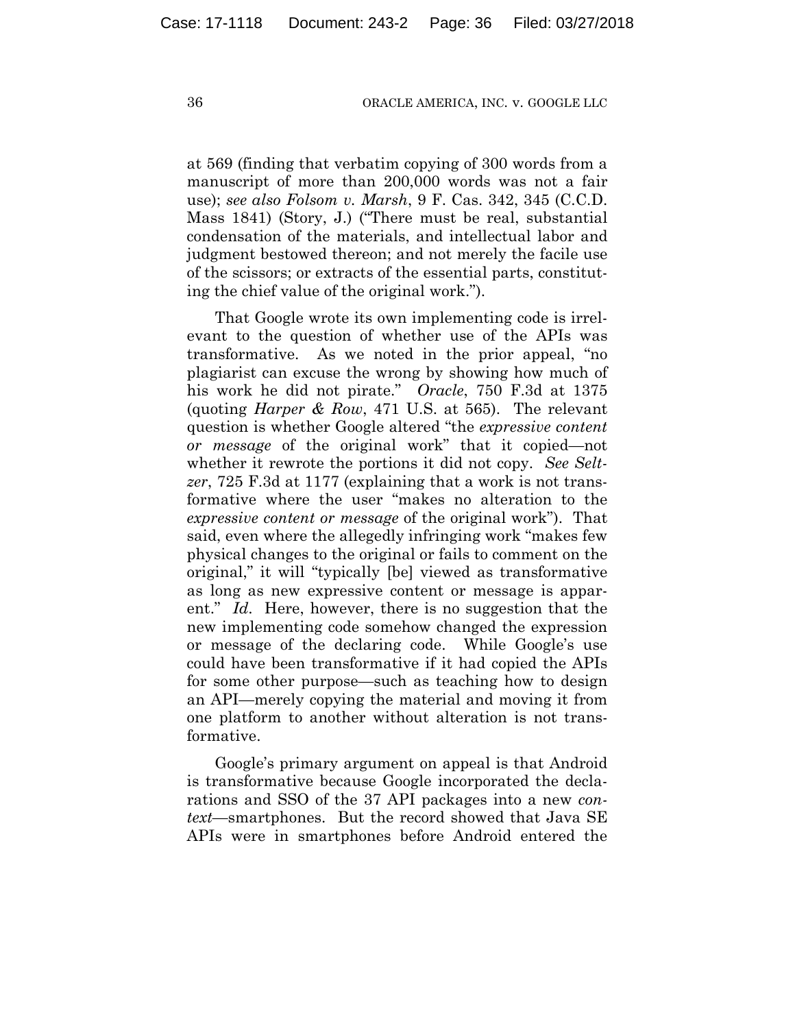at 569 (finding that verbatim copying of 300 words from a manuscript of more than 200,000 words was not a fair use); *see also Folsom v. Marsh*, 9 F. Cas. 342, 345 (C.C.D. Mass 1841) (Story, J.) ("There must be real, substantial condensation of the materials, and intellectual labor and judgment bestowed thereon; and not merely the facile use of the scissors; or extracts of the essential parts, constituting the chief value of the original work.").

That Google wrote its own implementing code is irrelevant to the question of whether use of the APIs was transformative. As we noted in the prior appeal, "no plagiarist can excuse the wrong by showing how much of his work he did not pirate." *Oracle*, 750 F.3d at 1375 (quoting *Harper & Row*, 471 U.S. at 565). The relevant question is whether Google altered "the *expressive content or message* of the original work" that it copied—not whether it rewrote the portions it did not copy. *See Seltzer*, 725 F.3d at 1177 (explaining that a work is not transformative where the user "makes no alteration to the *expressive content or message* of the original work"). That said, even where the allegedly infringing work "makes few physical changes to the original or fails to comment on the original," it will "typically [be] viewed as transformative as long as new expressive content or message is apparent." *Id*. Here, however, there is no suggestion that the new implementing code somehow changed the expression or message of the declaring code. While Google's use could have been transformative if it had copied the APIs for some other purpose—such as teaching how to design an API—merely copying the material and moving it from one platform to another without alteration is not transformative.

Google's primary argument on appeal is that Android is transformative because Google incorporated the declarations and SSO of the 37 API packages into a new *context*—smartphones. But the record showed that Java SE APIs were in smartphones before Android entered the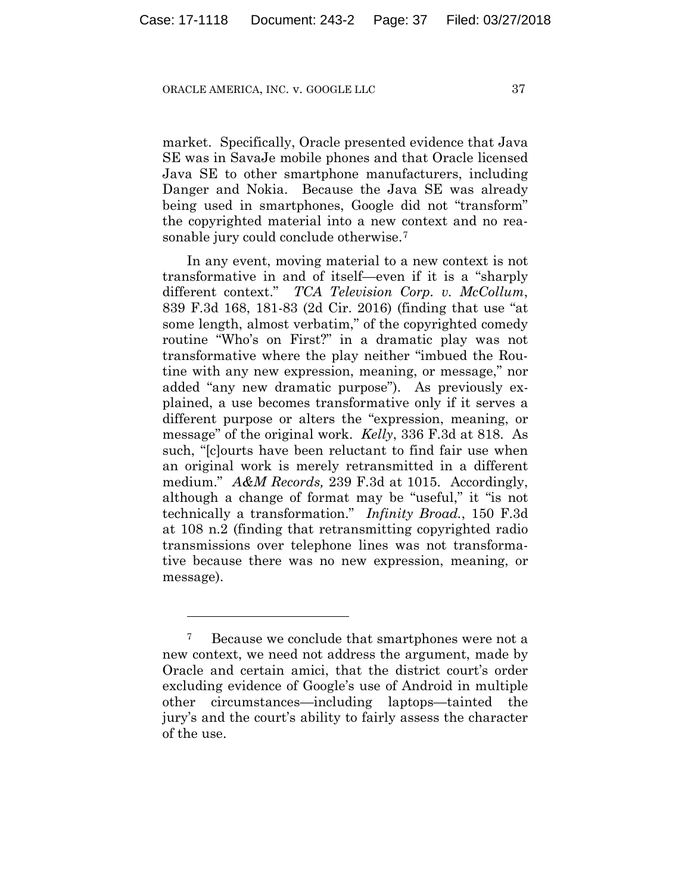market. Specifically, Oracle presented evidence that Java SE was in SavaJe mobile phones and that Oracle licensed Java SE to other smartphone manufacturers, including Danger and Nokia. Because the Java SE was already being used in smartphones, Google did not "transform" the copyrighted material into a new context and no reasonable jury could conclude otherwise.[7]

In any event, moving material to a new context is not transformative in and of itself—even if it is a "sharply different context." *TCA Television Corp. v. McCollum*, 839 F.3d 168, 181-83 (2d Cir. 2016) (finding that use "at some length, almost verbatim," of the copyrighted comedy routine "Who's on First?" in a dramatic play was not transformative where the play neither "imbued the Routine with any new expression, meaning, or message," nor added "any new dramatic purpose"). As previously explained, a use becomes transformative only if it serves a different purpose or alters the "expression, meaning, or message" of the original work. *Kelly*, 336 F.3d at 818. As such, "[c]ourts have been reluctant to find fair use when an original work is merely retransmitted in a different medium." *A&M Records,* 239 F.3d at 1015. Accordingly, although a change of format may be "useful," it "is not technically a transformation." *Infinity Broad.*, 150 F.3d at 108 n.2 (finding that retransmitting copyrighted radio transmissions over telephone lines was not transformative because there was no new expression, meaning, or message).

---

[7] Because we conclude that smartphones were not a new context, we need not address the argument, made by Oracle and certain amici, that the district court's order excluding evidence of Google's use of Android in multiple other circumstances—including laptops—tainted the jury's and the court's ability to fairly assess the character of the use.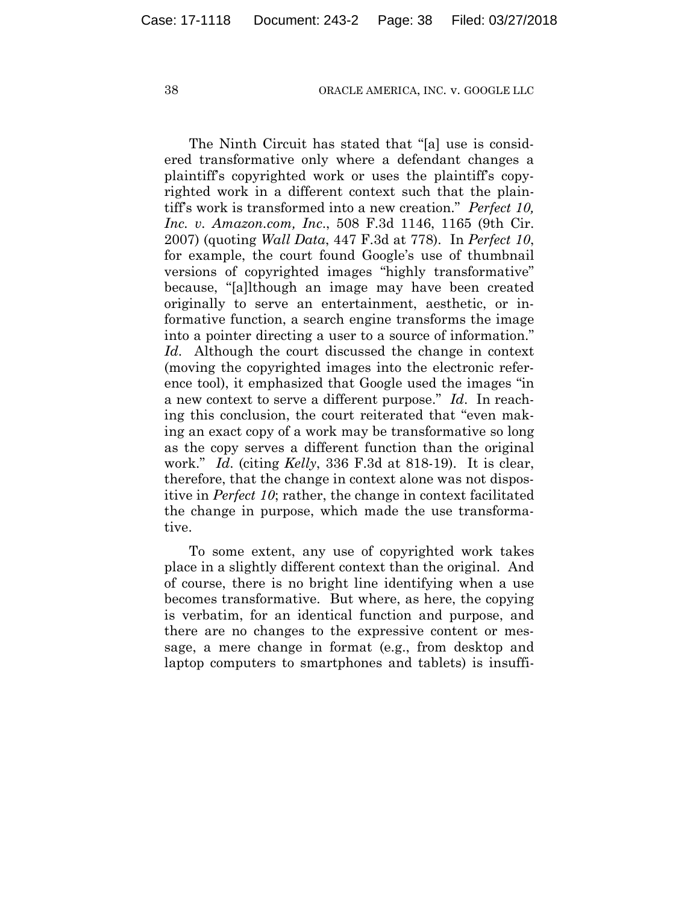The Ninth Circuit has stated that "[a] use is considered transformative only where a defendant changes a plaintiff's copyrighted work or uses the plaintiff's copyrighted work in a different context such that the plaintiff's work is transformed into a new creation." *Perfect 10, Inc. v. Amazon.com, Inc.*, 508 F.3d 1146, 1165 (9th Cir. 2007) (quoting *Wall Data*, 447 F.3d at 778). In *Perfect 10*, for example, the court found Google's use of thumbnail versions of copyrighted images "highly transformative" because, "[a]lthough an image may have been created originally to serve an entertainment, aesthetic, or informative function, a search engine transforms the image into a pointer directing a user to a source of information." *Id*. Although the court discussed the change in context (moving the copyrighted images into the electronic reference tool), it emphasized that Google used the images "in a new context to serve a different purpose." *Id*. In reaching this conclusion, the court reiterated that "even making an exact copy of a work may be transformative so long as the copy serves a different function than the original work." *Id*. (citing *Kelly*, 336 F.3d at 818-19). It is clear, therefore, that the change in context alone was not dispositive in *Perfect 10*; rather, the change in context facilitated the change in purpose, which made the use transformative.

To some extent, any use of copyrighted work takes place in a slightly different context than the original. And of course, there is no bright line identifying when a use becomes transformative. But where, as here, the copying is verbatim, for an identical function and purpose, and there are no changes to the expressive content or message, a mere change in format (e.g., from desktop and laptop computers to smartphones and tablets) is insuffi-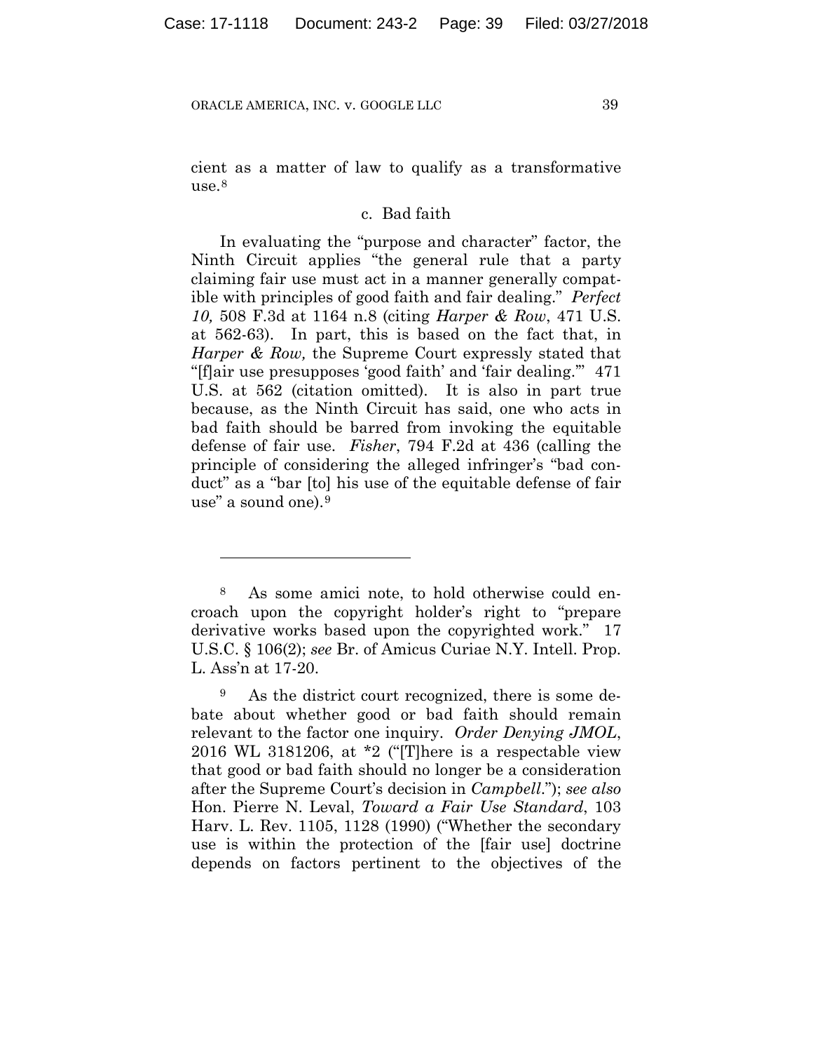cient as a matter of law to qualify as a transformative use.[8]

### c. Bad faith

In evaluating the "purpose and character" factor, the Ninth Circuit applies "the general rule that a party claiming fair use must act in a manner generally compatible with principles of good faith and fair dealing." *Perfect 10,* 508 F.3d at 1164 n.8 (citing *Harper & Row*, 471 U.S. at 562-63). In part, this is based on the fact that, in *Harper & Row,* the Supreme Court expressly stated that "[f]air use presupposes 'good faith' and 'fair dealing.'" 471 U.S. at 562 (citation omitted). It is also in part true because, as the Ninth Circuit has said, one who acts in bad faith should be barred from invoking the equitable defense of fair use. *Fisher*, 794 F.2d at 436 (calling the principle of considering the alleged infringer's "bad conduct" as a "bar [to] his use of the equitable defense of fair use" a sound one).[9]

---

[8] As some amici note, to hold otherwise could encroach upon the copyright holder's right to "prepare derivative works based upon the copyrighted work." 17 U.S.C. § 106(2); *see* Br. of Amicus Curiae N.Y. Intell. Prop. L. Ass'n at 17-20.

[9] As the district court recognized, there is some debate about whether good or bad faith should remain relevant to the factor one inquiry. *Order Denying JMOL*, 2016 WL 3181206, at *2 ("[T]here is a respectable view that good or bad faith should no longer be a consideration after the Supreme Court's decision in *Campbell*."); *see also* Hon. Pierre N. Leval, *Toward a Fair Use Standard*, 103 Harv. L. Rev. 1105, 1128 (1990) ("Whether the secondary use is within the protection of the [fair use] doctrine depends on factors pertinent to the objectives of the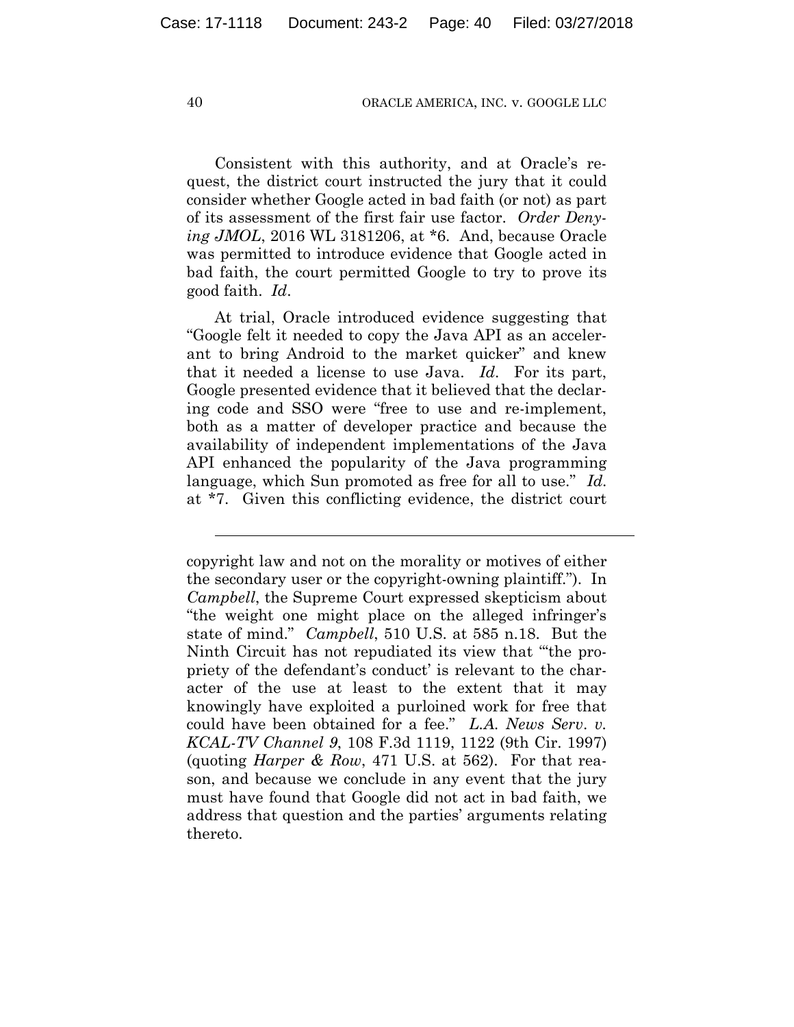Consistent with this authority, and at Oracle's request, the district court instructed the jury that it could consider whether Google acted in bad faith (or not) as part of its assessment of the first fair use factor. *Order Denying JMOL*, 2016 WL 3181206, at *6. And, because Oracle was permitted to introduce evidence that Google acted in bad faith, the court permitted Google to try to prove its good faith. *Id*.

At trial, Oracle introduced evidence suggesting that "Google felt it needed to copy the Java API as an accelerant to bring Android to the market quicker" and knew that it needed a license to use Java. *Id*. For its part, Google presented evidence that it believed that the declaring code and SSO were "free to use and re-implement, both as a matter of developer practice and because the availability of independent implementations of the Java API enhanced the popularity of the Java programming language, which Sun promoted as free for all to use." *Id*. at *7. Given this conflicting evidence, the district court

---

copyright law and not on the morality or motives of either the secondary user or the copyright-owning plaintiff."). In *Campbell*, the Supreme Court expressed skepticism about "the weight one might place on the alleged infringer's state of mind." *Campbell*, 510 U.S. at 585 n.18. But the Ninth Circuit has not repudiated its view that "'the propriety of the defendant's conduct' is relevant to the character of the use at least to the extent that it may knowingly have exploited a purloined work for free that could have been obtained for a fee." *L.A. News Serv. v. KCAL-TV Channel 9*, 108 F.3d 1119, 1122 (9th Cir. 1997) (quoting *Harper & Row*, 471 U.S. at 562). For that reason, and because we conclude in any event that the jury must have found that Google did not act in bad faith, we address that question and the parties' arguments relating thereto.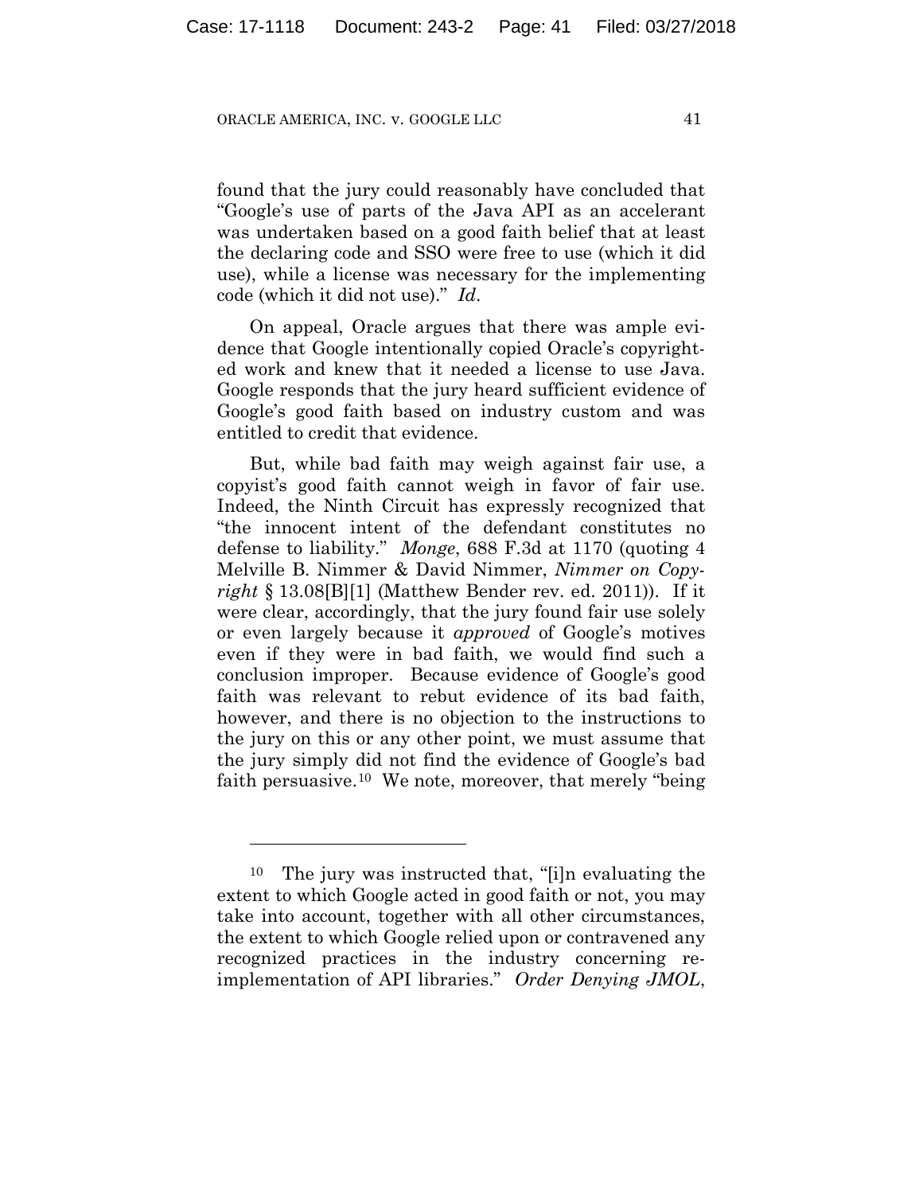found that the jury could reasonably have concluded that "Google's use of parts of the Java API as an accelerant was undertaken based on a good faith belief that at least the declaring code and SSO were free to use (which it did use), while a license was necessary for the implementing code (which it did not use)." *Id*.

On appeal, Oracle argues that there was ample evidence that Google intentionally copied Oracle's copyrighted work and knew that it needed a license to use Java. Google responds that the jury heard sufficient evidence of Google's good faith based on industry custom and was entitled to credit that evidence.

But, while bad faith may weigh against fair use, a copyist's good faith cannot weigh in favor of fair use. Indeed, the Ninth Circuit has expressly recognized that "the innocent intent of the defendant constitutes no defense to liability." *Monge*, 688 F.3d at 1170 (quoting 4 Melville B. Nimmer & David Nimmer, *Nimmer on Copyright* § 13.08[B][1] (Matthew Bender rev. ed. 2011)). If it were clear, accordingly, that the jury found fair use solely or even largely because it *approved* of Google's motives even if they were in bad faith, we would find such a conclusion improper. Because evidence of Google's good faith was relevant to rebut evidence of its bad faith, however, and there is no objection to the instructions to the jury on this or any other point, we must assume that the jury simply did not find the evidence of Google's bad faith persuasive.[10] We note, moreover, that merely "being

---

[10] The jury was instructed that, "[i]n evaluating the extent to which Google acted in good faith or not, you may take into account, together with all other circumstances, the extent to which Google relied upon or contravened any recognized practices in the industry concerning re-implementation of API libraries." *Order Denying JMOL*,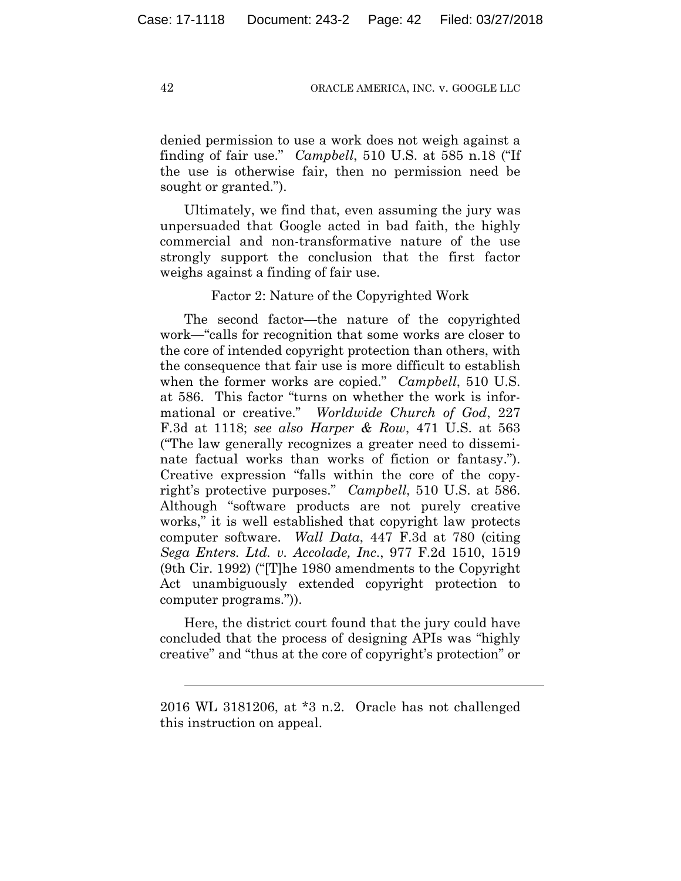denied permission to use a work does not weigh against a finding of fair use." *Campbell*, 510 U.S. at 585 n.18 ("If the use is otherwise fair, then no permission need be sought or granted.").

Ultimately, we find that, even assuming the jury was unpersuaded that Google acted in bad faith, the highly commercial and non-transformative nature of the use strongly support the conclusion that the first factor weighs against a finding of fair use.

Factor 2: Nature of the Copyrighted Work

The second factor—the nature of the copyrighted work—"calls for recognition that some works are closer to the core of intended copyright protection than others, with the consequence that fair use is more difficult to establish when the former works are copied." *Campbell*, 510 U.S. at 586. This factor "turns on whether the work is informational or creative." *Worldwide Church of God*, 227 F.3d at 1118; *see also Harper & Row*, 471 U.S. at 563 ("The law generally recognizes a greater need to disseminate factual works than works of fiction or fantasy."). Creative expression "falls within the core of the copyright's protective purposes." *Campbell*, 510 U.S. at 586. Although "software products are not purely creative works," it is well established that copyright law protects computer software. *Wall Data*, 447 F.3d at 780 (citing *Sega Enters. Ltd. v. Accolade, Inc.*, 977 F.2d 1510, 1519 (9th Cir. 1992) ("[T]he 1980 amendments to the Copyright Act unambiguously extended copyright protection to computer programs.")).

Here, the district court found that the jury could have concluded that the process of designing APIs was "highly creative" and "thus at the core of copyright's protection" or

---

2016 WL 3181206, at *3 n.2. Oracle has not challenged this instruction on appeal.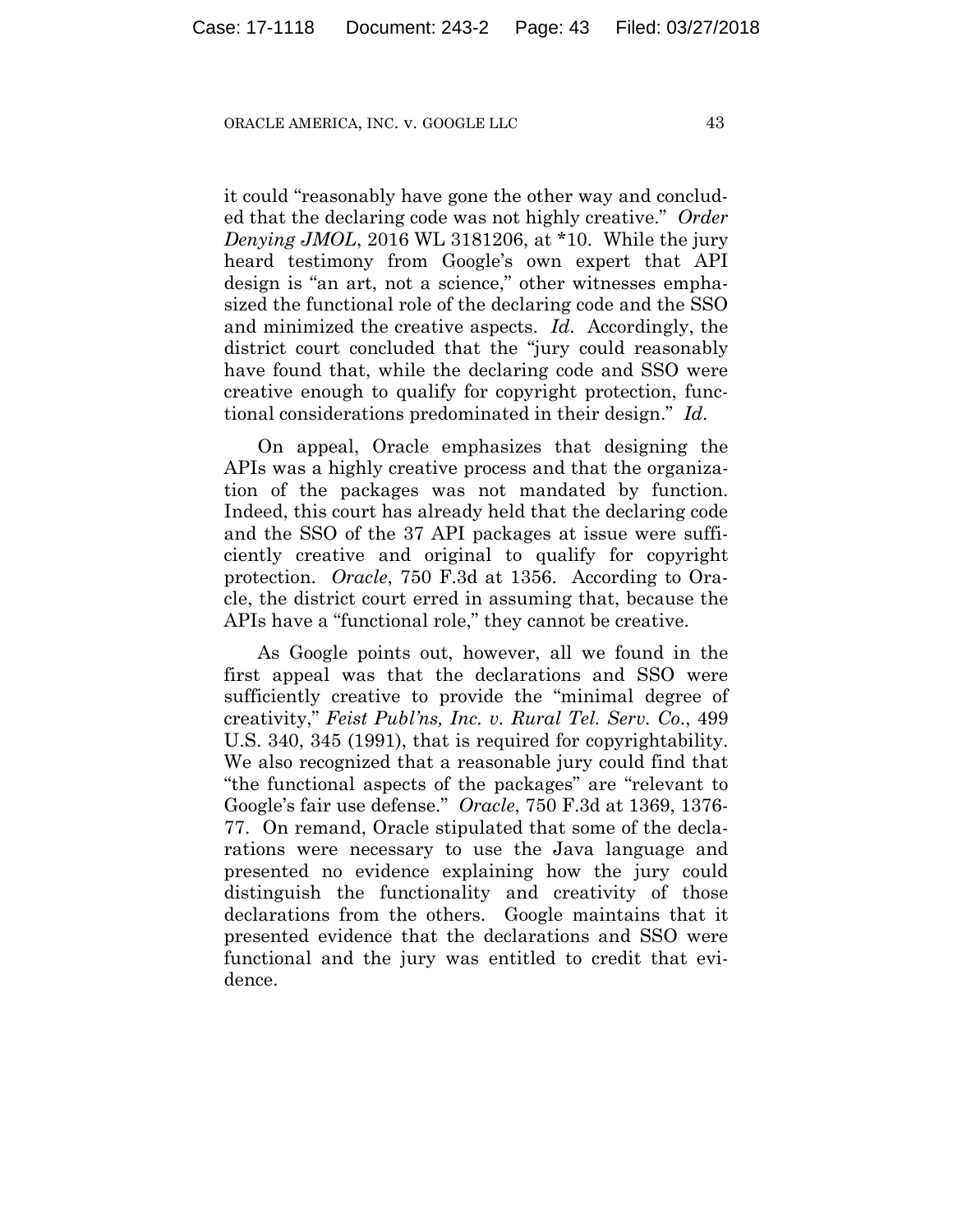it could "reasonably have gone the other way and concluded that the declaring code was not highly creative." *Order Denying JMOL*, 2016 WL 3181206, at *10. While the jury heard testimony from Google's own expert that API design is "an art, not a science," other witnesses emphasized the functional role of the declaring code and the SSO and minimized the creative aspects. *Id*. Accordingly, the district court concluded that the "jury could reasonably have found that, while the declaring code and SSO were creative enough to qualify for copyright protection, functional considerations predominated in their design." *Id*.

On appeal, Oracle emphasizes that designing the APIs was a highly creative process and that the organization of the packages was not mandated by function. Indeed, this court has already held that the declaring code and the SSO of the 37 API packages at issue were sufficiently creative and original to qualify for copyright protection. *Oracle*, 750 F.3d at 1356. According to Oracle, the district court erred in assuming that, because the APIs have a "functional role," they cannot be creative.

As Google points out, however, all we found in the first appeal was that the declarations and SSO were sufficiently creative to provide the "minimal degree of creativity," *Feist Publ'ns, Inc. v. Rural Tel. Serv. Co.*, 499 U.S. 340, 345 (1991), that is required for copyrightability. We also recognized that a reasonable jury could find that "the functional aspects of the packages" are "relevant to Google's fair use defense." *Oracle*, 750 F.3d at 1369, 1376-77. On remand, Oracle stipulated that some of the declarations were necessary to use the Java language and presented no evidence explaining how the jury could distinguish the functionality and creativity of those declarations from the others. Google maintains that it presented evidence that the declarations and SSO were functional and the jury was entitled to credit that evidence.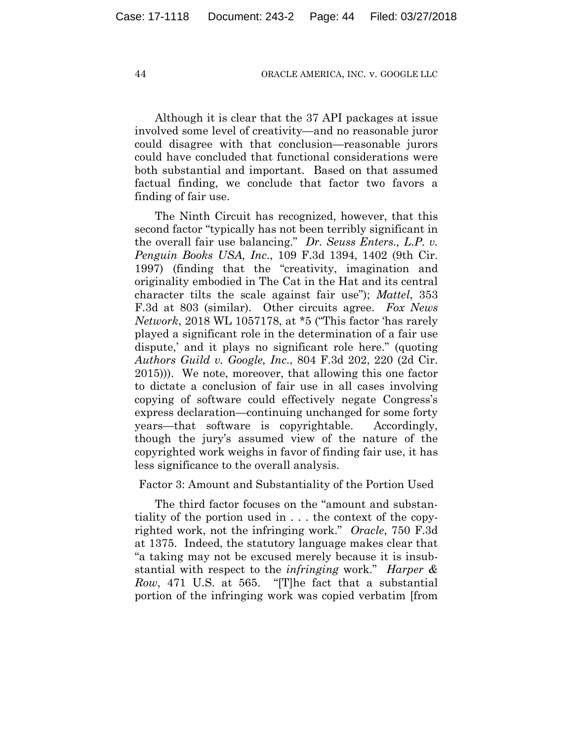Although it is clear that the 37 API packages at issue involved some level of creativity—and no reasonable juror could disagree with that conclusion—reasonable jurors could have concluded that functional considerations were both substantial and important. Based on that assumed factual finding, we conclude that factor two favors a finding of fair use.

The Ninth Circuit has recognized, however, that this second factor "typically has not been terribly significant in the overall fair use balancing." *Dr. Seuss Enters., L.P. v. Penguin Books USA, Inc.*, 109 F.3d 1394, 1402 (9th Cir. 1997) (finding that the "creativity, imagination and originality embodied in The Cat in the Hat and its central character tilts the scale against fair use"); *Mattel*, 353 F.3d at 803 (similar). Other circuits agree. *Fox News Network*, 2018 WL 1057178, at *5 ("This factor 'has rarely played a significant role in the determination of a fair use dispute,' and it plays no significant role here." (quoting *Authors Guild v. Google, Inc.*, 804 F.3d 202, 220 (2d Cir. 2015))). We note, moreover, that allowing this one factor to dictate a conclusion of fair use in all cases involving copying of software could effectively negate Congress's express declaration—continuing unchanged for some forty years—that software is copyrightable. Accordingly, though the jury's assumed view of the nature of the copyrighted work weighs in favor of finding fair use, it has less significance to the overall analysis.

Factor 3: Amount and Substantiality of the Portion Used

The third factor focuses on the "amount and substantiality of the portion used in . . . the context of the copyrighted work, not the infringing work." *Oracle*, 750 F.3d at 1375. Indeed, the statutory language makes clear that "a taking may not be excused merely because it is insubstantial with respect to the *infringing* work." *Harper & Row*, 471 U.S. at 565. "[T]he fact that a substantial portion of the infringing work was copied verbatim [from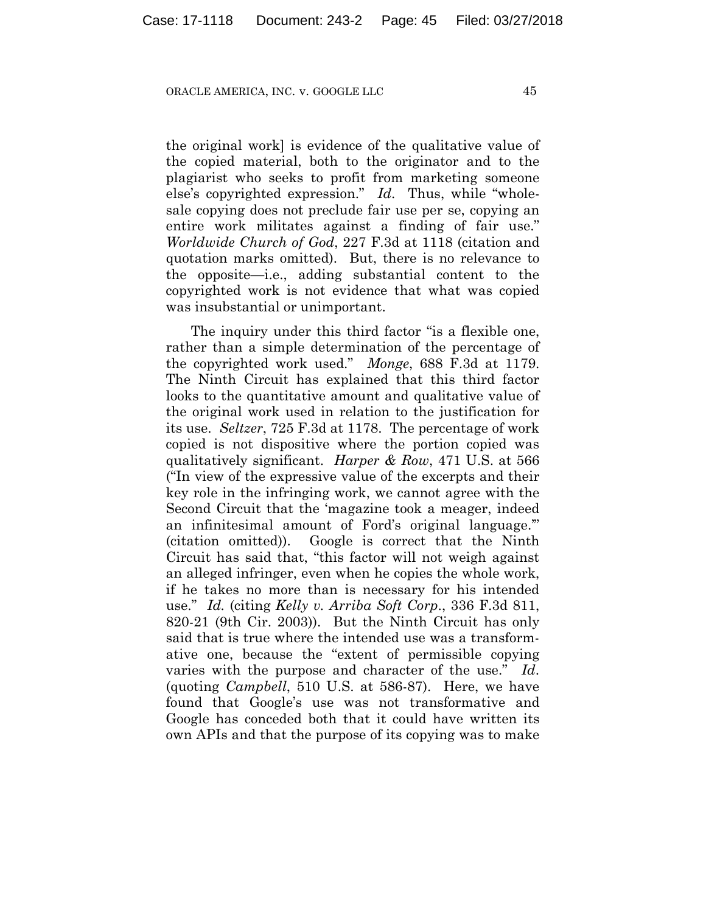the original work] is evidence of the qualitative value of the copied material, both to the originator and to the plagiarist who seeks to profit from marketing someone else's copyrighted expression." *Id*. Thus, while "wholesale copying does not preclude fair use per se, copying an entire work militates against a finding of fair use." *Worldwide Church of God*, 227 F.3d at 1118 (citation and quotation marks omitted). But, there is no relevance to the opposite—i.e., adding substantial content to the copyrighted work is not evidence that what was copied was insubstantial or unimportant.

The inquiry under this third factor "is a flexible one, rather than a simple determination of the percentage of the copyrighted work used." *Monge*, 688 F.3d at 1179. The Ninth Circuit has explained that this third factor looks to the quantitative amount and qualitative value of the original work used in relation to the justification for its use. *Seltzer*, 725 F.3d at 1178. The percentage of work copied is not dispositive where the portion copied was qualitatively significant. *Harper & Row*, 471 U.S. at 566 ("In view of the expressive value of the excerpts and their key role in the infringing work, we cannot agree with the Second Circuit that the 'magazine took a meager, indeed an infinitesimal amount of Ford's original language.'" (citation omitted)). Google is correct that the Ninth Circuit has said that, "this factor will not weigh against an alleged infringer, even when he copies the whole work, if he takes no more than is necessary for his intended use." *Id.* (citing *Kelly v. Arriba Soft Corp*., 336 F.3d 811, 820-21 (9th Cir. 2003)). But the Ninth Circuit has only said that is true where the intended use was a transformative one, because the "extent of permissible copying varies with the purpose and character of the use." *Id*. (quoting *Campbell*, 510 U.S. at 586-87). Here, we have found that Google's use was not transformative and Google has conceded both that it could have written its own APIs and that the purpose of its copying was to make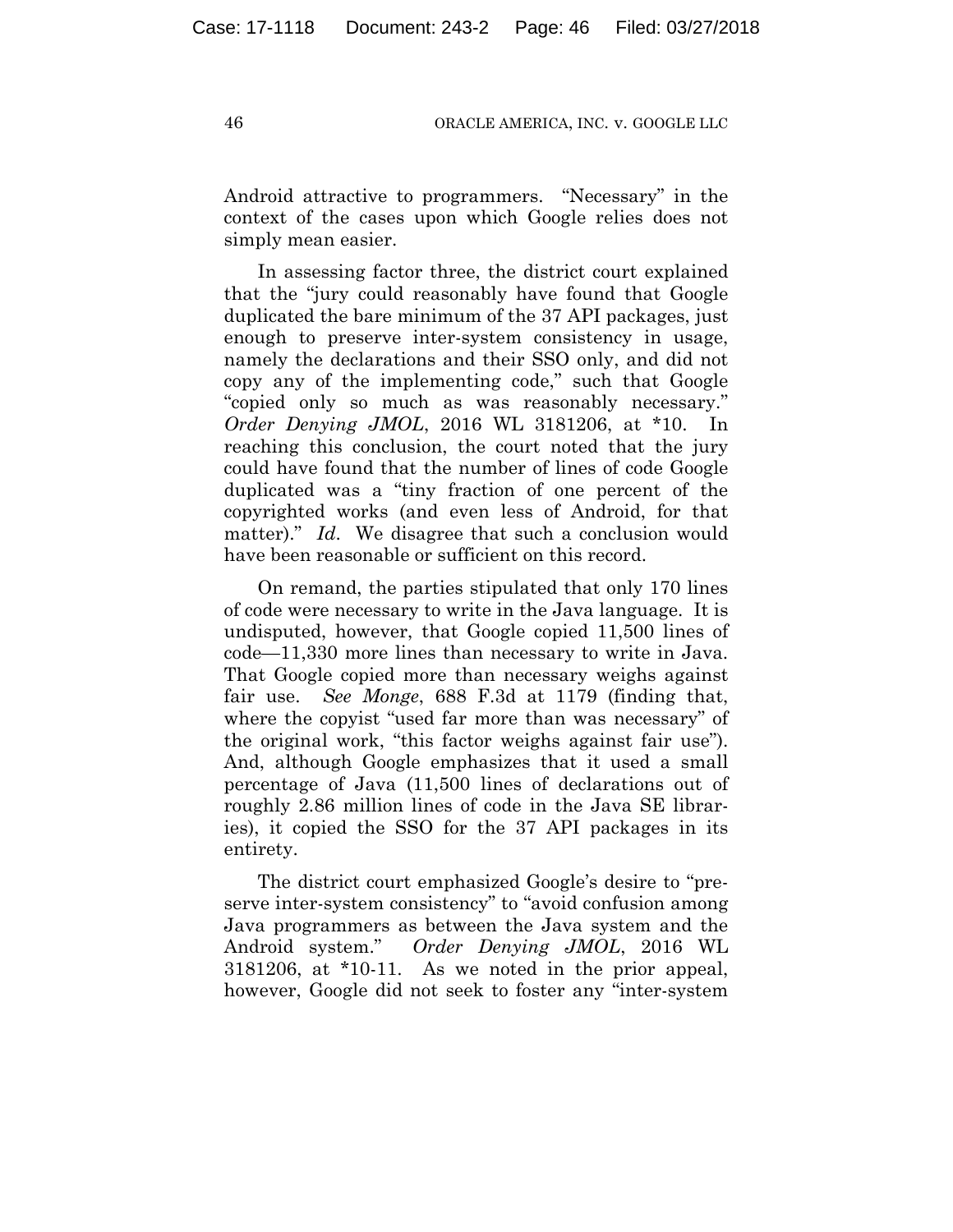Android attractive to programmers. "Necessary" in the context of the cases upon which Google relies does not simply mean easier.

In assessing factor three, the district court explained that the "jury could reasonably have found that Google duplicated the bare minimum of the 37 API packages, just enough to preserve inter-system consistency in usage, namely the declarations and their SSO only, and did not copy any of the implementing code," such that Google "copied only so much as was reasonably necessary." *Order Denying JMOL*, 2016 WL 3181206, at \*10. In reaching this conclusion, the court noted that the jury could have found that the number of lines of code Google duplicated was a "tiny fraction of one percent of the copyrighted works (and even less of Android, for that matter)." *Id.* We disagree that such a conclusion would have been reasonable or sufficient on this record.

On remand, the parties stipulated that only 170 lines of code were necessary to write in the Java language. It is undisputed, however, that Google copied 11,500 lines of code—11,330 more lines than necessary to write in Java. That Google copied more than necessary weighs against fair use. *See Monge*, 688 F.3d at 1179 (finding that, where the copyist "used far more than was necessary" of the original work, "this factor weighs against fair use"). And, although Google emphasizes that it used a small percentage of Java (11,500 lines of declarations out of roughly 2.86 million lines of code in the Java SE libraries), it copied the SSO for the 37 API packages in its entirety.

The district court emphasized Google's desire to "preserve inter-system consistency" to "avoid confusion among Java programmers as between the Java system and the Android system." *Order Denying JMOL*, 2016 WL 3181206, at \*10-11. As we noted in the prior appeal, however, Google did not seek to foster any "inter-system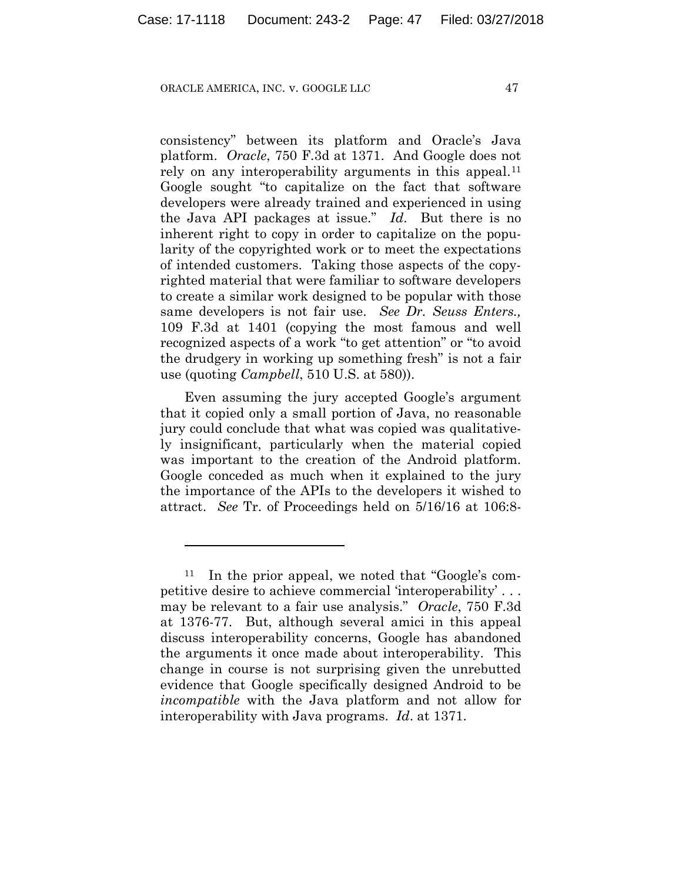consistency" between its platform and Oracle's Java platform. *Oracle*, 750 F.3d at 1371. And Google does not rely on any interoperability arguments in this appeal.[11] Google sought "to capitalize on the fact that software developers were already trained and experienced in using the Java API packages at issue." *Id*. But there is no inherent right to copy in order to capitalize on the popularity of the copyrighted work or to meet the expectations of intended customers. Taking those aspects of the copyrighted material that were familiar to software developers to create a similar work designed to be popular with those same developers is not fair use. *See Dr. Seuss Enters.,* 109 F.3d at 1401 (copying the most famous and well recognized aspects of a work "to get attention" or "to avoid the drudgery in working up something fresh" is not a fair use (quoting *Campbell*, 510 U.S. at 580)).

Even assuming the jury accepted Google's argument that it copied only a small portion of Java, no reasonable jury could conclude that what was copied was qualitatively insignificant, particularly when the material copied was important to the creation of the Android platform. Google conceded as much when it explained to the jury the importance of the APIs to the developers it wished to attract. *See* Tr. of Proceedings held on 5/16/16 at 106:8-

---

[11] In the prior appeal, we noted that "Google's competitive desire to achieve commercial 'interoperability' . . . may be relevant to a fair use analysis." *Oracle*, 750 F.3d at 1376-77. But, although several amici in this appeal discuss interoperability concerns, Google has abandoned the arguments it once made about interoperability. This change in course is not surprising given the unrebutted evidence that Google specifically designed Android to be *incompatible* with the Java platform and not allow for interoperability with Java programs. *Id*. at 1371.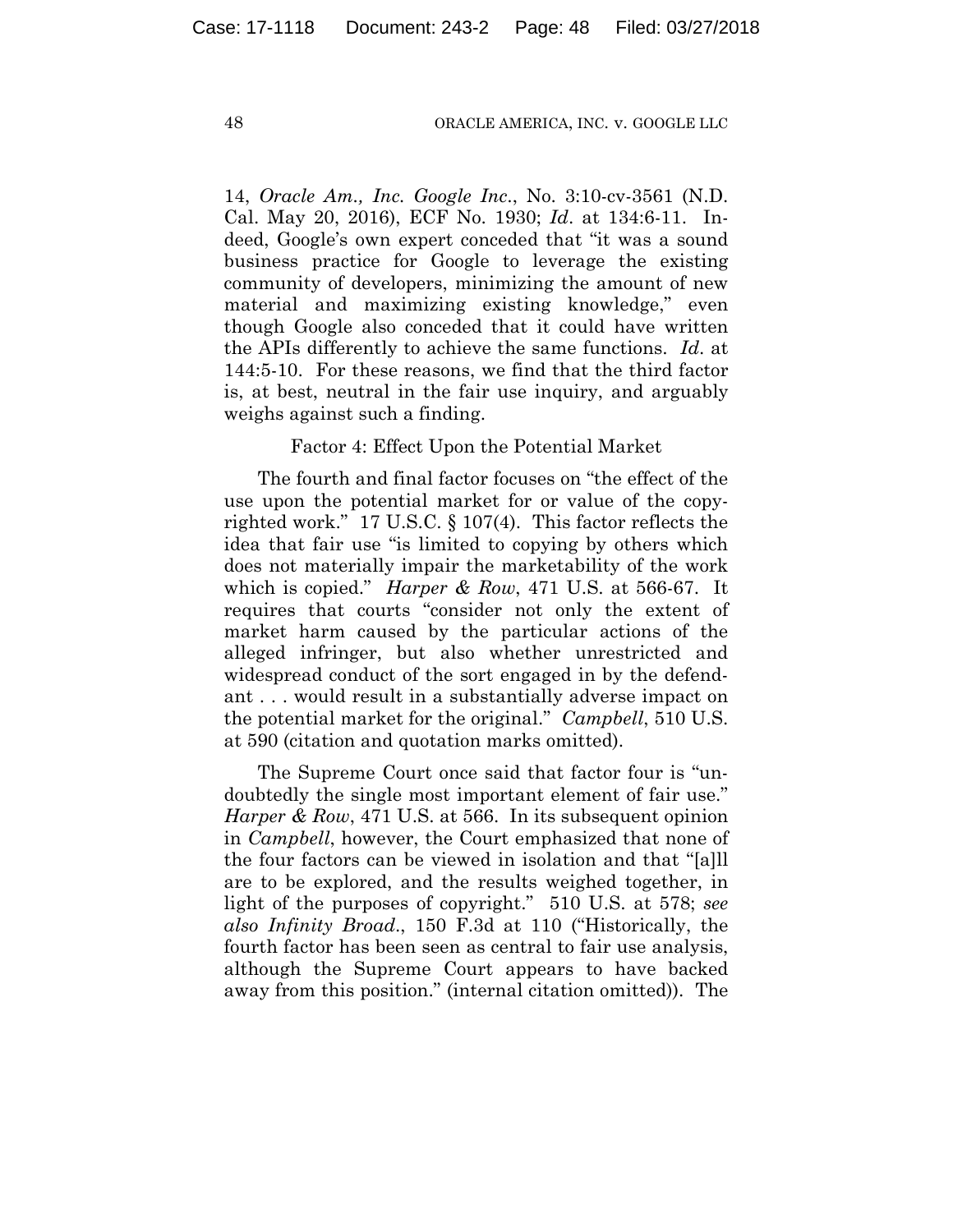14, *Oracle Am., Inc. Google Inc.*, No. 3:10-cv-3561 (N.D. Cal. May 20, 2016), ECF No. 1930; *Id*. at 134:6-11. Indeed, Google's own expert conceded that "it was a sound business practice for Google to leverage the existing community of developers, minimizing the amount of new material and maximizing existing knowledge," even though Google also conceded that it could have written the APIs differently to achieve the same functions. *Id*. at 144:5-10. For these reasons, we find that the third factor is, at best, neutral in the fair use inquiry, and arguably weighs against such a finding.

Factor 4: Effect Upon the Potential Market

The fourth and final factor focuses on "the effect of the use upon the potential market for or value of the copyrighted work." 17 U.S.C. § 107(4). This factor reflects the idea that fair use "is limited to copying by others which does not materially impair the marketability of the work which is copied." *Harper & Row*, 471 U.S. at 566-67. It requires that courts "consider not only the extent of market harm caused by the particular actions of the alleged infringer, but also whether unrestricted and widespread conduct of the sort engaged in by the defendant . . . would result in a substantially adverse impact on the potential market for the original." *Campbell*, 510 U.S. at 590 (citation and quotation marks omitted).

The Supreme Court once said that factor four is "undoubtedly the single most important element of fair use." *Harper & Row*, 471 U.S. at 566. In its subsequent opinion in *Campbell*, however, the Court emphasized that none of the four factors can be viewed in isolation and that "[a]ll are to be explored, and the results weighed together, in light of the purposes of copyright." 510 U.S. at 578; *see also Infinity Broad*., 150 F.3d at 110 ("Historically, the fourth factor has been seen as central to fair use analysis, although the Supreme Court appears to have backed away from this position." (internal citation omitted)). The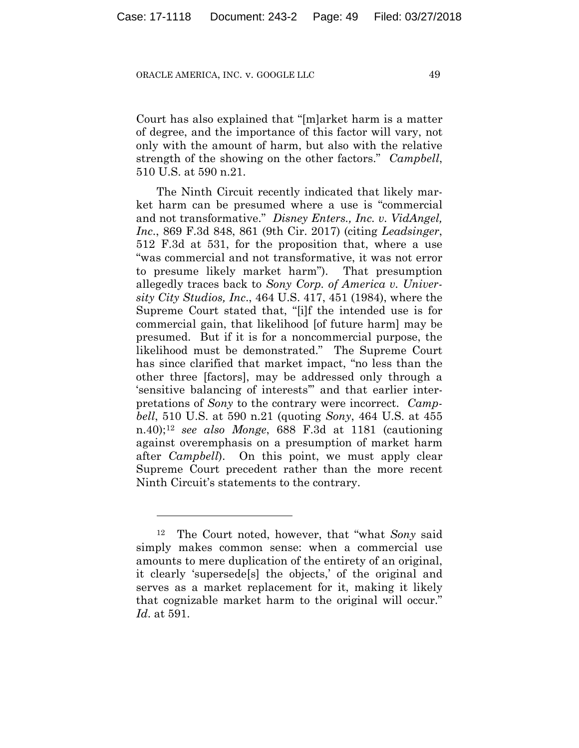Court has also explained that "[m]arket harm is a matter of degree, and the importance of this factor will vary, not only with the amount of harm, but also with the relative strength of the showing on the other factors." *Campbell*, 510 U.S. at 590 n.21.

The Ninth Circuit recently indicated that likely market harm can be presumed where a use is "commercial and not transformative." *Disney Enters., Inc. v. VidAngel, Inc.*, 869 F.3d 848, 861 (9th Cir. 2017) (citing *Leadsinger*, 512 F.3d at 531, for the proposition that, where a use "was commercial and not transformative, it was not error to presume likely market harm"). That presumption allegedly traces back to *Sony Corp. of America v. University City Studios, Inc.*, 464 U.S. 417, 451 (1984), where the Supreme Court stated that, "[i]f the intended use is for commercial gain, that likelihood [of future harm] may be presumed. But if it is for a noncommercial purpose, the likelihood must be demonstrated." The Supreme Court has since clarified that market impact, "no less than the other three [factors], may be addressed only through a 'sensitive balancing of interests'" and that earlier interpretations of *Sony* to the contrary were incorrect. *Campbell*, 510 U.S. at 590 n.21 (quoting *Sony*, 464 U.S. at 455 n.40);[12] *see also Monge*, 688 F.3d at 1181 (cautioning against overemphasis on a presumption of market harm after *Campbell*). On this point, we must apply clear Supreme Court precedent rather than the more recent Ninth Circuit's statements to the contrary.

---

[12] The Court noted, however, that "what *Sony* said simply makes common sense: when a commercial use amounts to mere duplication of the entirety of an original, it clearly 'supersede[s] the objects,' of the original and serves as a market replacement for it, making it likely that cognizable market harm to the original will occur." *Id*. at 591.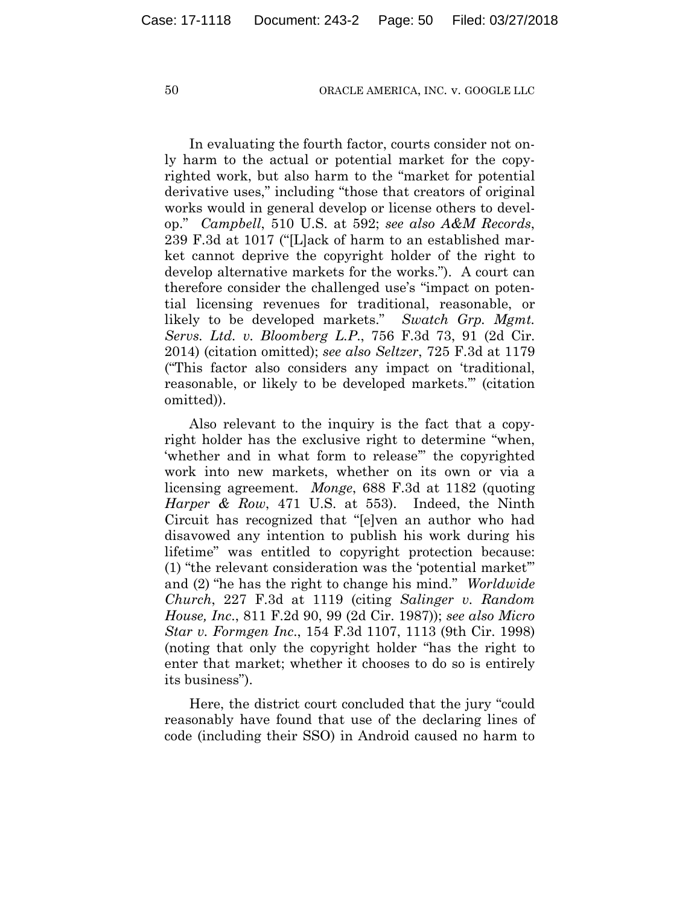In evaluating the fourth factor, courts consider not only harm to the actual or potential market for the copyrighted work, but also harm to the "market for potential derivative uses," including "those that creators of original works would in general develop or license others to develop." *Campbell*, 510 U.S. at 592; *see also A&M Records*, 239 F.3d at 1017 ("[L]ack of harm to an established market cannot deprive the copyright holder of the right to develop alternative markets for the works."). A court can therefore consider the challenged use's "impact on potential licensing revenues for traditional, reasonable, or likely to be developed markets." *Swatch Grp. Mgmt. Servs. Ltd. v. Bloomberg L.P.*, 756 F.3d 73, 91 (2d Cir. 2014) (citation omitted); *see also Seltzer*, 725 F.3d at 1179 ("This factor also considers any impact on 'traditional, reasonable, or likely to be developed markets.'" (citation omitted)).

Also relevant to the inquiry is the fact that a copyright holder has the exclusive right to determine "when, 'whether and in what form to release'" the copyrighted work into new markets, whether on its own or via a licensing agreement. *Monge*, 688 F.3d at 1182 (quoting *Harper & Row*, 471 U.S. at 553). Indeed, the Ninth Circuit has recognized that "[e]ven an author who had disavowed any intention to publish his work during his lifetime" was entitled to copyright protection because: (1) "the relevant consideration was the 'potential market'" and (2) "he has the right to change his mind." *Worldwide Church*, 227 F.3d at 1119 (citing *Salinger v. Random House, Inc.*, 811 F.2d 90, 99 (2d Cir. 1987)); *see also Micro Star v. Formgen Inc.*, 154 F.3d 1107, 1113 (9th Cir. 1998) (noting that only the copyright holder "has the right to enter that market; whether it chooses to do so is entirely its business").

Here, the district court concluded that the jury "could reasonably have found that use of the declaring lines of code (including their SSO) in Android caused no harm to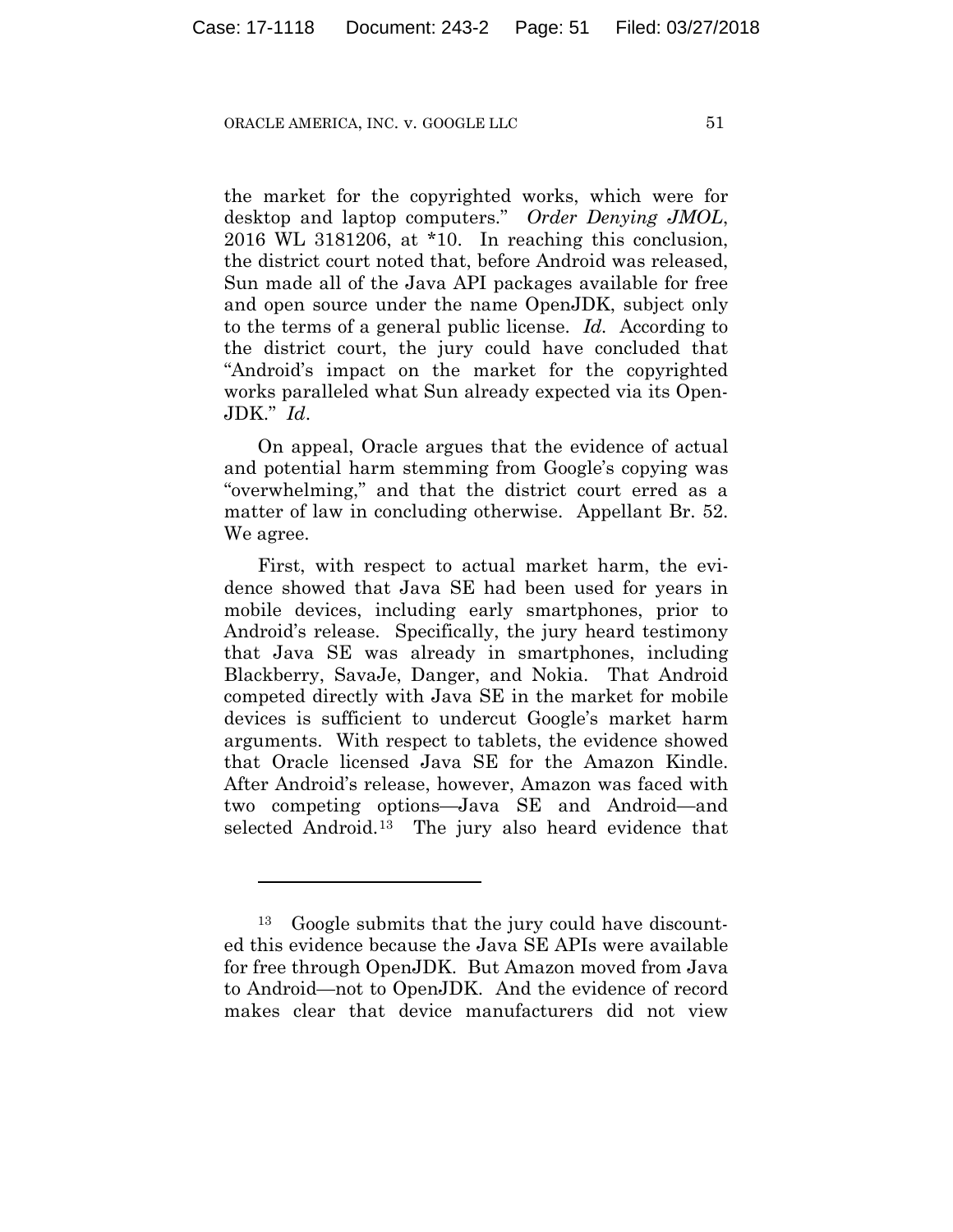the market for the copyrighted works, which were for desktop and laptop computers." *Order Denying JMOL*, 2016 WL 3181206, at *10. In reaching this conclusion, the district court noted that, before Android was released, Sun made all of the Java API packages available for free and open source under the name OpenJDK, subject only to the terms of a general public license. *Id*. According to the district court, the jury could have concluded that "Android's impact on the market for the copyrighted works paralleled what Sun already expected via its OpenJDK." *Id*.

On appeal, Oracle argues that the evidence of actual and potential harm stemming from Google's copying was "overwhelming," and that the district court erred as a matter of law in concluding otherwise. Appellant Br. 52. We agree.

First, with respect to actual market harm, the evidence showed that Java SE had been used for years in mobile devices, including early smartphones, prior to Android's release. Specifically, the jury heard testimony that Java SE was already in smartphones, including Blackberry, SavaJe, Danger, and Nokia. That Android competed directly with Java SE in the market for mobile devices is sufficient to undercut Google's market harm arguments. With respect to tablets, the evidence showed that Oracle licensed Java SE for the Amazon Kindle. After Android's release, however, Amazon was faced with two competing options—Java SE and Android—and selected Android.[13] The jury also heard evidence that

---

[13] Google submits that the jury could have discounted this evidence because the Java SE APIs were available for free through OpenJDK. But Amazon moved from Java to Android—not to OpenJDK. And the evidence of record makes clear that device manufacturers did not view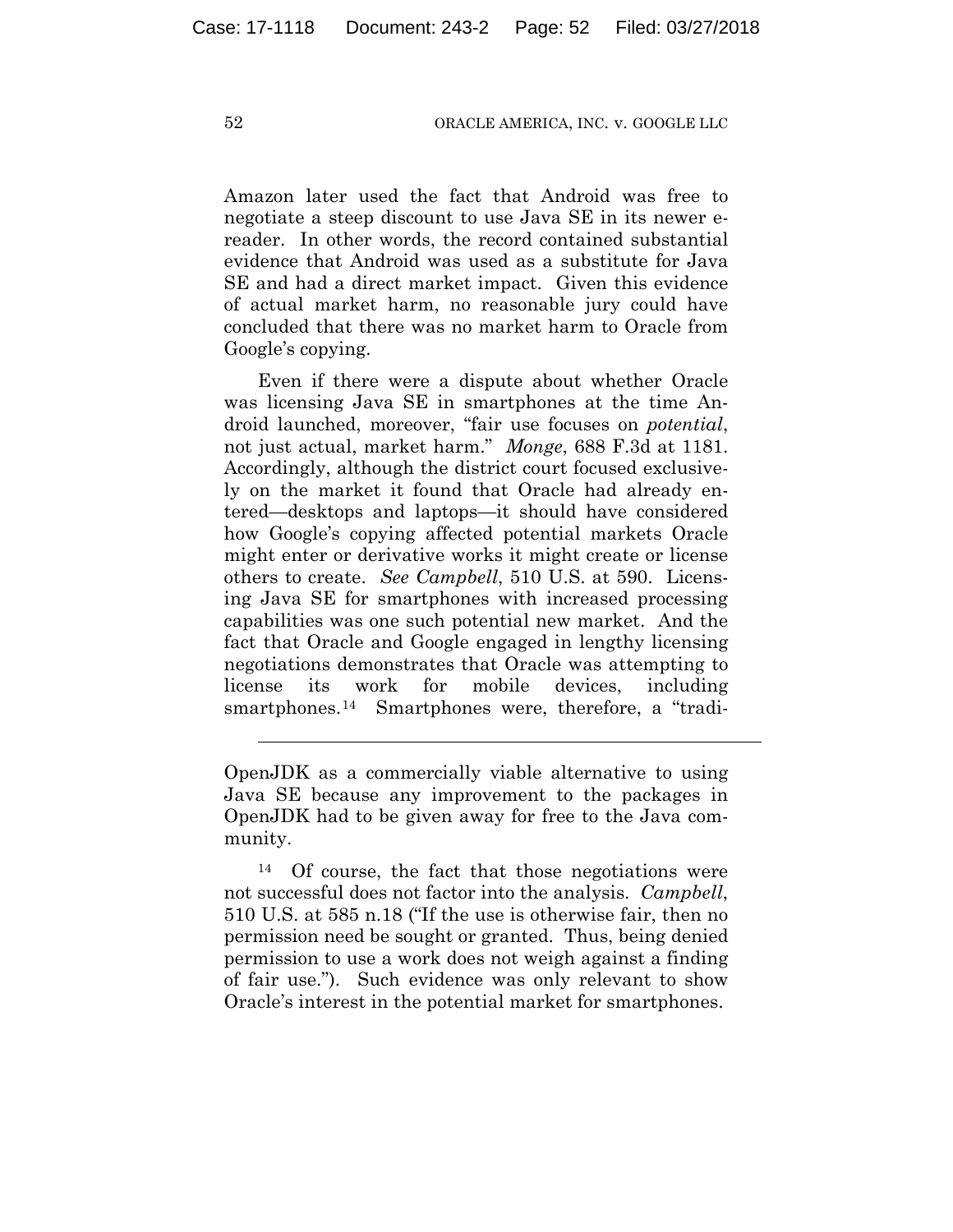Amazon later used the fact that Android was free to negotiate a steep discount to use Java SE in its newer e-reader. In other words, the record contained substantial evidence that Android was used as a substitute for Java SE and had a direct market impact. Given this evidence of actual market harm, no reasonable jury could have concluded that there was no market harm to Oracle from Google's copying.

Even if there were a dispute about whether Oracle was licensing Java SE in smartphones at the time Android launched, moreover, "fair use focuses on *potential*, not just actual, market harm." *Monge*, 688 F.3d at 1181. Accordingly, although the district court focused exclusively on the market it found that Oracle had already entered—desktops and laptops—it should have considered how Google's copying affected potential markets Oracle might enter or derivative works it might create or license others to create. *See Campbell*, 510 U.S. at 590. Licensing Java SE for smartphones with increased processing capabilities was one such potential new market. And the fact that Oracle and Google engaged in lengthy licensing negotiations demonstrates that Oracle was attempting to license its work for mobile devices, including smartphones.[14] Smartphones were, therefore, a "tradi-

---

OpenJDK as a commercially viable alternative to using Java SE because any improvement to the packages in OpenJDK had to be given away for free to the Java community.

[14] Of course, the fact that those negotiations were not successful does not factor into the analysis. *Campbell*, 510 U.S. at 585 n.18 ("If the use is otherwise fair, then no permission need be sought or granted. Thus, being denied permission to use a work does not weigh against a finding of fair use."). Such evidence was only relevant to show Oracle's interest in the potential market for smartphones.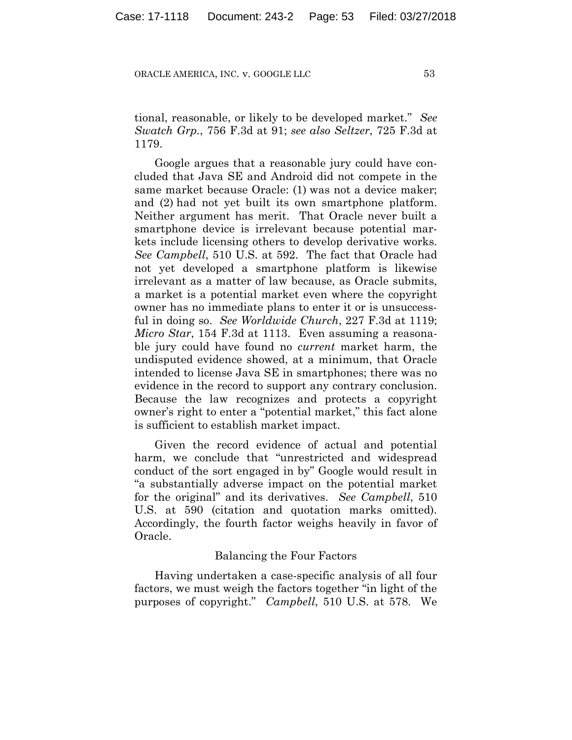tional, reasonable, or likely to be developed market." *See Swatch Grp.*, 756 F.3d at 91; *see also Seltzer*, 725 F.3d at 1179.

Google argues that a reasonable jury could have concluded that Java SE and Android did not compete in the same market because Oracle: (1) was not a device maker; and (2) had not yet built its own smartphone platform. Neither argument has merit. That Oracle never built a smartphone device is irrelevant because potential markets include licensing others to develop derivative works. *See Campbell*, 510 U.S. at 592. The fact that Oracle had not yet developed a smartphone platform is likewise irrelevant as a matter of law because, as Oracle submits, a market is a potential market even where the copyright owner has no immediate plans to enter it or is unsuccessful in doing so. *See Worldwide Church*, 227 F.3d at 1119; *Micro Star*, 154 F.3d at 1113. Even assuming a reasonable jury could have found no *current* market harm, the undisputed evidence showed, at a minimum, that Oracle intended to license Java SE in smartphones; there was no evidence in the record to support any contrary conclusion. Because the law recognizes and protects a copyright owner's right to enter a "potential market," this fact alone is sufficient to establish market impact.

Given the record evidence of actual and potential harm, we conclude that "unrestricted and widespread conduct of the sort engaged in by" Google would result in "a substantially adverse impact on the potential market for the original" and its derivatives. *See Campbell*, 510 U.S. at 590 (citation and quotation marks omitted). Accordingly, the fourth factor weighs heavily in favor of Oracle.

### Balancing the Four Factors

Having undertaken a case-specific analysis of all four factors, we must weigh the factors together "in light of the purposes of copyright." *Campbell*, 510 U.S. at 578. We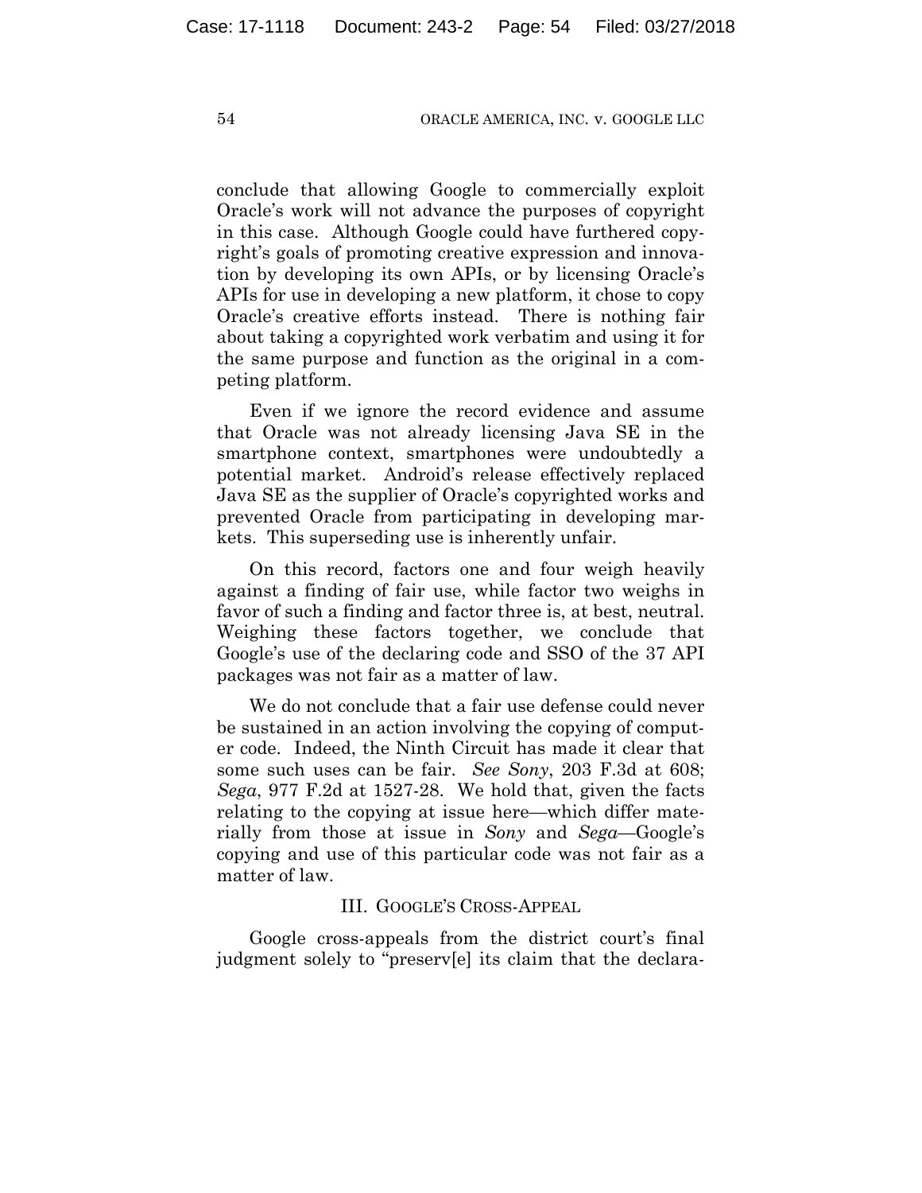conclude that allowing Google to commercially exploit Oracle's work will not advance the purposes of copyright in this case. Although Google could have furthered copyright's goals of promoting creative expression and innovation by developing its own APIs, or by licensing Oracle's APIs for use in developing a new platform, it chose to copy Oracle's creative efforts instead. There is nothing fair about taking a copyrighted work verbatim and using it for the same purpose and function as the original in a competing platform.

Even if we ignore the record evidence and assume that Oracle was not already licensing Java SE in the smartphone context, smartphones were undoubtedly a potential market. Android's release effectively replaced Java SE as the supplier of Oracle's copyrighted works and prevented Oracle from participating in developing markets. This superseding use is inherently unfair.

On this record, factors one and four weigh heavily against a finding of fair use, while factor two weighs in favor of such a finding and factor three is, at best, neutral. Weighing these factors together, we conclude that Google's use of the declaring code and SSO of the 37 API packages was not fair as a matter of law.

We do not conclude that a fair use defense could never be sustained in an action involving the copying of computer code. Indeed, the Ninth Circuit has made it clear that some such uses can be fair. *See Sony*, 203 F.3d at 608; *Sega*, 977 F.2d at 1527-28. We hold that, given the facts relating to the copying at issue here—which differ materially from those at issue in *Sony* and *Sega*—Google's copying and use of this particular code was not fair as a matter of law.

## III. Google's Cross-Appeal

Google cross-appeals from the district court's final judgment solely to "preserv[e] its claim that the declara-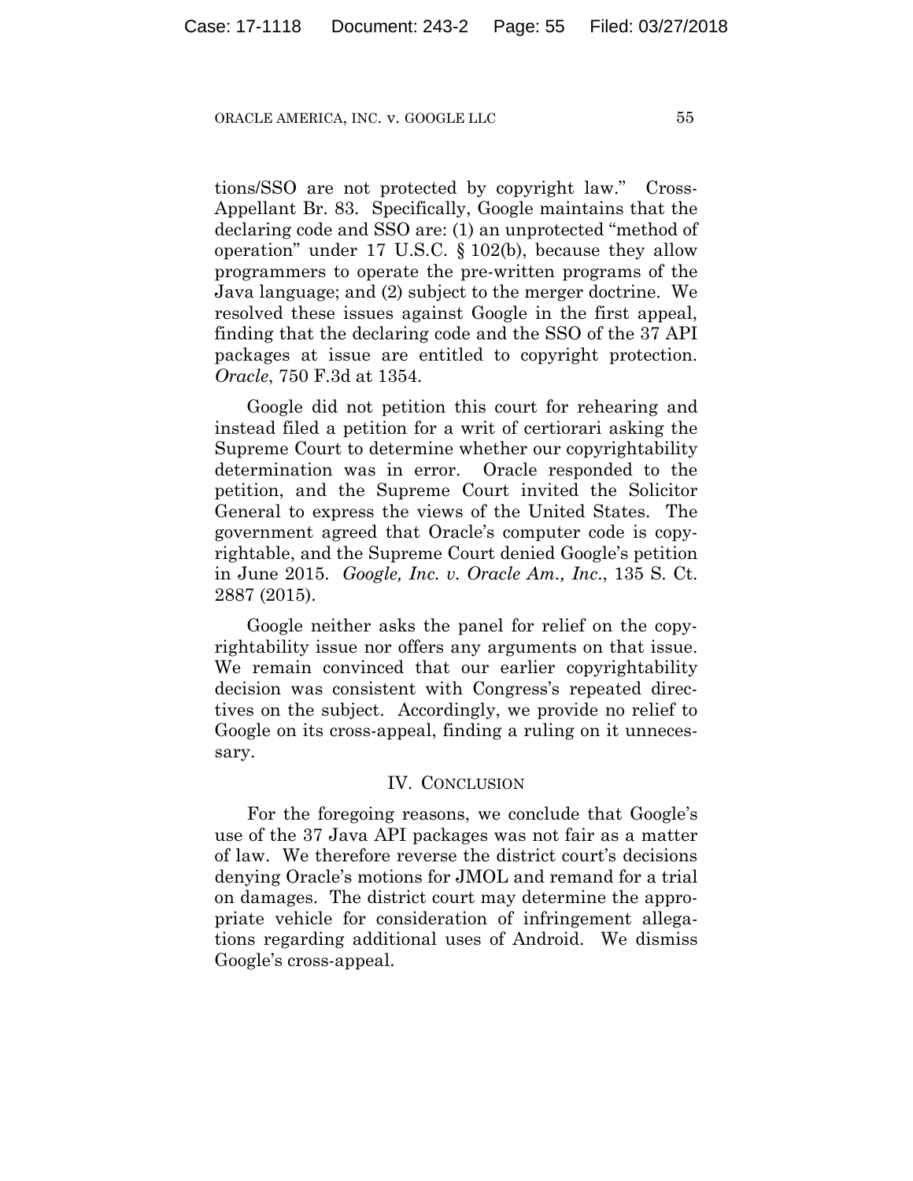tions/SSO are not protected by copyright law." Cross-Appellant Br. 83. Specifically, Google maintains that the declaring code and SSO are: (1) an unprotected "method of operation" under 17 U.S.C. § 102(b), because they allow programmers to operate the pre-written programs of the Java language; and (2) subject to the merger doctrine. We resolved these issues against Google in the first appeal, finding that the declaring code and the SSO of the 37 API packages at issue are entitled to copyright protection. *Oracle*, 750 F.3d at 1354.

Google did not petition this court for rehearing and instead filed a petition for a writ of certiorari asking the Supreme Court to determine whether our copyrightability determination was in error. Oracle responded to the petition, and the Supreme Court invited the Solicitor General to express the views of the United States. The government agreed that Oracle's computer code is copyrightable, and the Supreme Court denied Google's petition in June 2015. *Google, Inc. v. Oracle Am., Inc.*, 135 S. Ct. 2887 (2015).

Google neither asks the panel for relief on the copyrightability issue nor offers any arguments on that issue. We remain convinced that our earlier copyrightability decision was consistent with Congress's repeated directives on the subject. Accordingly, we provide no relief to Google on its cross-appeal, finding a ruling on it unnecessary.

## IV. CONCLUSION

For the foregoing reasons, we conclude that Google's use of the 37 Java API packages was not fair as a matter of law. We therefore reverse the district court's decisions denying Oracle's motions for JMOL and remand for a trial on damages. The district court may determine the appropriate vehicle for consideration of infringement allegations regarding additional uses of Android. We dismiss Google's cross-appeal.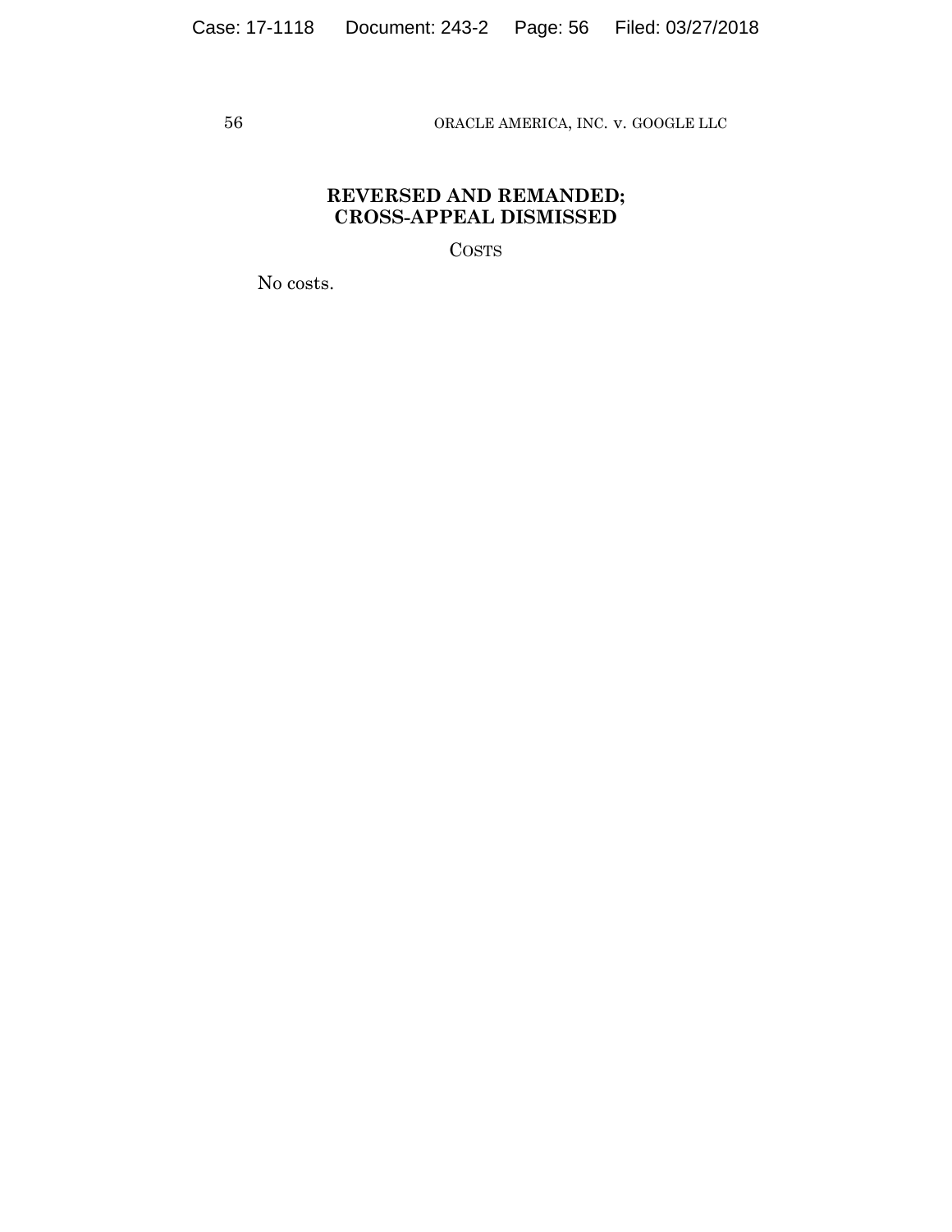**REVERSED AND REMANDED;**
**CROSS-APPEAL DISMISSED**

COSTS

No costs.